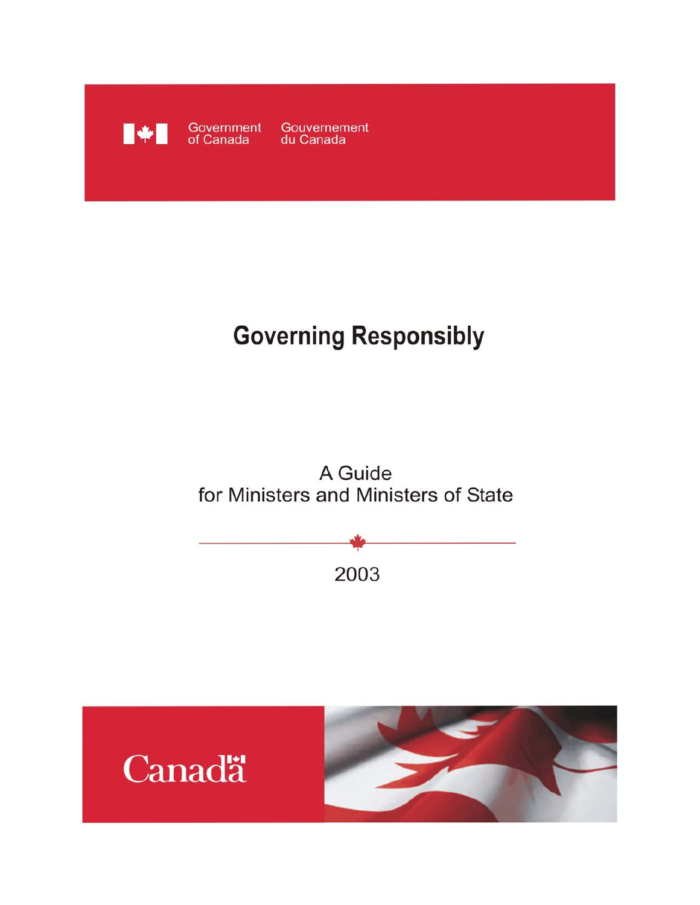Government of Canada Gouvernement du Canada

# Governing Responsibly

A Guide
for Ministers and Ministers of State

2003

Canada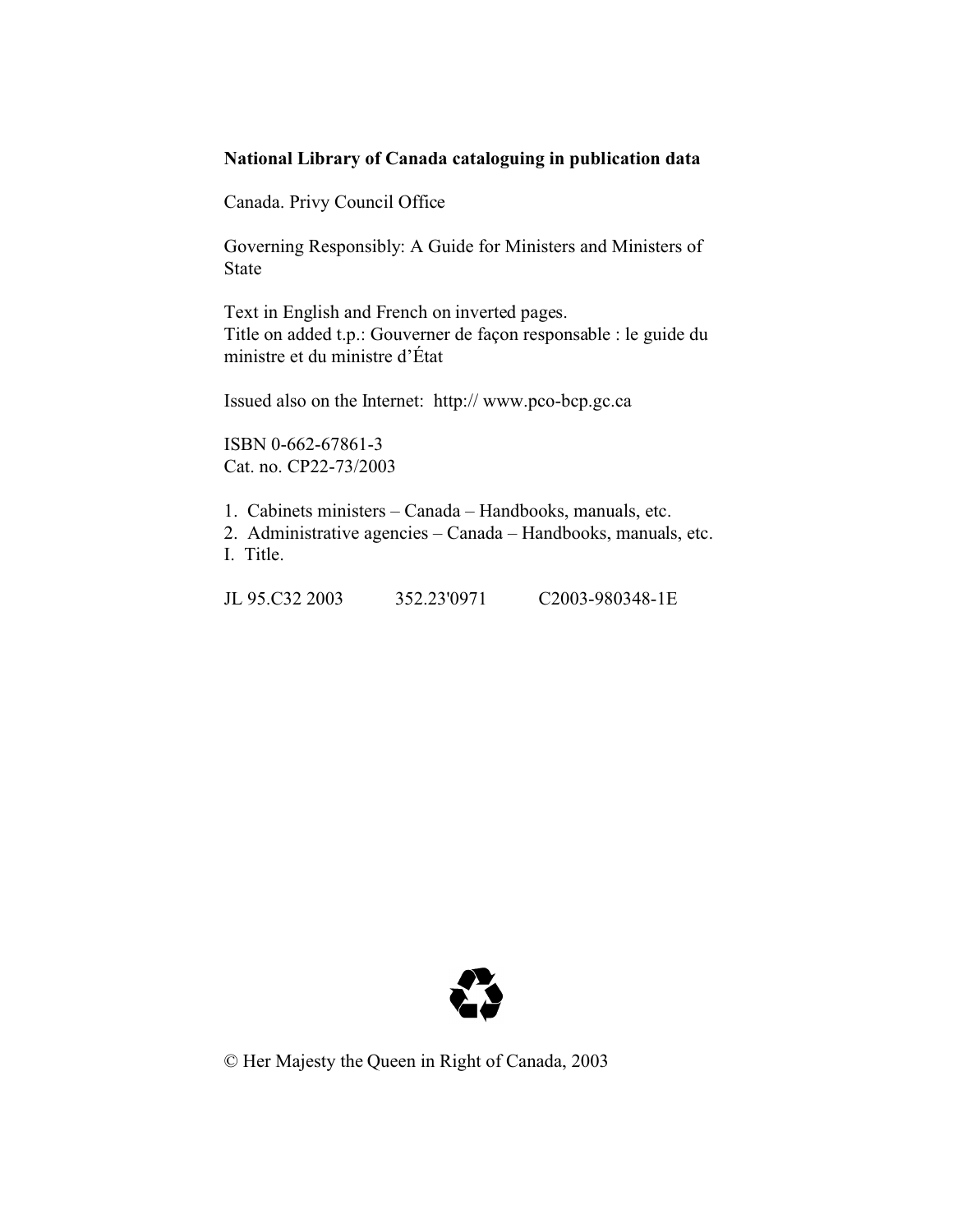**National Library of Canada cataloguing in publication data**

Canada. Privy Council Office

Governing Responsibly: A Guide for Ministers and Ministers of State

Text in English and French on inverted pages.
Title on added t.p.: Gouverner de façon responsable : le guide du ministre et du ministre d'État

Issued also on the Internet: http:// www.pco-bcp.gc.ca

ISBN 0-662-67861-3
Cat. no. CP22-73/2003

1. Cabinets ministers – Canada – Handbooks, manuals, etc.
2. Administrative agencies – Canada – Handbooks, manuals, etc.

I. Title.

JL 95.C32 2003 352.23'0971 C2003-980348-1E

© Her Majesty the Queen in Right of Canada, 2003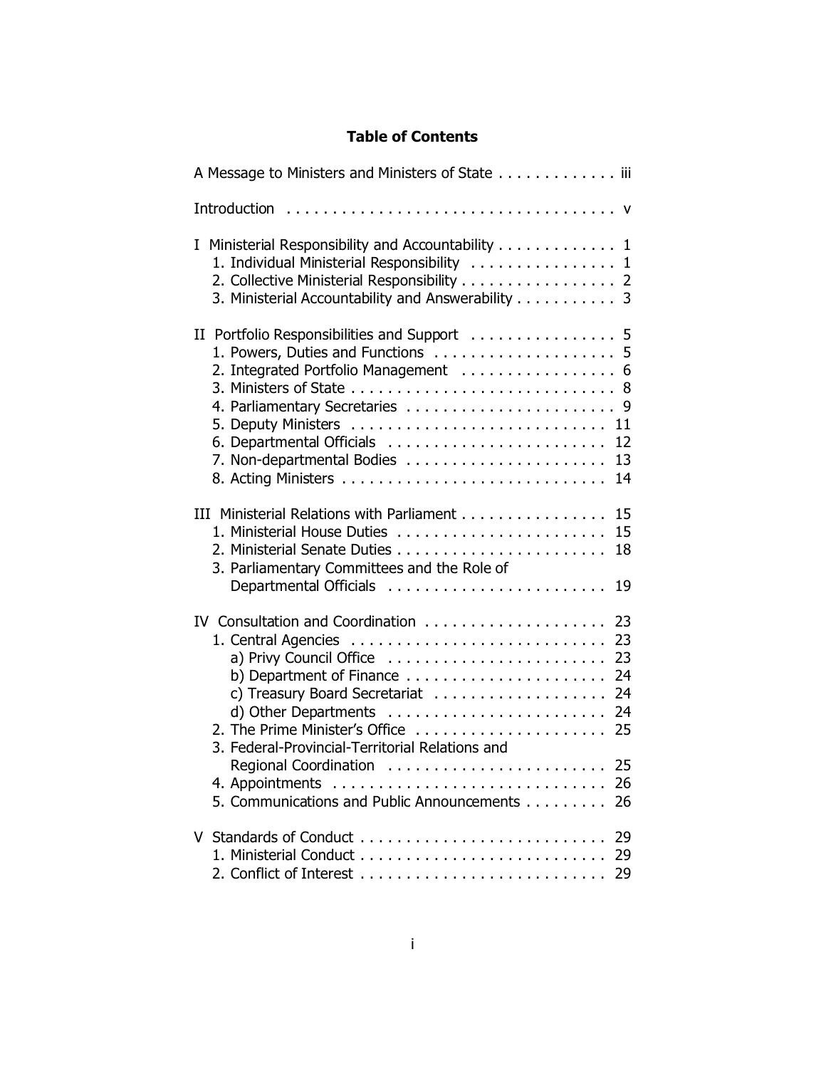# Table of Contents

A Message to Ministers and Ministers of State . . . . . . . . . . . . . iii

Introduction . . . . . . . . . . . . . . . . . . . . . . . . . . . . . . . . . . v

I Ministerial Responsibility and Accountability . . . . . . . . . . . . . 1
- 1. Individual Ministerial Responsibility . . . . . . . . . . . . . . . 1
- 2. Collective Ministerial Responsibility . . . . . . . . . . . . . . . . 2
- 3. Ministerial Accountability and Answerability . . . . . . . . . . . 3

II Portfolio Responsibilities and Support . . . . . . . . . . . . . . . . 5
- 1. Powers, Duties and Functions . . . . . . . . . . . . . . . . . . . . 5
- 2. Integrated Portfolio Management . . . . . . . . . . . . . . . . . 6
- 3. Ministers of State . . . . . . . . . . . . . . . . . . . . . . . . . . . 8
- 4. Parliamentary Secretaries . . . . . . . . . . . . . . . . . . . . . . 9
- 5. Deputy Ministers . . . . . . . . . . . . . . . . . . . . . . . . . . . 11
- 6. Departmental Officials . . . . . . . . . . . . . . . . . . . . . . . . 12
- 7. Non-departmental Bodies . . . . . . . . . . . . . . . . . . . . . . 13
- 8. Acting Ministers . . . . . . . . . . . . . . . . . . . . . . . . . . . . 14

III Ministerial Relations with Parliament . . . . . . . . . . . . . . . . 15
- 1. Ministerial House Duties . . . . . . . . . . . . . . . . . . . . . . . 15
- 2. Ministerial Senate Duties . . . . . . . . . . . . . . . . . . . . . . . 18
- 3. Parliamentary Committees and the Role of Departmental Officials . . . . . . . . . . . . . . . . . . . . . . . . 19

IV Consultation and Coordination . . . . . . . . . . . . . . . . . . . . 23
- 1. Central Agencies . . . . . . . . . . . . . . . . . . . . . . . . . . . . 23
  - a) Privy Council Office . . . . . . . . . . . . . . . . . . . . . . . 23
  - b) Department of Finance . . . . . . . . . . . . . . . . . . . . . . 24
  - c) Treasury Board Secretariat . . . . . . . . . . . . . . . . . . . 24
  - d) Other Departments . . . . . . . . . . . . . . . . . . . . . . . . 24
- 2. The Prime Minister's Office . . . . . . . . . . . . . . . . . . . . . 25
- 3. Federal-Provincial-Territorial Relations and Regional Coordination . . . . . . . . . . . . . . . . . . . . . . . . 25
- 4. Appointments . . . . . . . . . . . . . . . . . . . . . . . . . . . . . 26
- 5. Communications and Public Announcements . . . . . . . . . 26

V Standards of Conduct . . . . . . . . . . . . . . . . . . . . . . . . . . 29
- 1. Ministerial Conduct . . . . . . . . . . . . . . . . . . . . . . . . . . 29
- 2. Conflict of Interest . . . . . . . . . . . . . . . . . . . . . . . . . . 29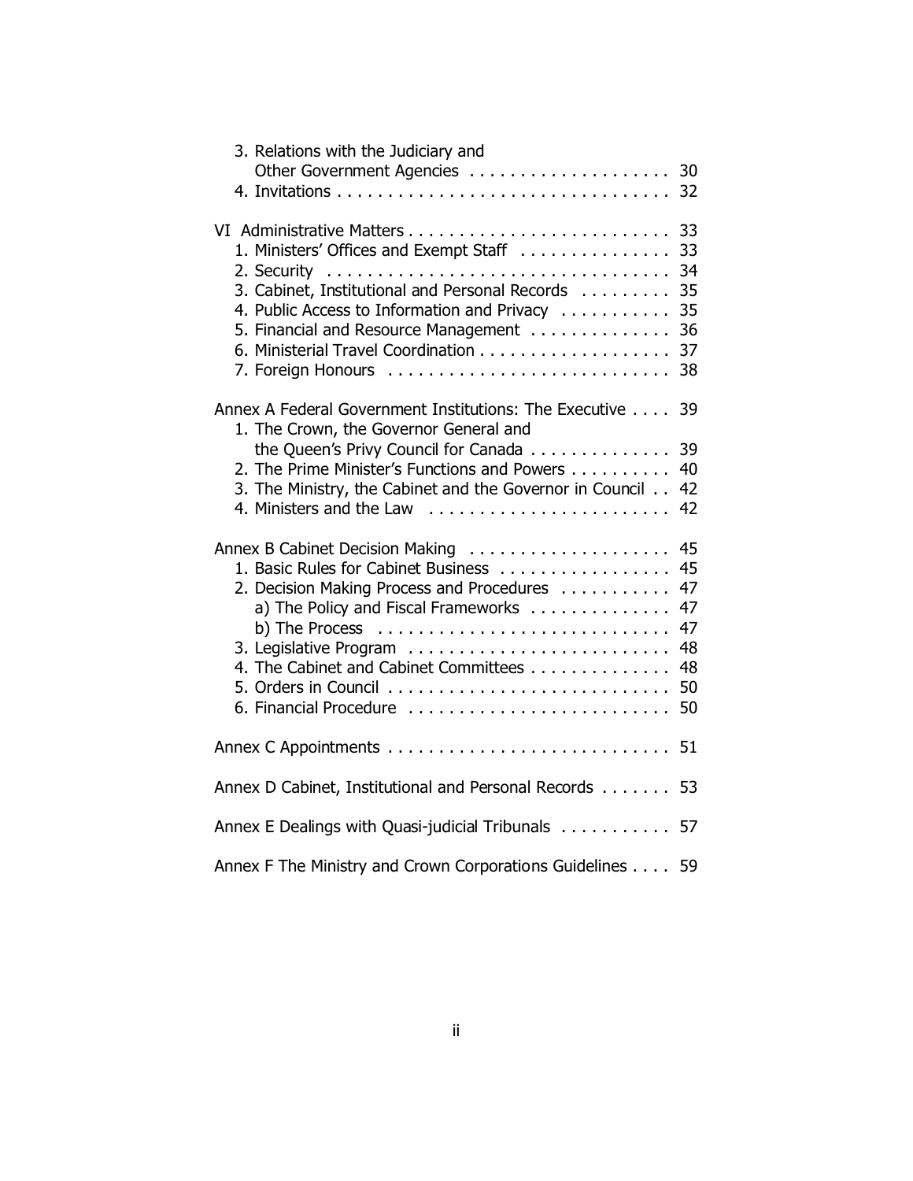- 3. Relations with the Judiciary and Other Government Agencies . . . . . . . . . . . . . . . . . . . . 30
- 4. Invitations . . . . . . . . . . . . . . . . . . . . . . . . . . . . . . . . . 32

VI Administrative Matters . . . . . . . . . . . . . . . . . . . . . . . . . . 33
- 1. Ministers' Offices and Exempt Staff . . . . . . . . . . . . . . . 33
- 2. Security . . . . . . . . . . . . . . . . . . . . . . . . . . . . . . . . . . 34
- 3. Cabinet, Institutional and Personal Records . . . . . . . . . 35
- 4. Public Access to Information and Privacy . . . . . . . . . . . 35
- 5. Financial and Resource Management . . . . . . . . . . . . . . 36
- 6. Ministerial Travel Coordination . . . . . . . . . . . . . . . . . . . 37
- 7. Foreign Honours . . . . . . . . . . . . . . . . . . . . . . . . . . . . 38

Annex A Federal Government Institutions: The Executive . . . . 39
- 1. The Crown, the Governor General and the Queen's Privy Council for Canada . . . . . . . . . . . . . . 39
- 2. The Prime Minister's Functions and Powers . . . . . . . . . . 40
- 3. The Ministry, the Cabinet and the Governor in Council . . 42
- 4. Ministers and the Law . . . . . . . . . . . . . . . . . . . . . . . . 42

Annex B Cabinet Decision Making . . . . . . . . . . . . . . . . . . . . 45
- 1. Basic Rules for Cabinet Business . . . . . . . . . . . . . . . . . 45
- 2. Decision Making Process and Procedures . . . . . . . . . . . 47
  - a) The Policy and Fiscal Frameworks . . . . . . . . . . . . . 47
  - b) The Process . . . . . . . . . . . . . . . . . . . . . . . . . . . . 47
- 3. Legislative Program . . . . . . . . . . . . . . . . . . . . . . . . . . 48
- 4. The Cabinet and Cabinet Committees . . . . . . . . . . . . . . 48
- 5. Orders in Council . . . . . . . . . . . . . . . . . . . . . . . . . . . 50
- 6. Financial Procedure . . . . . . . . . . . . . . . . . . . . . . . . . 50

Annex C Appointments . . . . . . . . . . . . . . . . . . . . . . . . . . . . 51

Annex D Cabinet, Institutional and Personal Records . . . . . . . 53

Annex E Dealings with Quasi-judicial Tribunals . . . . . . . . . . . 57

Annex F The Ministry and Crown Corporations Guidelines . . . . 59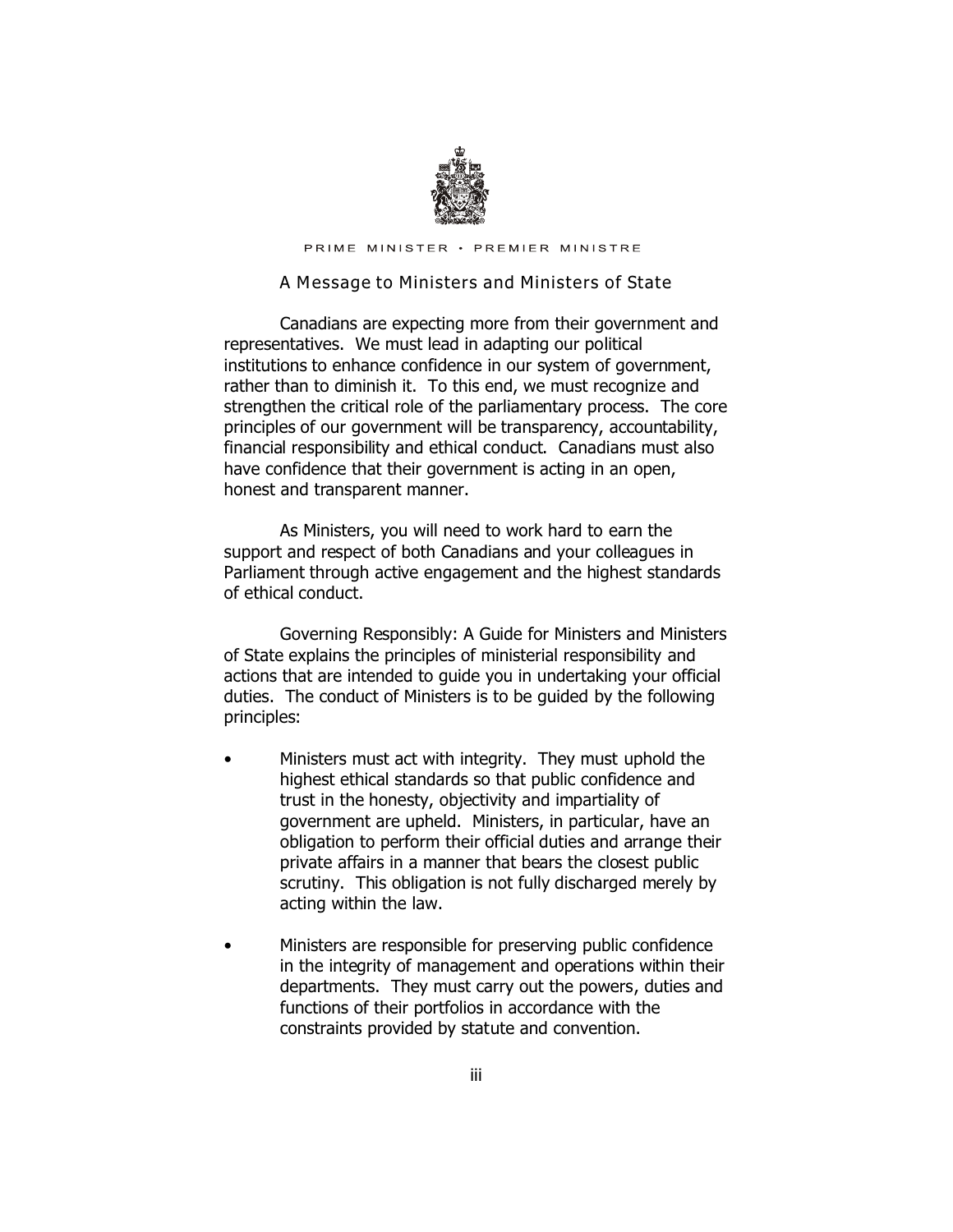PRIME MINISTER • PREMIER MINISTRE

## A Message to Ministers and Ministers of State

Canadians are expecting more from their government and representatives. We must lead in adapting our political institutions to enhance confidence in our system of government, rather than to diminish it. To this end, we must recognize and strengthen the critical role of the parliamentary process. The core principles of our government will be transparency, accountability, financial responsibility and ethical conduct. Canadians must also have confidence that their government is acting in an open, honest and transparent manner.

As Ministers, you will need to work hard to earn the support and respect of both Canadians and your colleagues in Parliament through active engagement and the highest standards of ethical conduct.

Governing Responsibly: A Guide for Ministers and Ministers of State explains the principles of ministerial responsibility and actions that are intended to guide you in undertaking your official duties. The conduct of Ministers is to be guided by the following principles:

- Ministers must act with integrity. They must uphold the highest ethical standards so that public confidence and trust in the honesty, objectivity and impartiality of government are upheld. Ministers, in particular, have an obligation to perform their official duties and arrange their private affairs in a manner that bears the closest public scrutiny. This obligation is not fully discharged merely by acting within the law.
- Ministers are responsible for preserving public confidence in the integrity of management and operations within their departments. They must carry out the powers, duties and functions of their portfolios in accordance with the constraints provided by statute and convention.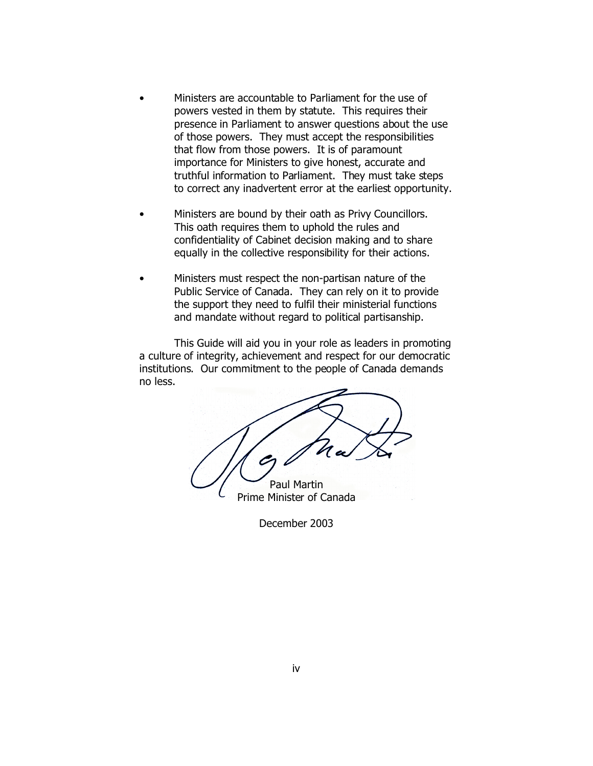- Ministers are accountable to Parliament for the use of powers vested in them by statute. This requires their presence in Parliament to answer questions about the use of those powers. They must accept the responsibilities that flow from those powers. It is of paramount importance for Ministers to give honest, accurate and truthful information to Parliament. They must take steps to correct any inadvertent error at the earliest opportunity.

- Ministers are bound by their oath as Privy Councillors. This oath requires them to uphold the rules and confidentiality of Cabinet decision making and to share equally in the collective responsibility for their actions.

- Ministers must respect the non-partisan nature of the Public Service of Canada. They can rely on it to provide the support they need to fulfil their ministerial functions and mandate without regard to political partisanship.

This Guide will aid you in your role as leaders in promoting a culture of integrity, achievement and respect for our democratic institutions. Our commitment to the people of Canada demands no less.

Paul Martin
Prime Minister of Canada

December 2003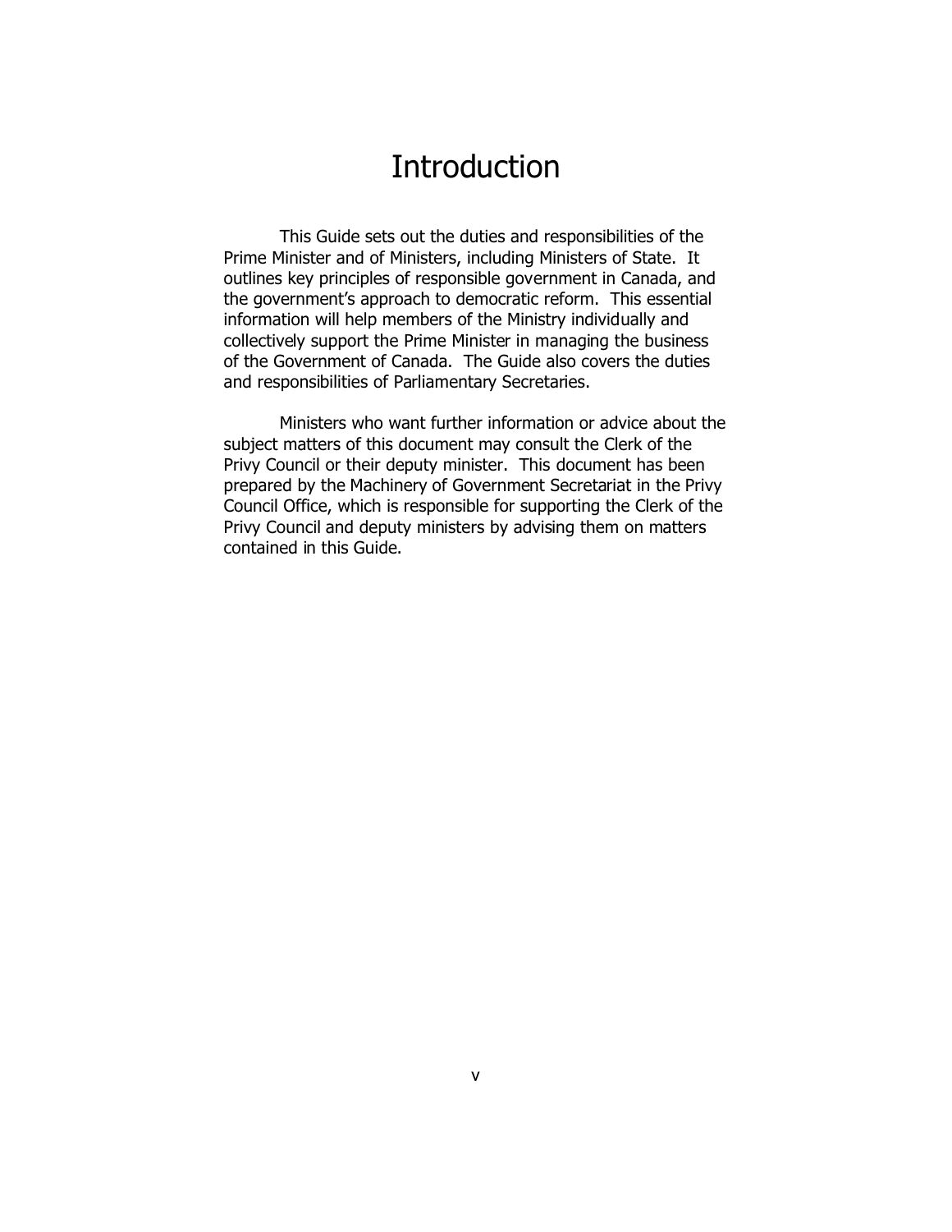# Introduction

This Guide sets out the duties and responsibilities of the Prime Minister and of Ministers, including Ministers of State. It outlines key principles of responsible government in Canada, and the government's approach to democratic reform. This essential information will help members of the Ministry individually and collectively support the Prime Minister in managing the business of the Government of Canada. The Guide also covers the duties and responsibilities of Parliamentary Secretaries.

Ministers who want further information or advice about the subject matters of this document may consult the Clerk of the Privy Council or their deputy minister. This document has been prepared by the Machinery of Government Secretariat in the Privy Council Office, which is responsible for supporting the Clerk of the Privy Council and deputy ministers by advising them on matters contained in this Guide.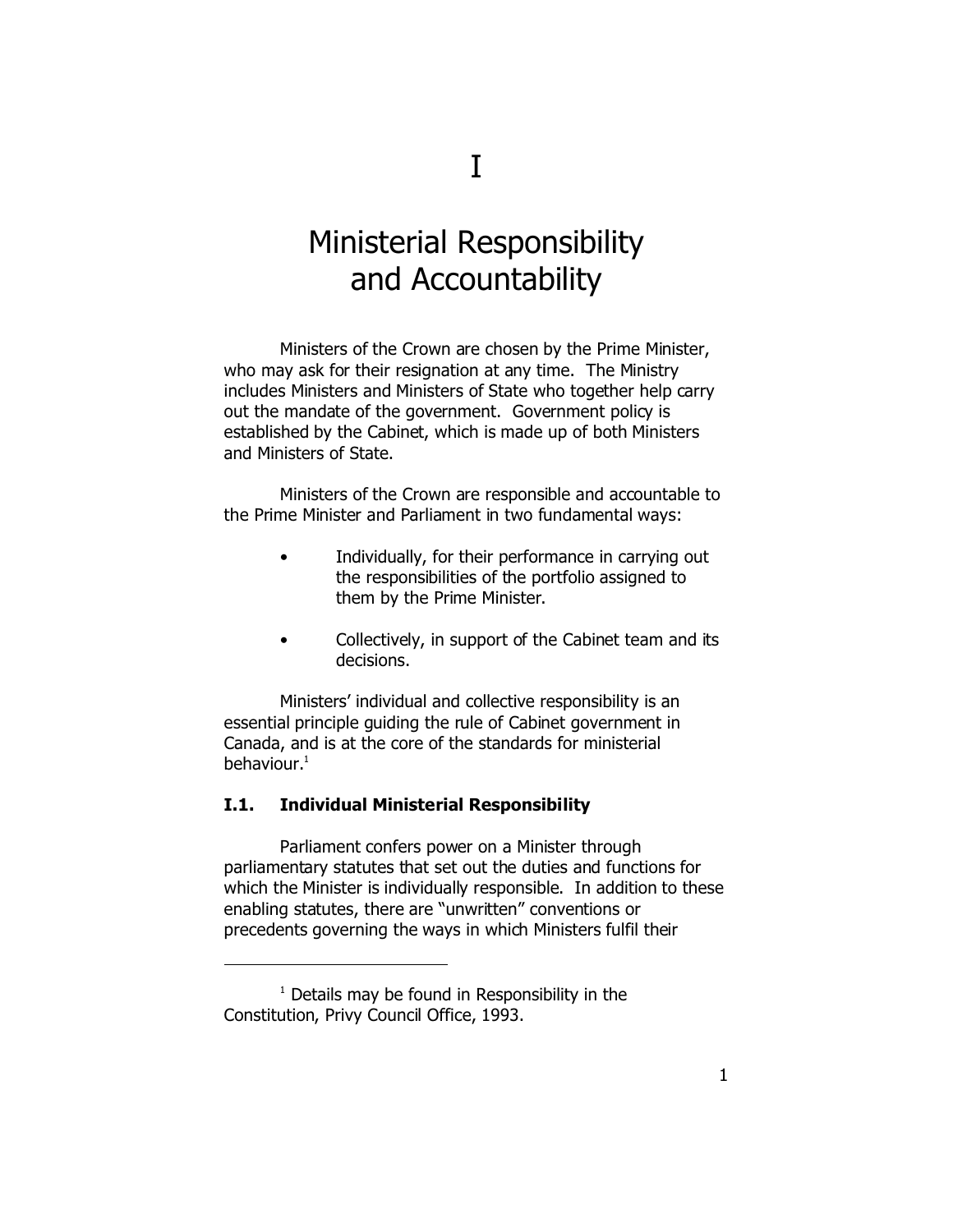# I

# Ministerial Responsibility and Accountability

Ministers of the Crown are chosen by the Prime Minister, who may ask for their resignation at any time. The Ministry includes Ministers and Ministers of State who together help carry out the mandate of the government. Government policy is established by the Cabinet, which is made up of both Ministers and Ministers of State.

Ministers of the Crown are responsible and accountable to the Prime Minister and Parliament in two fundamental ways:

- Individually, for their performance in carrying out the responsibilities of the portfolio assigned to them by the Prime Minister.
- Collectively, in support of the Cabinet team and its decisions.

Ministers' individual and collective responsibility is an essential principle guiding the rule of Cabinet government in Canada, and is at the core of the standards for ministerial behaviour.[1]

## I.1. Individual Ministerial Responsibility

Parliament confers power on a Minister through parliamentary statutes that set out the duties and functions for which the Minister is individually responsible. In addition to these enabling statutes, there are "unwritten" conventions or precedents governing the ways in which Ministers fulfil their

---

[1] Details may be found in Responsibility in the Constitution, Privy Council Office, 1993.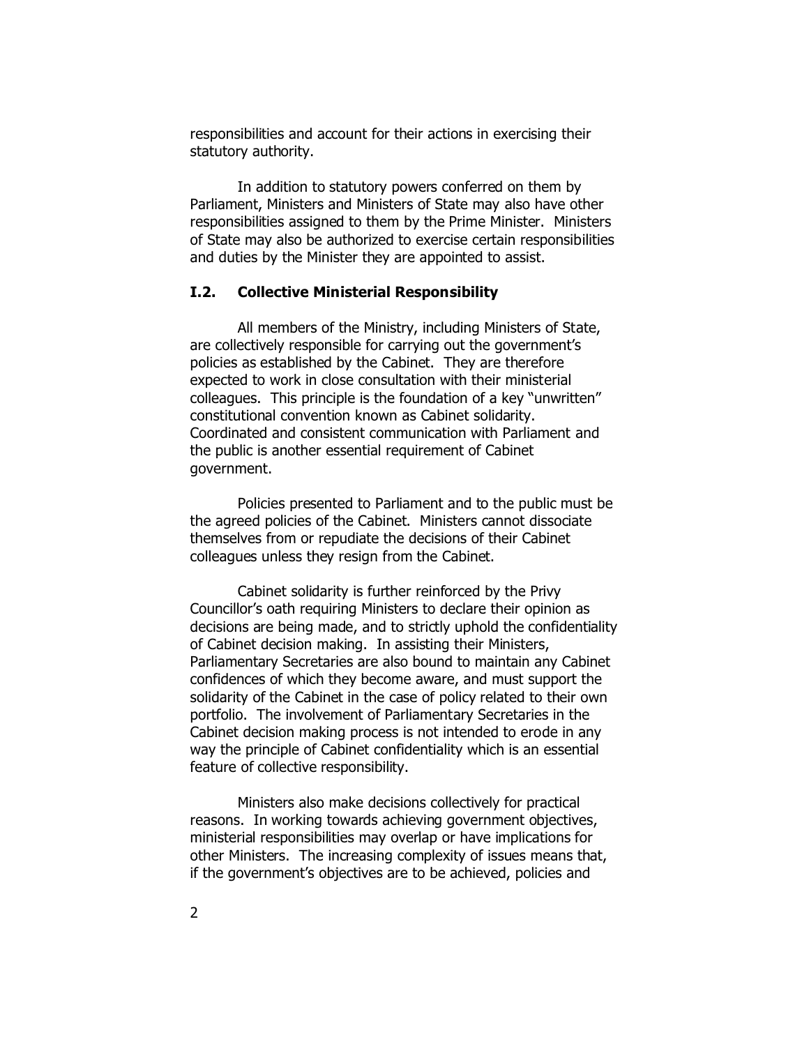responsibilities and account for their actions in exercising their statutory authority.

In addition to statutory powers conferred on them by Parliament, Ministers and Ministers of State may also have other responsibilities assigned to them by the Prime Minister. Ministers of State may also be authorized to exercise certain responsibilities and duties by the Minister they are appointed to assist.

### I.2. Collective Ministerial Responsibility

All members of the Ministry, including Ministers of State, are collectively responsible for carrying out the government's policies as established by the Cabinet. They are therefore expected to work in close consultation with their ministerial colleagues. This principle is the foundation of a key "unwritten" constitutional convention known as Cabinet solidarity. Coordinated and consistent communication with Parliament and the public is another essential requirement of Cabinet government.

Policies presented to Parliament and to the public must be the agreed policies of the Cabinet. Ministers cannot dissociate themselves from or repudiate the decisions of their Cabinet colleagues unless they resign from the Cabinet.

Cabinet solidarity is further reinforced by the Privy Councillor's oath requiring Ministers to declare their opinion as decisions are being made, and to strictly uphold the confidentiality of Cabinet decision making. In assisting their Ministers, Parliamentary Secretaries are also bound to maintain any Cabinet confidences of which they become aware, and must support the solidarity of the Cabinet in the case of policy related to their own portfolio. The involvement of Parliamentary Secretaries in the Cabinet decision making process is not intended to erode in any way the principle of Cabinet confidentiality which is an essential feature of collective responsibility.

Ministers also make decisions collectively for practical reasons. In working towards achieving government objectives, ministerial responsibilities may overlap or have implications for other Ministers. The increasing complexity of issues means that, if the government's objectives are to be achieved, policies and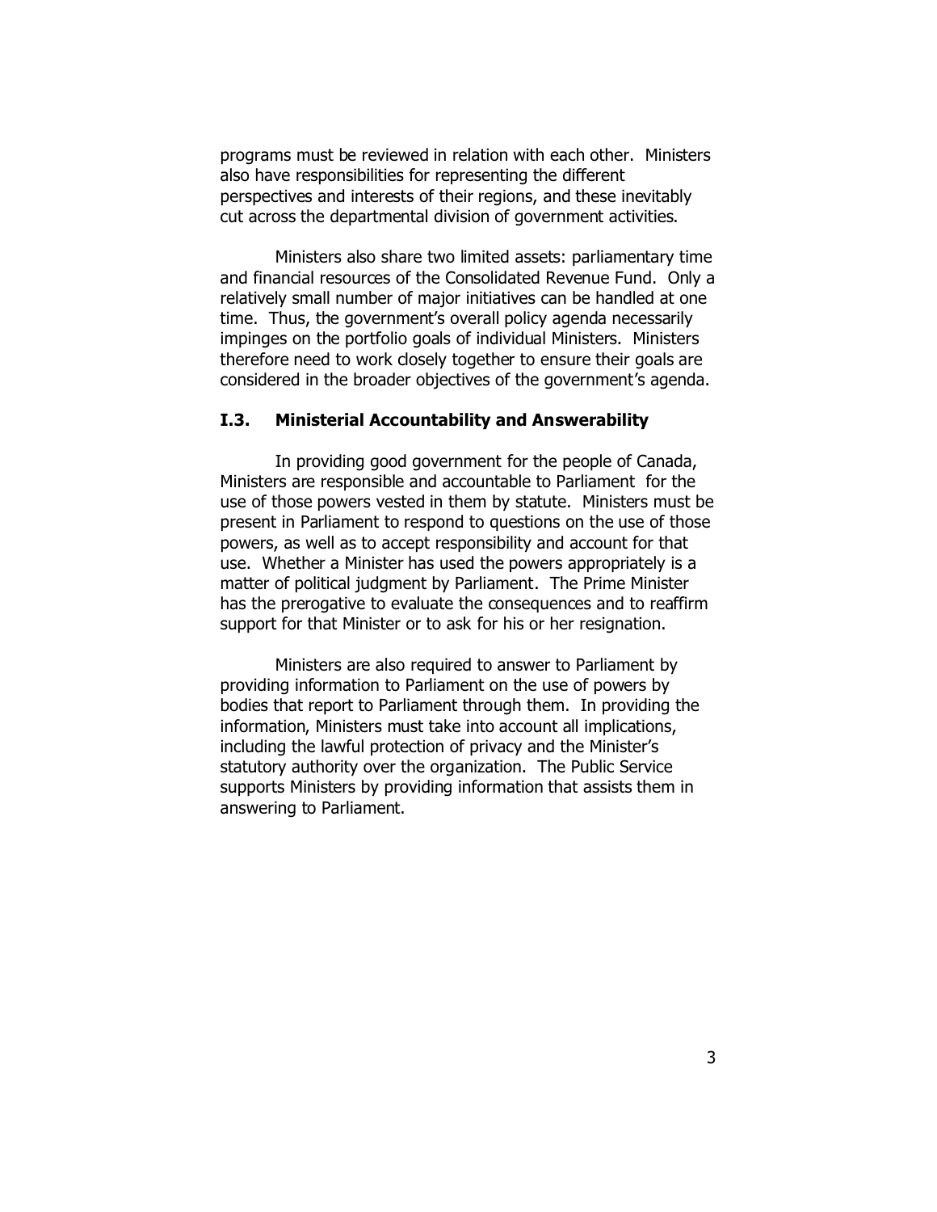programs must be reviewed in relation with each other. Ministers also have responsibilities for representing the different perspectives and interests of their regions, and these inevitably cut across the departmental division of government activities.

Ministers also share two limited assets: parliamentary time and financial resources of the Consolidated Revenue Fund. Only a relatively small number of major initiatives can be handled at one time. Thus, the government's overall policy agenda necessarily impinges on the portfolio goals of individual Ministers. Ministers therefore need to work closely together to ensure their goals are considered in the broader objectives of the government's agenda.

### I.3. Ministerial Accountability and Answerability

In providing good government for the people of Canada, Ministers are responsible and accountable to Parliament for the use of those powers vested in them by statute. Ministers must be present in Parliament to respond to questions on the use of those powers, as well as to accept responsibility and account for that use. Whether a Minister has used the powers appropriately is a matter of political judgment by Parliament. The Prime Minister has the prerogative to evaluate the consequences and to reaffirm support for that Minister or to ask for his or her resignation.

Ministers are also required to answer to Parliament by providing information to Parliament on the use of powers by bodies that report to Parliament through them. In providing the information, Ministers must take into account all implications, including the lawful protection of privacy and the Minister's statutory authority over the organization. The Public Service supports Ministers by providing information that assists them in answering to Parliament.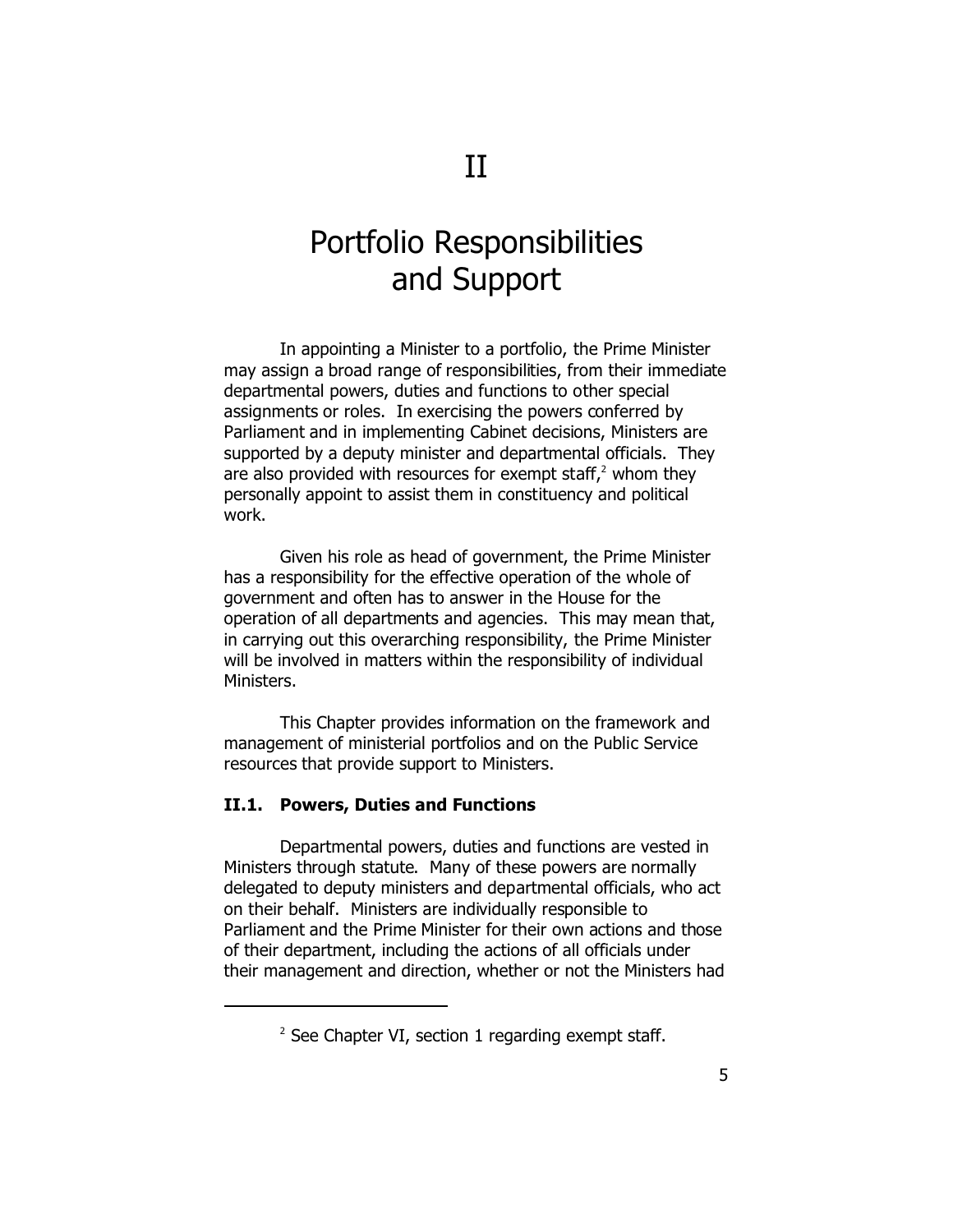# II

# Portfolio Responsibilities and Support

In appointing a Minister to a portfolio, the Prime Minister may assign a broad range of responsibilities, from their immediate departmental powers, duties and functions to other special assignments or roles. In exercising the powers conferred by Parliament and in implementing Cabinet decisions, Ministers are supported by a deputy minister and departmental officials. They are also provided with resources for exempt staff,[2] whom they personally appoint to assist them in constituency and political work.

Given his role as head of government, the Prime Minister has a responsibility for the effective operation of the whole of government and often has to answer in the House for the operation of all departments and agencies. This may mean that, in carrying out this overarching responsibility, the Prime Minister will be involved in matters within the responsibility of individual Ministers.

This Chapter provides information on the framework and management of ministerial portfolios and on the Public Service resources that provide support to Ministers.

### II.1. Powers, Duties and Functions

Departmental powers, duties and functions are vested in Ministers through statute. Many of these powers are normally delegated to deputy ministers and departmental officials, who act on their behalf. Ministers are individually responsible to Parliament and the Prime Minister for their own actions and those of their department, including the actions of all officials under their management and direction, whether or not the Ministers had

---

[2] See Chapter VI, section 1 regarding exempt staff.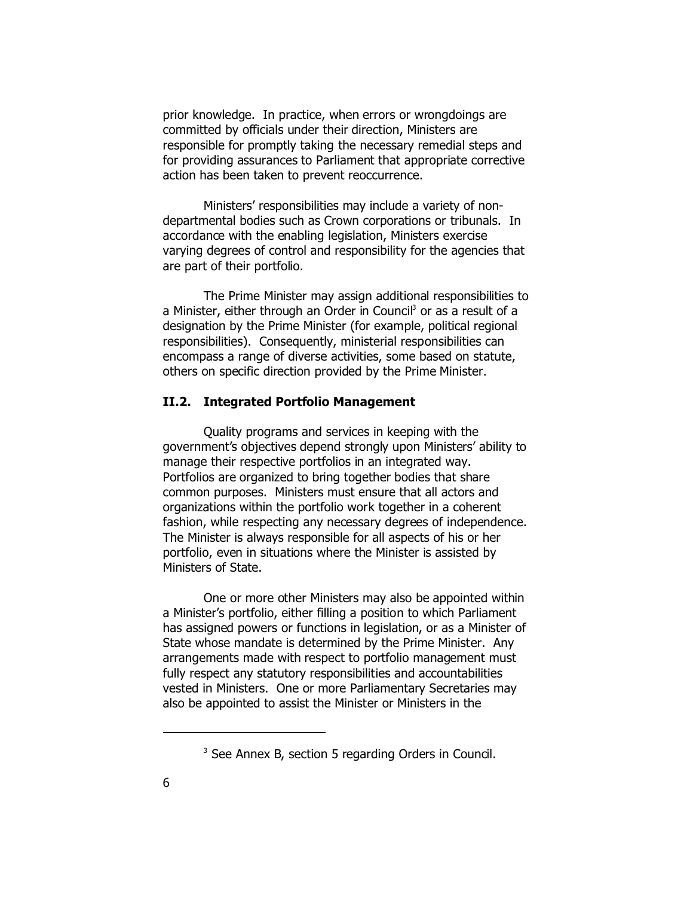prior knowledge. In practice, when errors or wrongdoings are committed by officials under their direction, Ministers are responsible for promptly taking the necessary remedial steps and for providing assurances to Parliament that appropriate corrective action has been taken to prevent reoccurrence.

Ministers' responsibilities may include a variety of non-departmental bodies such as Crown corporations or tribunals. In accordance with the enabling legislation, Ministers exercise varying degrees of control and responsibility for the agencies that are part of their portfolio.

The Prime Minister may assign additional responsibilities to a Minister, either through an Order in Council[3] or as a result of a designation by the Prime Minister (for example, political regional responsibilities). Consequently, ministerial responsibilities can encompass a range of diverse activities, some based on statute, others on specific direction provided by the Prime Minister.

### II.2. Integrated Portfolio Management

Quality programs and services in keeping with the government's objectives depend strongly upon Ministers' ability to manage their respective portfolios in an integrated way. Portfolios are organized to bring together bodies that share common purposes. Ministers must ensure that all actors and organizations within the portfolio work together in a coherent fashion, while respecting any necessary degrees of independence. The Minister is always responsible for all aspects of his or her portfolio, even in situations where the Minister is assisted by Ministers of State.

One or more other Ministers may also be appointed within a Minister's portfolio, either filling a position to which Parliament has assigned powers or functions in legislation, or as a Minister of State whose mandate is determined by the Prime Minister. Any arrangements made with respect to portfolio management must fully respect any statutory responsibilities and accountabilities vested in Ministers. One or more Parliamentary Secretaries may also be appointed to assist the Minister or Ministers in the

[3] See Annex B, section 5 regarding Orders in Council.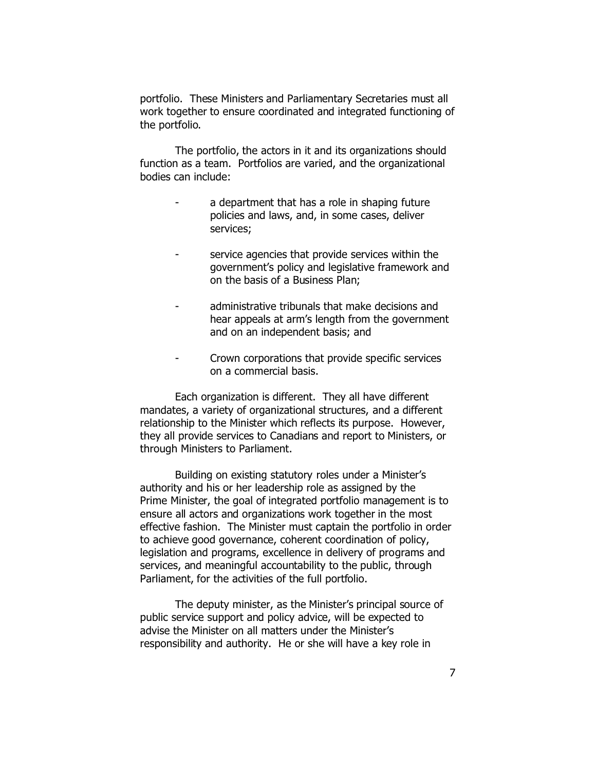portfolio. These Ministers and Parliamentary Secretaries must all work together to ensure coordinated and integrated functioning of the portfolio.

The portfolio, the actors in it and its organizations should function as a team. Portfolios are varied, and the organizational bodies can include:

- a department that has a role in shaping future policies and laws, and, in some cases, deliver services;
- service agencies that provide services within the government's policy and legislative framework and on the basis of a Business Plan;
- administrative tribunals that make decisions and hear appeals at arm's length from the government and on an independent basis; and
- Crown corporations that provide specific services on a commercial basis.

Each organization is different. They all have different mandates, a variety of organizational structures, and a different relationship to the Minister which reflects its purpose. However, they all provide services to Canadians and report to Ministers, or through Ministers to Parliament.

Building on existing statutory roles under a Minister's authority and his or her leadership role as assigned by the Prime Minister, the goal of integrated portfolio management is to ensure all actors and organizations work together in the most effective fashion. The Minister must captain the portfolio in order to achieve good governance, coherent coordination of policy, legislation and programs, excellence in delivery of programs and services, and meaningful accountability to the public, through Parliament, for the activities of the full portfolio.

The deputy minister, as the Minister's principal source of public service support and policy advice, will be expected to advise the Minister on all matters under the Minister's responsibility and authority. He or she will have a key role in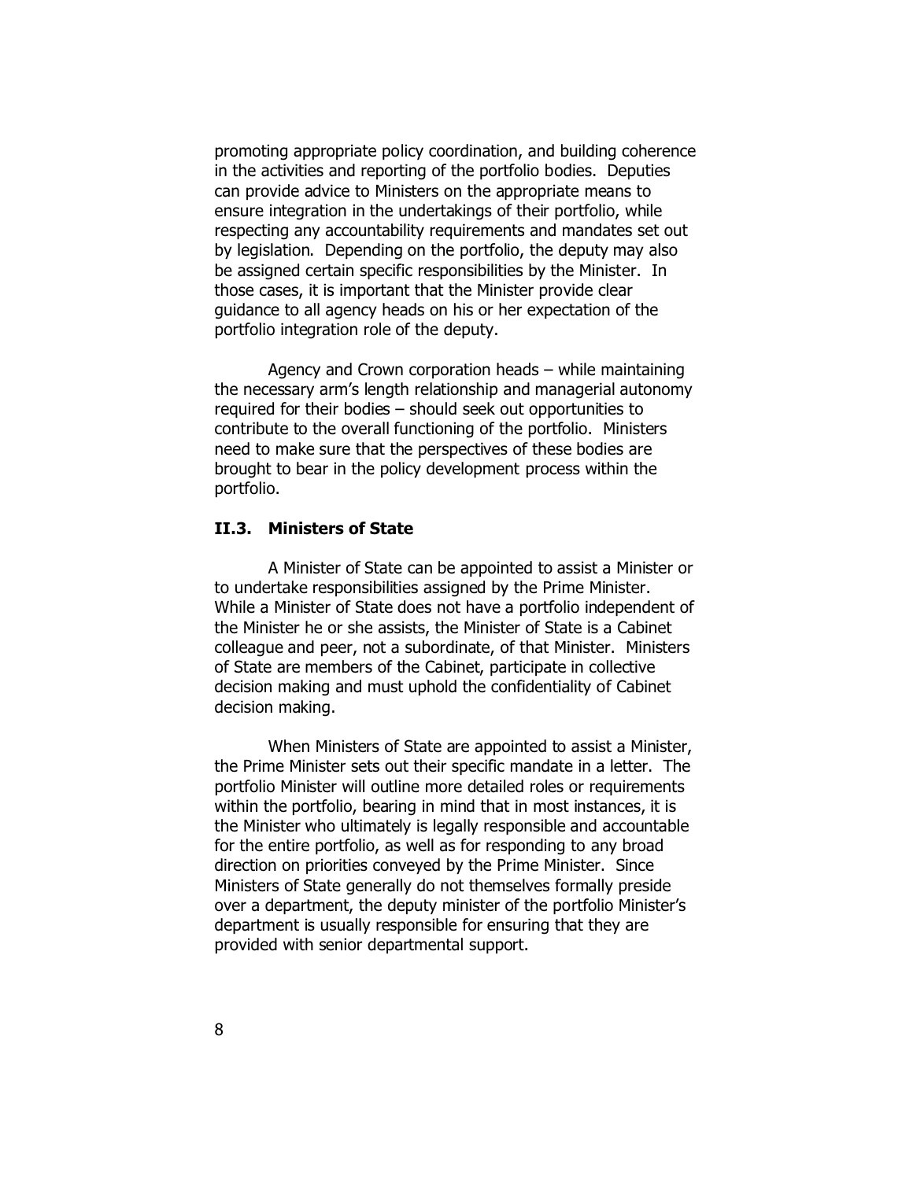promoting appropriate policy coordination, and building coherence in the activities and reporting of the portfolio bodies. Deputies can provide advice to Ministers on the appropriate means to ensure integration in the undertakings of their portfolio, while respecting any accountability requirements and mandates set out by legislation. Depending on the portfolio, the deputy may also be assigned certain specific responsibilities by the Minister. In those cases, it is important that the Minister provide clear guidance to all agency heads on his or her expectation of the portfolio integration role of the deputy.

Agency and Crown corporation heads – while maintaining the necessary arm's length relationship and managerial autonomy required for their bodies – should seek out opportunities to contribute to the overall functioning of the portfolio. Ministers need to make sure that the perspectives of these bodies are brought to bear in the policy development process within the portfolio.

### II.3. Ministers of State

A Minister of State can be appointed to assist a Minister or to undertake responsibilities assigned by the Prime Minister. While a Minister of State does not have a portfolio independent of the Minister he or she assists, the Minister of State is a Cabinet colleague and peer, not a subordinate, of that Minister. Ministers of State are members of the Cabinet, participate in collective decision making and must uphold the confidentiality of Cabinet decision making.

When Ministers of State are appointed to assist a Minister, the Prime Minister sets out their specific mandate in a letter. The portfolio Minister will outline more detailed roles or requirements within the portfolio, bearing in mind that in most instances, it is the Minister who ultimately is legally responsible and accountable for the entire portfolio, as well as for responding to any broad direction on priorities conveyed by the Prime Minister. Since Ministers of State generally do not themselves formally preside over a department, the deputy minister of the portfolio Minister's department is usually responsible for ensuring that they are provided with senior departmental support.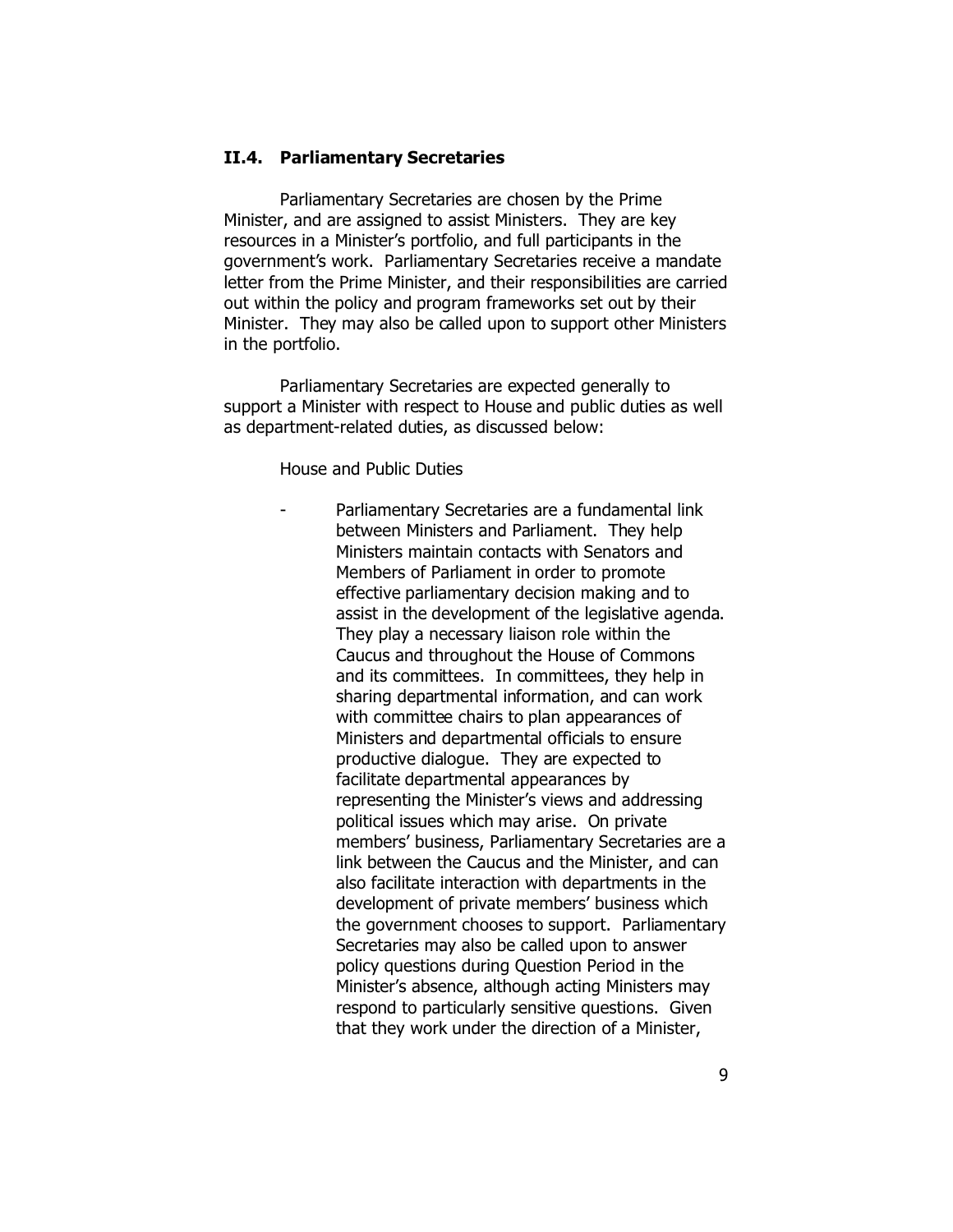### II.4. Parliamentary Secretaries

Parliamentary Secretaries are chosen by the Prime Minister, and are assigned to assist Ministers. They are key resources in a Minister's portfolio, and full participants in the government's work. Parliamentary Secretaries receive a mandate letter from the Prime Minister, and their responsibilities are carried out within the policy and program frameworks set out by their Minister. They may also be called upon to support other Ministers in the portfolio.

Parliamentary Secretaries are expected generally to support a Minister with respect to House and public duties as well as department-related duties, as discussed below:

House and Public Duties

- Parliamentary Secretaries are a fundamental link between Ministers and Parliament. They help Ministers maintain contacts with Senators and Members of Parliament in order to promote effective parliamentary decision making and to assist in the development of the legislative agenda. They play a necessary liaison role within the Caucus and throughout the House of Commons and its committees. In committees, they help in sharing departmental information, and can work with committee chairs to plan appearances of Ministers and departmental officials to ensure productive dialogue. They are expected to facilitate departmental appearances by representing the Minister's views and addressing political issues which may arise. On private members' business, Parliamentary Secretaries are a link between the Caucus and the Minister, and can also facilitate interaction with departments in the development of private members' business which the government chooses to support. Parliamentary Secretaries may also be called upon to answer policy questions during Question Period in the Minister's absence, although acting Ministers may respond to particularly sensitive questions. Given that they work under the direction of a Minister,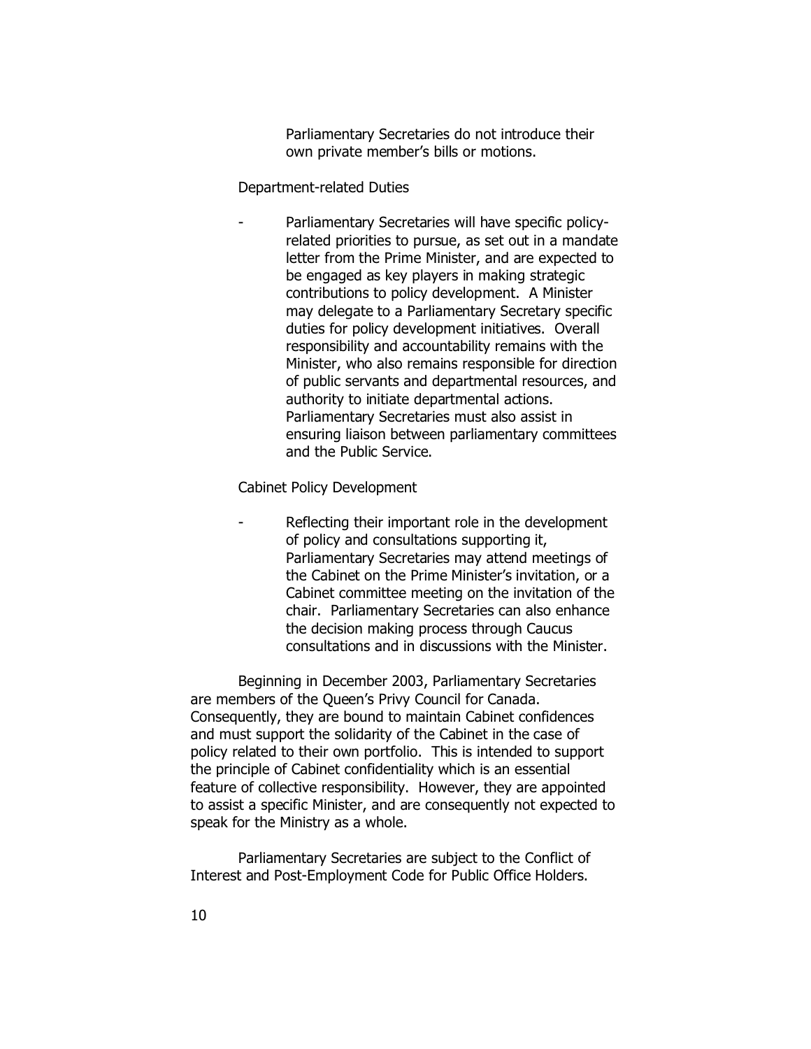Parliamentary Secretaries do not introduce their own private member's bills or motions.

Department-related Duties

- Parliamentary Secretaries will have specific policy-related priorities to pursue, as set out in a mandate letter from the Prime Minister, and are expected to be engaged as key players in making strategic contributions to policy development. A Minister may delegate to a Parliamentary Secretary specific duties for policy development initiatives. Overall responsibility and accountability remains with the Minister, who also remains responsible for direction of public servants and departmental resources, and authority to initiate departmental actions. Parliamentary Secretaries must also assist in ensuring liaison between parliamentary committees and the Public Service.

Cabinet Policy Development

- Reflecting their important role in the development of policy and consultations supporting it, Parliamentary Secretaries may attend meetings of the Cabinet on the Prime Minister's invitation, or a Cabinet committee meeting on the invitation of the chair. Parliamentary Secretaries can also enhance the decision making process through Caucus consultations and in discussions with the Minister.

Beginning in December 2003, Parliamentary Secretaries are members of the Queen's Privy Council for Canada. Consequently, they are bound to maintain Cabinet confidences and must support the solidarity of the Cabinet in the case of policy related to their own portfolio. This is intended to support the principle of Cabinet confidentiality which is an essential feature of collective responsibility. However, they are appointed to assist a specific Minister, and are consequently not expected to speak for the Ministry as a whole.

Parliamentary Secretaries are subject to the Conflict of Interest and Post-Employment Code for Public Office Holders.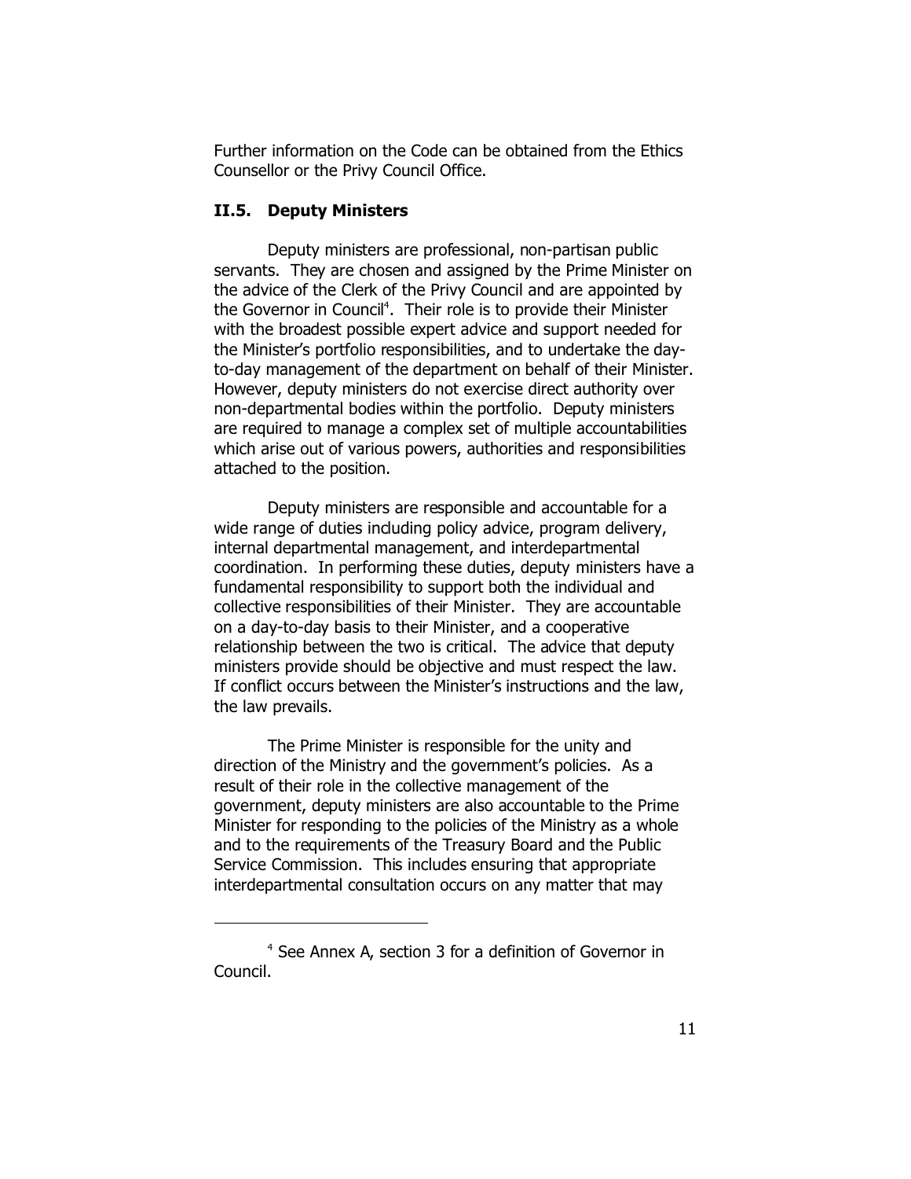Further information on the Code can be obtained from the Ethics Counsellor or the Privy Council Office.

### II.5. Deputy Ministers

Deputy ministers are professional, non-partisan public servants. They are chosen and assigned by the Prime Minister on the advice of the Clerk of the Privy Council and are appointed by the Governor in Council[4]. Their role is to provide their Minister with the broadest possible expert advice and support needed for the Minister's portfolio responsibilities, and to undertake the day-to-day management of the department on behalf of their Minister. However, deputy ministers do not exercise direct authority over non-departmental bodies within the portfolio. Deputy ministers are required to manage a complex set of multiple accountabilities which arise out of various powers, authorities and responsibilities attached to the position.

Deputy ministers are responsible and accountable for a wide range of duties including policy advice, program delivery, internal departmental management, and interdepartmental coordination. In performing these duties, deputy ministers have a fundamental responsibility to support both the individual and collective responsibilities of their Minister. They are accountable on a day-to-day basis to their Minister, and a cooperative relationship between the two is critical. The advice that deputy ministers provide should be objective and must respect the law. If conflict occurs between the Minister's instructions and the law, the law prevails.

The Prime Minister is responsible for the unity and direction of the Ministry and the government's policies. As a result of their role in the collective management of the government, deputy ministers are also accountable to the Prime Minister for responding to the policies of the Ministry as a whole and to the requirements of the Treasury Board and the Public Service Commission. This includes ensuring that appropriate interdepartmental consultation occurs on any matter that may

[4] See Annex A, section 3 for a definition of Governor in Council.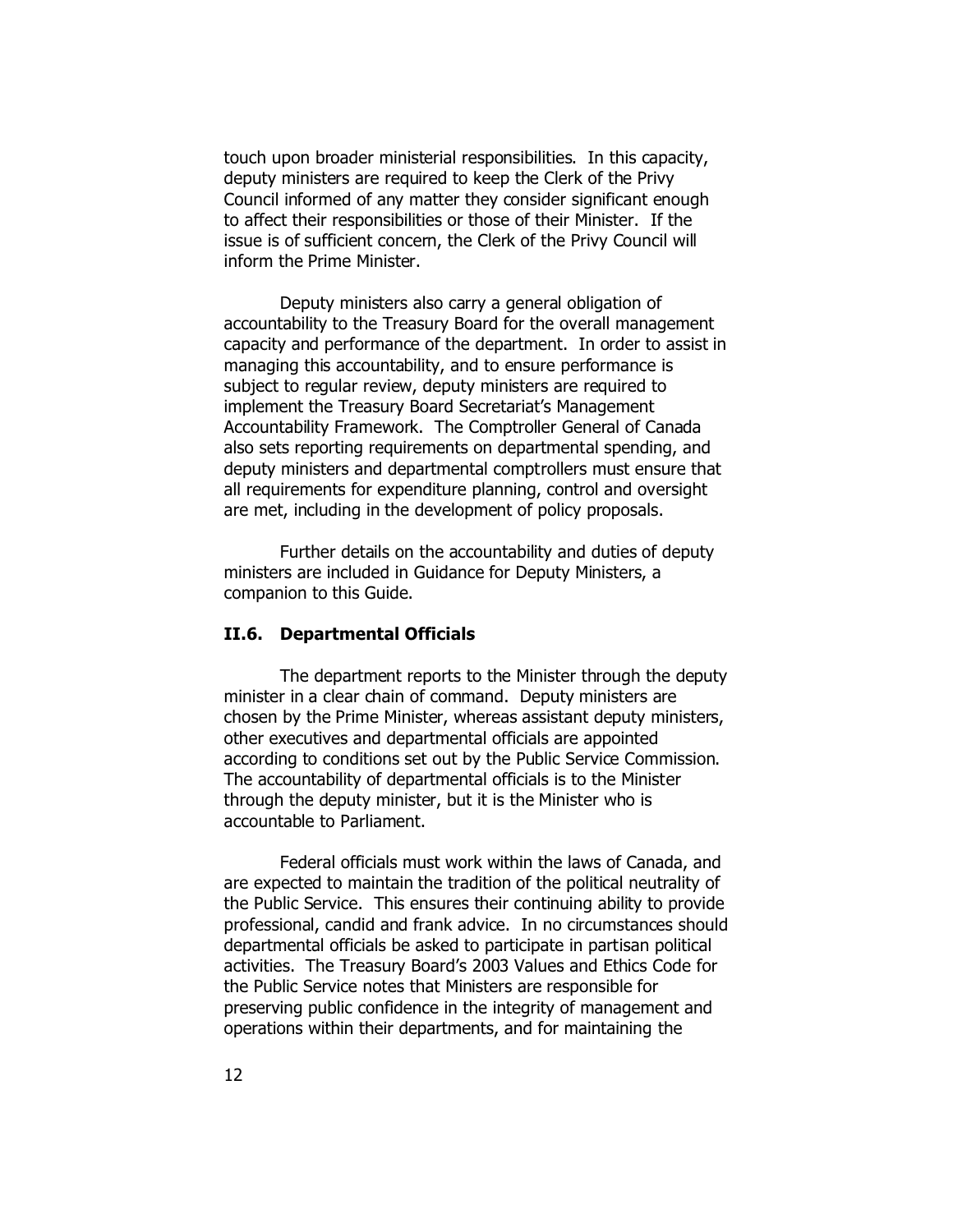touch upon broader ministerial responsibilities. In this capacity, deputy ministers are required to keep the Clerk of the Privy Council informed of any matter they consider significant enough to affect their responsibilities or those of their Minister. If the issue is of sufficient concern, the Clerk of the Privy Council will inform the Prime Minister.

Deputy ministers also carry a general obligation of accountability to the Treasury Board for the overall management capacity and performance of the department. In order to assist in managing this accountability, and to ensure performance is subject to regular review, deputy ministers are required to implement the Treasury Board Secretariat's Management Accountability Framework. The Comptroller General of Canada also sets reporting requirements on departmental spending, and deputy ministers and departmental comptrollers must ensure that all requirements for expenditure planning, control and oversight are met, including in the development of policy proposals.

Further details on the accountability and duties of deputy ministers are included in Guidance for Deputy Ministers, a companion to this Guide.

### II.6. Departmental Officials

The department reports to the Minister through the deputy minister in a clear chain of command. Deputy ministers are chosen by the Prime Minister, whereas assistant deputy ministers, other executives and departmental officials are appointed according to conditions set out by the Public Service Commission. The accountability of departmental officials is to the Minister through the deputy minister, but it is the Minister who is accountable to Parliament.

Federal officials must work within the laws of Canada, and are expected to maintain the tradition of the political neutrality of the Public Service. This ensures their continuing ability to provide professional, candid and frank advice. In no circumstances should departmental officials be asked to participate in partisan political activities. The Treasury Board's 2003 Values and Ethics Code for the Public Service notes that Ministers are responsible for preserving public confidence in the integrity of management and operations within their departments, and for maintaining the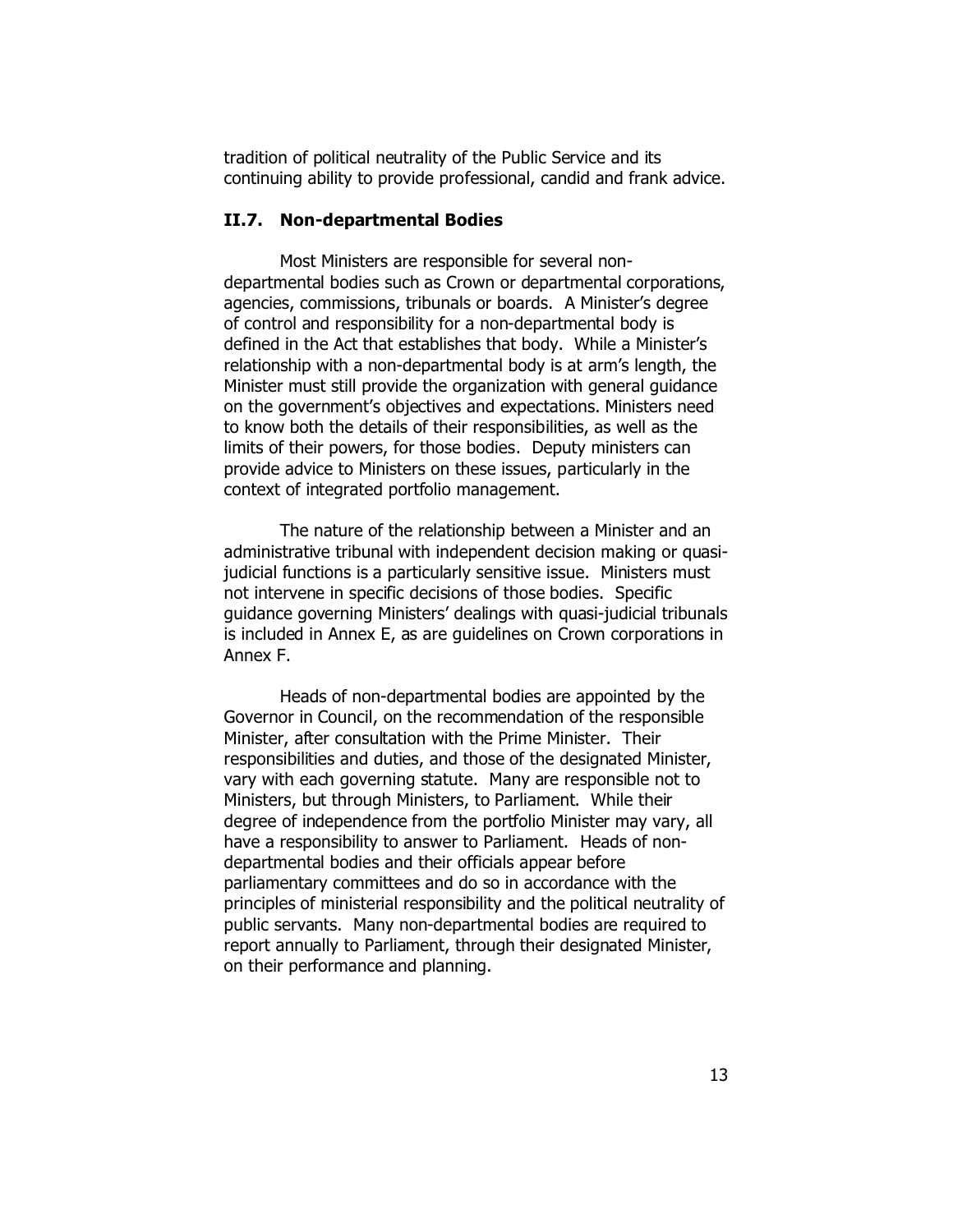tradition of political neutrality of the Public Service and its continuing ability to provide professional, candid and frank advice.

### II.7. Non-departmental Bodies

Most Ministers are responsible for several non-departmental bodies such as Crown or departmental corporations, agencies, commissions, tribunals or boards. A Minister's degree of control and responsibility for a non-departmental body is defined in the Act that establishes that body. While a Minister's relationship with a non-departmental body is at arm's length, the Minister must still provide the organization with general guidance on the government's objectives and expectations. Ministers need to know both the details of their responsibilities, as well as the limits of their powers, for those bodies. Deputy ministers can provide advice to Ministers on these issues, particularly in the context of integrated portfolio management.

The nature of the relationship between a Minister and an administrative tribunal with independent decision making or quasi-judicial functions is a particularly sensitive issue. Ministers must not intervene in specific decisions of those bodies. Specific guidance governing Ministers' dealings with quasi-judicial tribunals is included in Annex E, as are guidelines on Crown corporations in Annex F.

Heads of non-departmental bodies are appointed by the Governor in Council, on the recommendation of the responsible Minister, after consultation with the Prime Minister. Their responsibilities and duties, and those of the designated Minister, vary with each governing statute. Many are responsible not to Ministers, but through Ministers, to Parliament. While their degree of independence from the portfolio Minister may vary, all have a responsibility to answer to Parliament. Heads of non-departmental bodies and their officials appear before parliamentary committees and do so in accordance with the principles of ministerial responsibility and the political neutrality of public servants. Many non-departmental bodies are required to report annually to Parliament, through their designated Minister, on their performance and planning.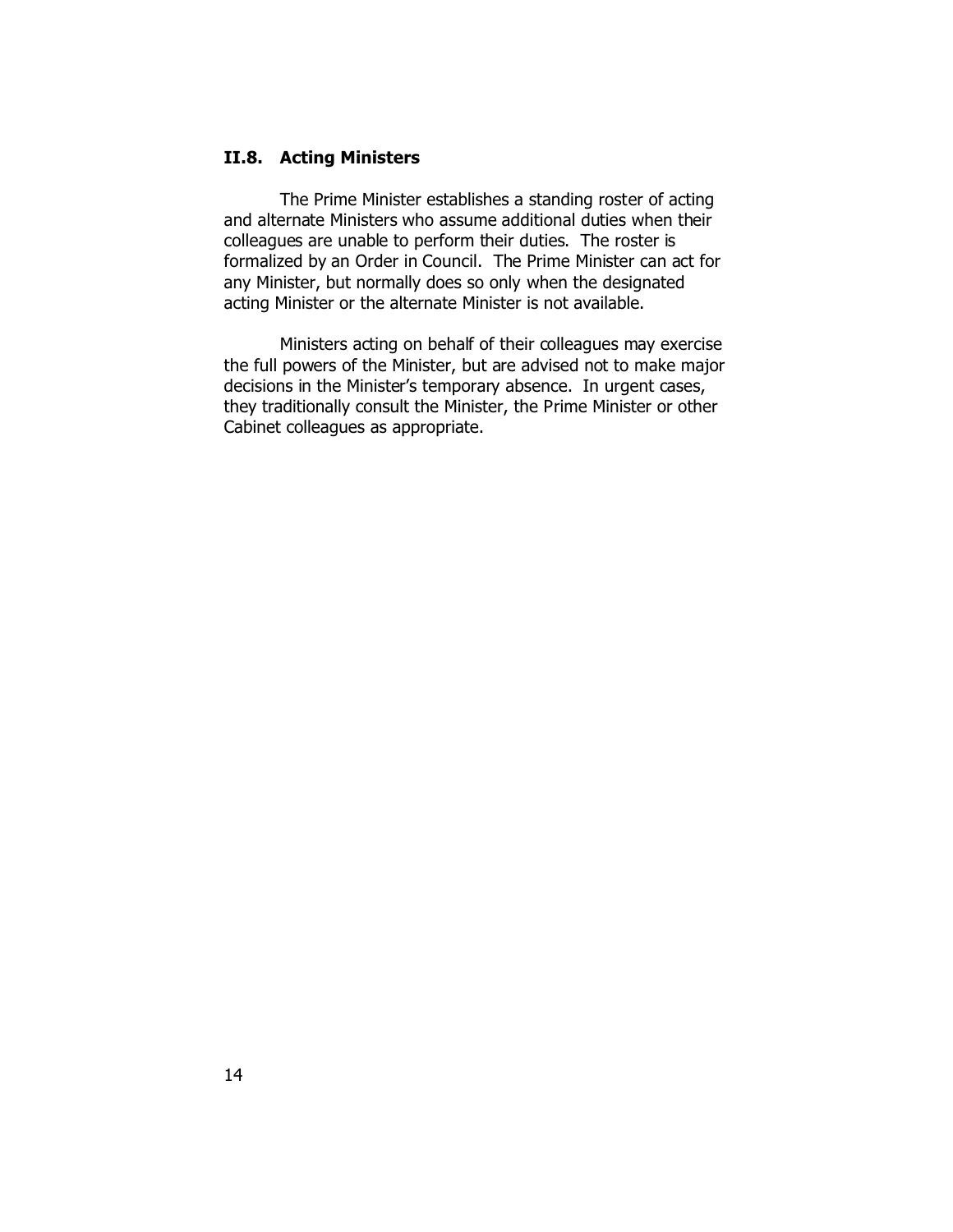## II.8. Acting Ministers

The Prime Minister establishes a standing roster of acting and alternate Ministers who assume additional duties when their colleagues are unable to perform their duties. The roster is formalized by an Order in Council. The Prime Minister can act for any Minister, but normally does so only when the designated acting Minister or the alternate Minister is not available.

Ministers acting on behalf of their colleagues may exercise the full powers of the Minister, but are advised not to make major decisions in the Minister's temporary absence. In urgent cases, they traditionally consult the Minister, the Prime Minister or other Cabinet colleagues as appropriate.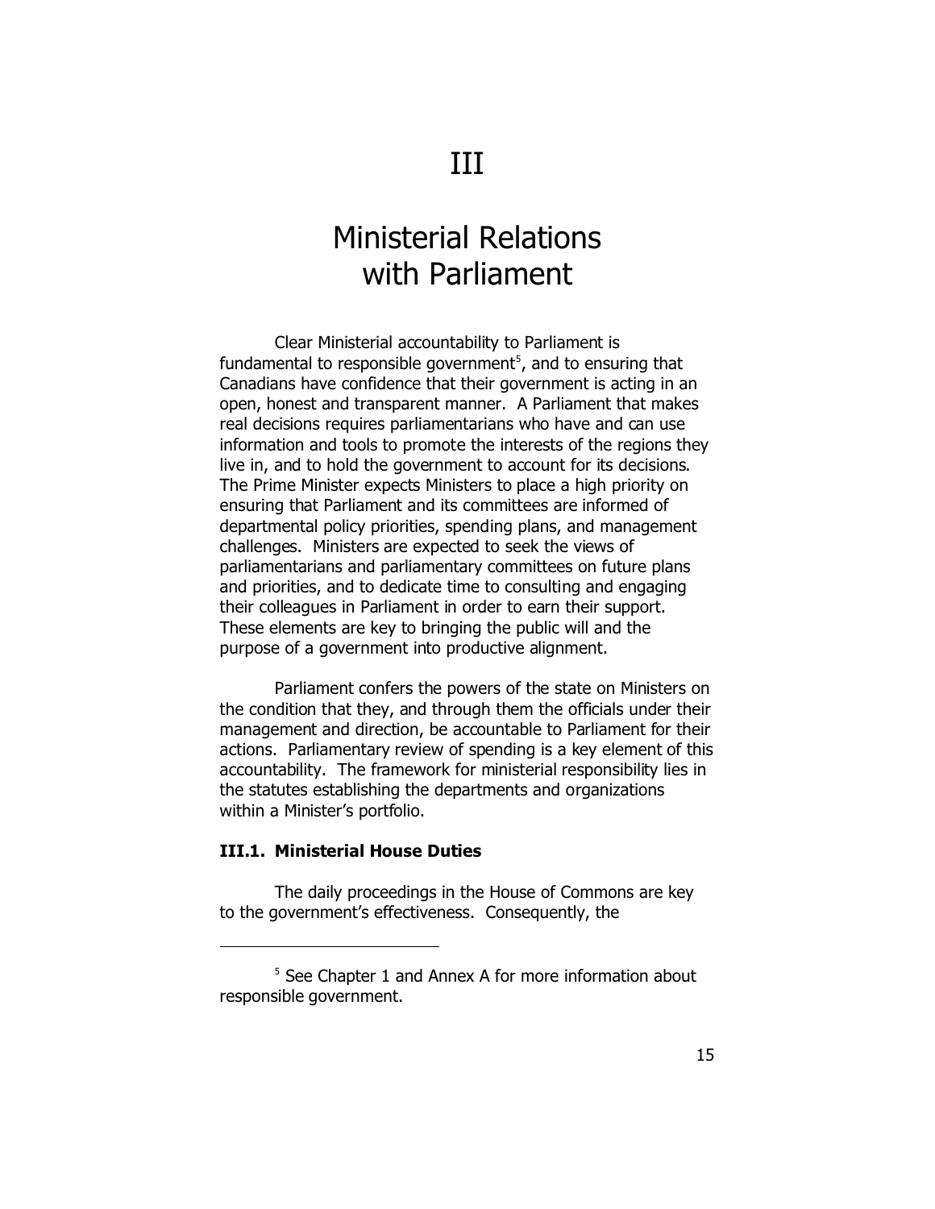# III

# Ministerial Relations with Parliament

Clear Ministerial accountability to Parliament is fundamental to responsible government[5], and to ensuring that Canadians have confidence that their government is acting in an open, honest and transparent manner. A Parliament that makes real decisions requires parliamentarians who have and can use information and tools to promote the interests of the regions they live in, and to hold the government to account for its decisions. The Prime Minister expects Ministers to place a high priority on ensuring that Parliament and its committees are informed of departmental policy priorities, spending plans, and management challenges. Ministers are expected to seek the views of parliamentarians and parliamentary committees on future plans and priorities, and to dedicate time to consulting and engaging their colleagues in Parliament in order to earn their support. These elements are key to bringing the public will and the purpose of a government into productive alignment.

Parliament confers the powers of the state on Ministers on the condition that they, and through them the officials under their management and direction, be accountable to Parliament for their actions. Parliamentary review of spending is a key element of this accountability. The framework for ministerial responsibility lies in the statutes establishing the departments and organizations within a Minister's portfolio.

### III.1. Ministerial House Duties

The daily proceedings in the House of Commons are key to the government's effectiveness. Consequently, the

---

[5] See Chapter 1 and Annex A for more information about responsible government.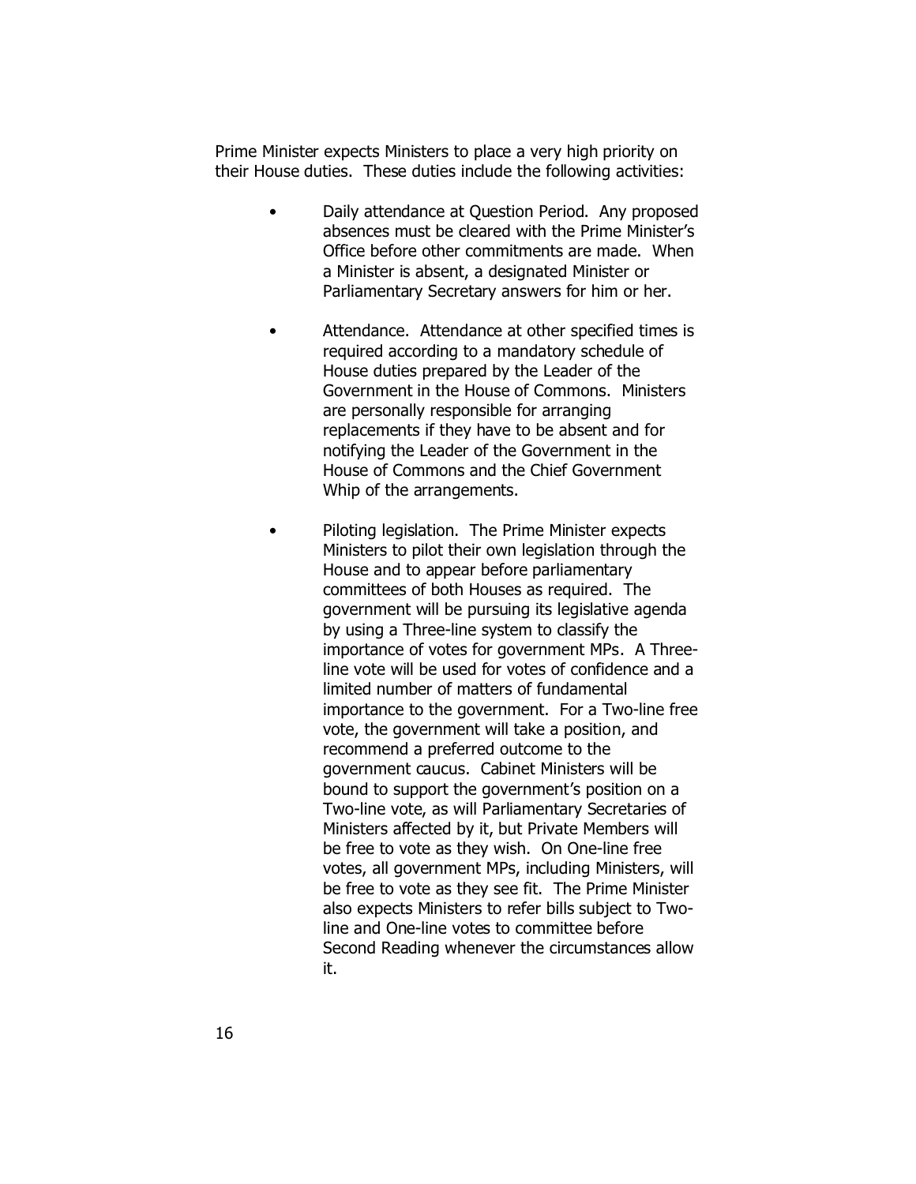Prime Minister expects Ministers to place a very high priority on their House duties. These duties include the following activities:

- Daily attendance at Question Period. Any proposed absences must be cleared with the Prime Minister's Office before other commitments are made. When a Minister is absent, a designated Minister or Parliamentary Secretary answers for him or her.

- Attendance. Attendance at other specified times is required according to a mandatory schedule of House duties prepared by the Leader of the Government in the House of Commons. Ministers are personally responsible for arranging replacements if they have to be absent and for notifying the Leader of the Government in the House of Commons and the Chief Government Whip of the arrangements.

- Piloting legislation. The Prime Minister expects Ministers to pilot their own legislation through the House and to appear before parliamentary committees of both Houses as required. The government will be pursuing its legislative agenda by using a Three-line system to classify the importance of votes for government MPs. A Three-line vote will be used for votes of confidence and a limited number of matters of fundamental importance to the government. For a Two-line free vote, the government will take a position, and recommend a preferred outcome to the government caucus. Cabinet Ministers will be bound to support the government's position on a Two-line vote, as will Parliamentary Secretaries of Ministers affected by it, but Private Members will be free to vote as they wish. On One-line free votes, all government MPs, including Ministers, will be free to vote as they see fit. The Prime Minister also expects Ministers to refer bills subject to Two-line and One-line votes to committee before Second Reading whenever the circumstances allow it.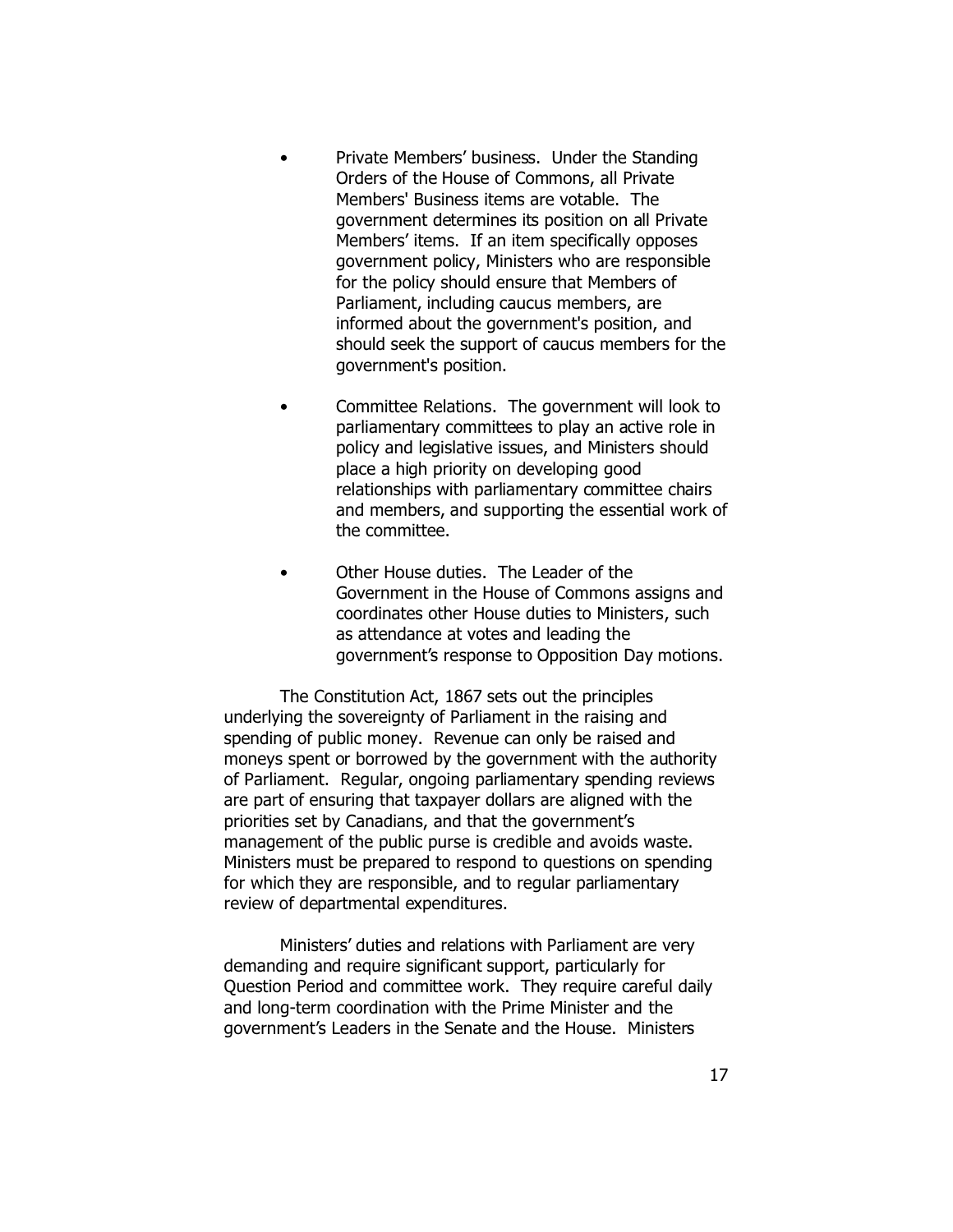- Private Members' business. Under the Standing Orders of the House of Commons, all Private Members' Business items are votable. The government determines its position on all Private Members' items. If an item specifically opposes government policy, Ministers who are responsible for the policy should ensure that Members of Parliament, including caucus members, are informed about the government's position, and should seek the support of caucus members for the government's position.

- Committee Relations. The government will look to parliamentary committees to play an active role in policy and legislative issues, and Ministers should place a high priority on developing good relationships with parliamentary committee chairs and members, and supporting the essential work of the committee.

- Other House duties. The Leader of the Government in the House of Commons assigns and coordinates other House duties to Ministers, such as attendance at votes and leading the government's response to Opposition Day motions.

The Constitution Act, 1867 sets out the principles underlying the sovereignty of Parliament in the raising and spending of public money. Revenue can only be raised and moneys spent or borrowed by the government with the authority of Parliament. Regular, ongoing parliamentary spending reviews are part of ensuring that taxpayer dollars are aligned with the priorities set by Canadians, and that the government's management of the public purse is credible and avoids waste. Ministers must be prepared to respond to questions on spending for which they are responsible, and to regular parliamentary review of departmental expenditures.

Ministers' duties and relations with Parliament are very demanding and require significant support, particularly for Question Period and committee work. They require careful daily and long-term coordination with the Prime Minister and the government's Leaders in the Senate and the House. Ministers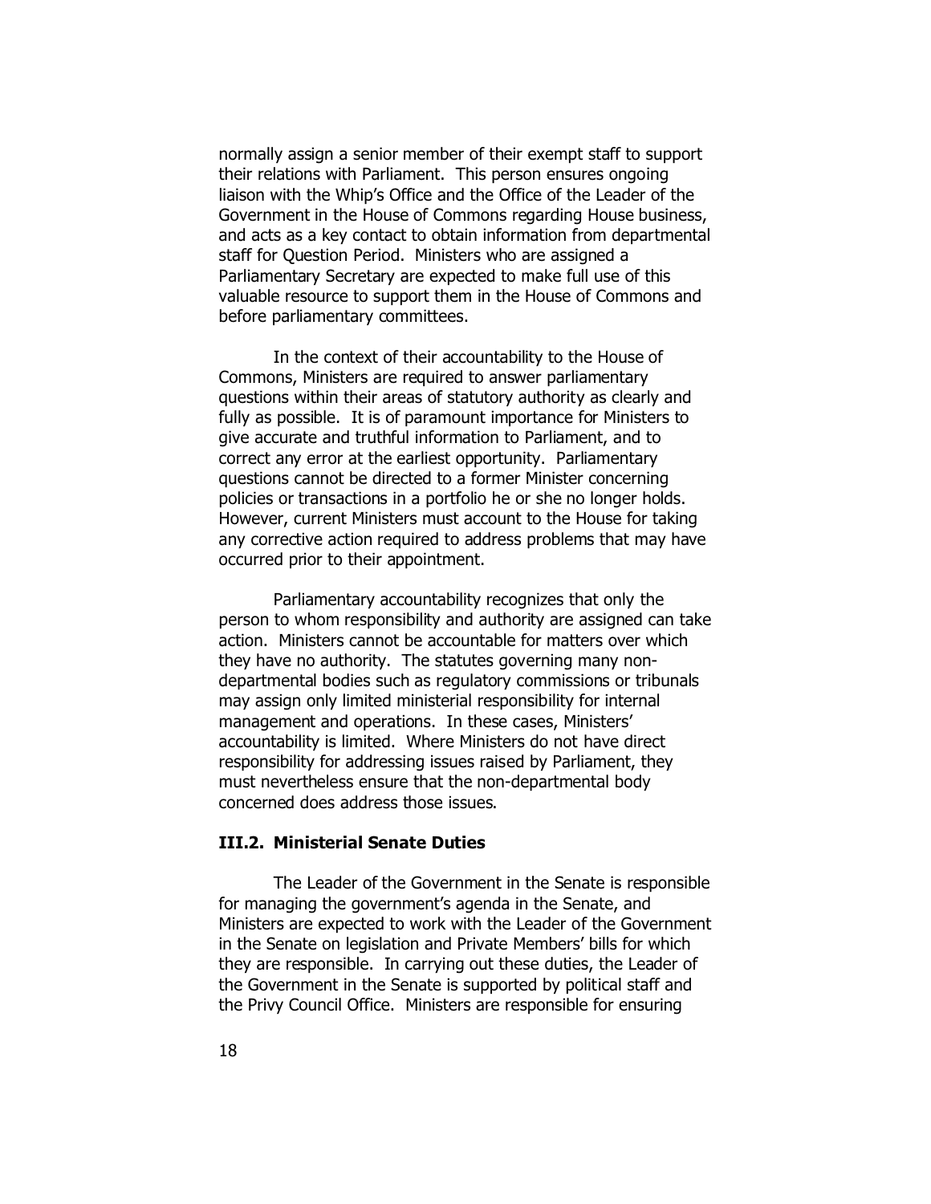normally assign a senior member of their exempt staff to support their relations with Parliament. This person ensures ongoing liaison with the Whip's Office and the Office of the Leader of the Government in the House of Commons regarding House business, and acts as a key contact to obtain information from departmental staff for Question Period. Ministers who are assigned a Parliamentary Secretary are expected to make full use of this valuable resource to support them in the House of Commons and before parliamentary committees.

In the context of their accountability to the House of Commons, Ministers are required to answer parliamentary questions within their areas of statutory authority as clearly and fully as possible. It is of paramount importance for Ministers to give accurate and truthful information to Parliament, and to correct any error at the earliest opportunity. Parliamentary questions cannot be directed to a former Minister concerning policies or transactions in a portfolio he or she no longer holds. However, current Ministers must account to the House for taking any corrective action required to address problems that may have occurred prior to their appointment.

Parliamentary accountability recognizes that only the person to whom responsibility and authority are assigned can take action. Ministers cannot be accountable for matters over which they have no authority. The statutes governing many non-departmental bodies such as regulatory commissions or tribunals may assign only limited ministerial responsibility for internal management and operations. In these cases, Ministers' accountability is limited. Where Ministers do not have direct responsibility for addressing issues raised by Parliament, they must nevertheless ensure that the non-departmental body concerned does address those issues.

### III.2. Ministerial Senate Duties

The Leader of the Government in the Senate is responsible for managing the government's agenda in the Senate, and Ministers are expected to work with the Leader of the Government in the Senate on legislation and Private Members' bills for which they are responsible. In carrying out these duties, the Leader of the Government in the Senate is supported by political staff and the Privy Council Office. Ministers are responsible for ensuring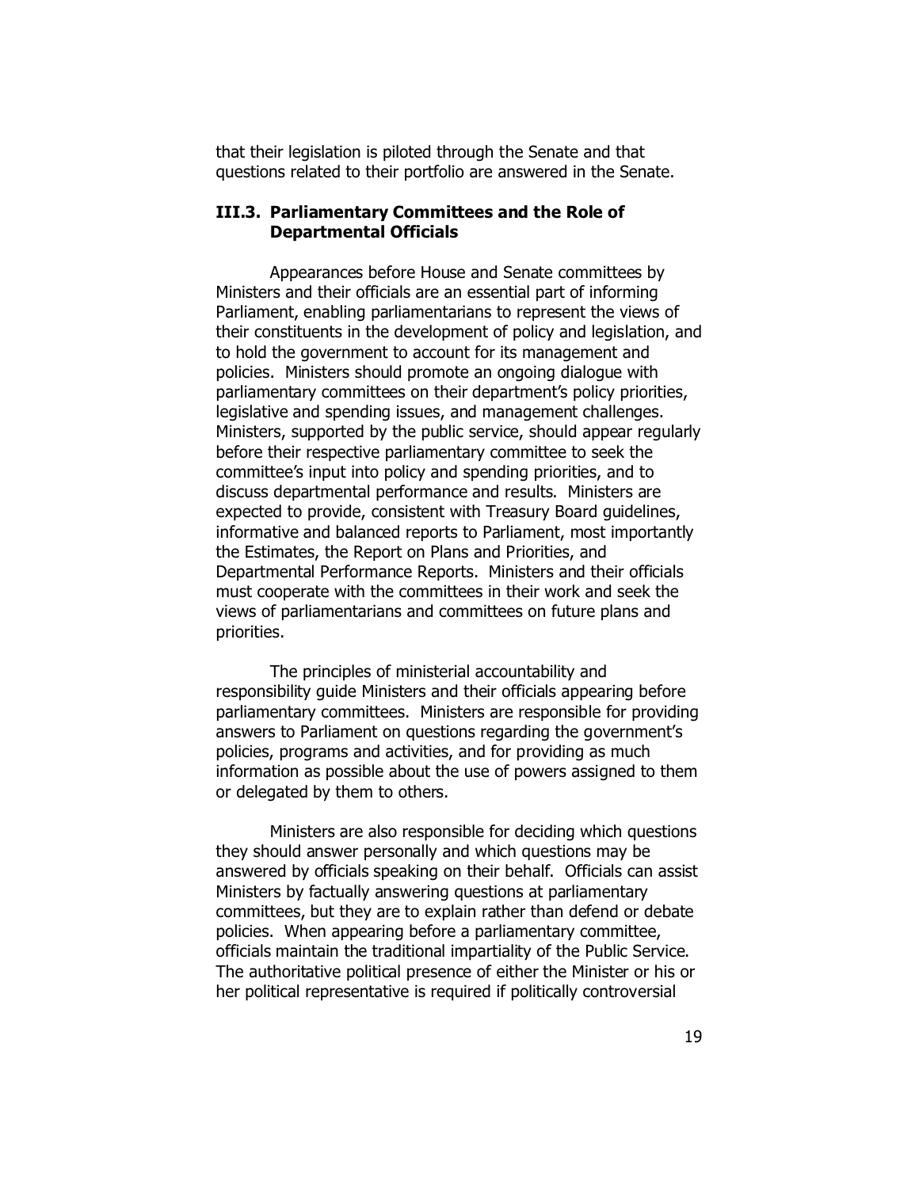that their legislation is piloted through the Senate and that questions related to their portfolio are answered in the Senate.

### III.3. Parliamentary Committees and the Role of Departmental Officials

Appearances before House and Senate committees by Ministers and their officials are an essential part of informing Parliament, enabling parliamentarians to represent the views of their constituents in the development of policy and legislation, and to hold the government to account for its management and policies. Ministers should promote an ongoing dialogue with parliamentary committees on their department's policy priorities, legislative and spending issues, and management challenges. Ministers, supported by the public service, should appear regularly before their respective parliamentary committee to seek the committee's input into policy and spending priorities, and to discuss departmental performance and results. Ministers are expected to provide, consistent with Treasury Board guidelines, informative and balanced reports to Parliament, most importantly the Estimates, the Report on Plans and Priorities, and Departmental Performance Reports. Ministers and their officials must cooperate with the committees in their work and seek the views of parliamentarians and committees on future plans and priorities.

The principles of ministerial accountability and responsibility guide Ministers and their officials appearing before parliamentary committees. Ministers are responsible for providing answers to Parliament on questions regarding the government's policies, programs and activities, and for providing as much information as possible about the use of powers assigned to them or delegated by them to others.

Ministers are also responsible for deciding which questions they should answer personally and which questions may be answered by officials speaking on their behalf. Officials can assist Ministers by factually answering questions at parliamentary committees, but they are to explain rather than defend or debate policies. When appearing before a parliamentary committee, officials maintain the traditional impartiality of the Public Service. The authoritative political presence of either the Minister or his or her political representative is required if politically controversial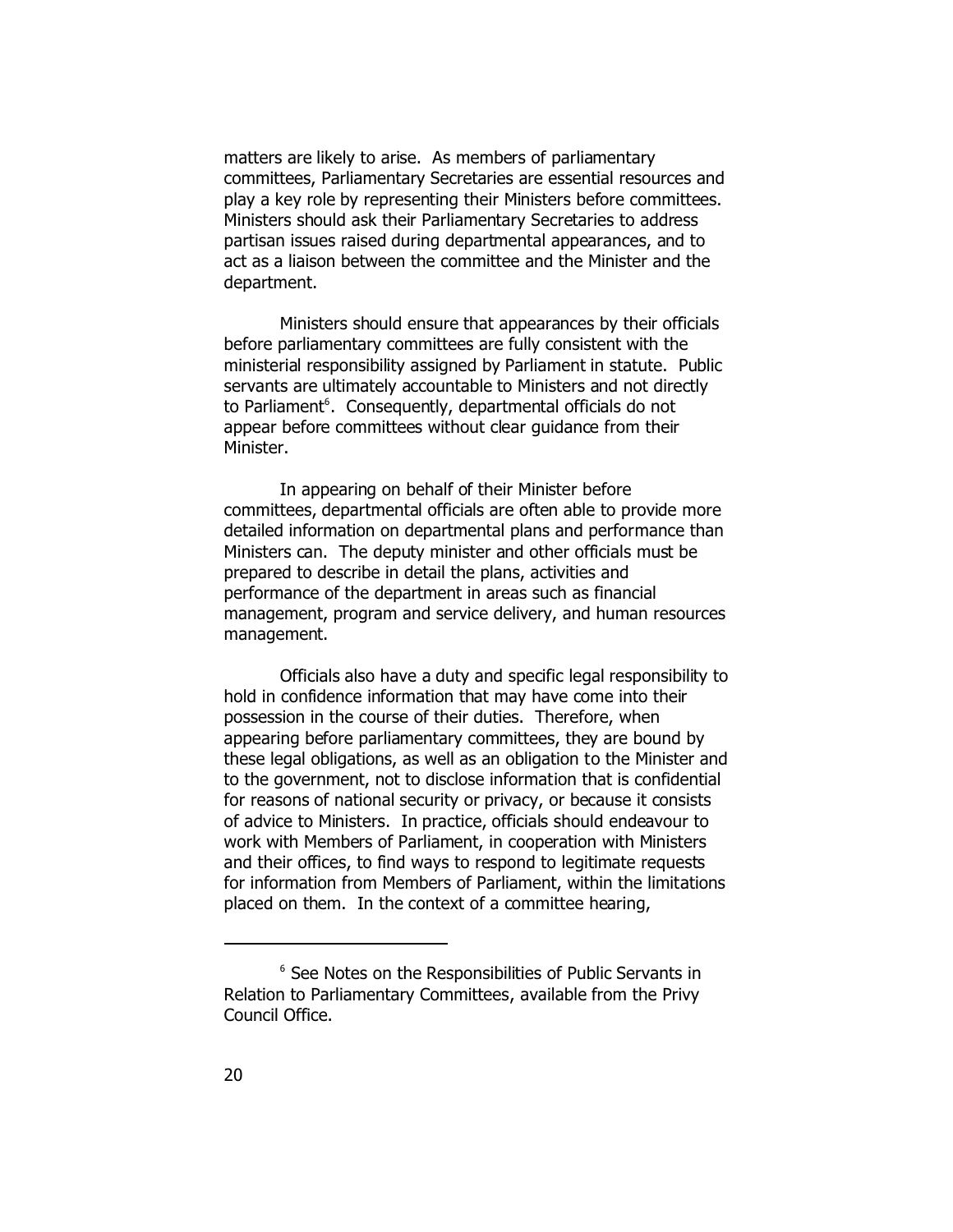matters are likely to arise. As members of parliamentary committees, Parliamentary Secretaries are essential resources and play a key role by representing their Ministers before committees. Ministers should ask their Parliamentary Secretaries to address partisan issues raised during departmental appearances, and to act as a liaison between the committee and the Minister and the department.

Ministers should ensure that appearances by their officials before parliamentary committees are fully consistent with the ministerial responsibility assigned by Parliament in statute. Public servants are ultimately accountable to Ministers and not directly to Parliament[6]. Consequently, departmental officials do not appear before committees without clear guidance from their Minister.

In appearing on behalf of their Minister before committees, departmental officials are often able to provide more detailed information on departmental plans and performance than Ministers can. The deputy minister and other officials must be prepared to describe in detail the plans, activities and performance of the department in areas such as financial management, program and service delivery, and human resources management.

Officials also have a duty and specific legal responsibility to hold in confidence information that may have come into their possession in the course of their duties. Therefore, when appearing before parliamentary committees, they are bound by these legal obligations, as well as an obligation to the Minister and to the government, not to disclose information that is confidential for reasons of national security or privacy, or because it consists of advice to Ministers. In practice, officials should endeavour to work with Members of Parliament, in cooperation with Ministers and their offices, to find ways to respond to legitimate requests for information from Members of Parliament, within the limitations placed on them. In the context of a committee hearing,

---

[6] See Notes on the Responsibilities of Public Servants in Relation to Parliamentary Committees, available from the Privy Council Office.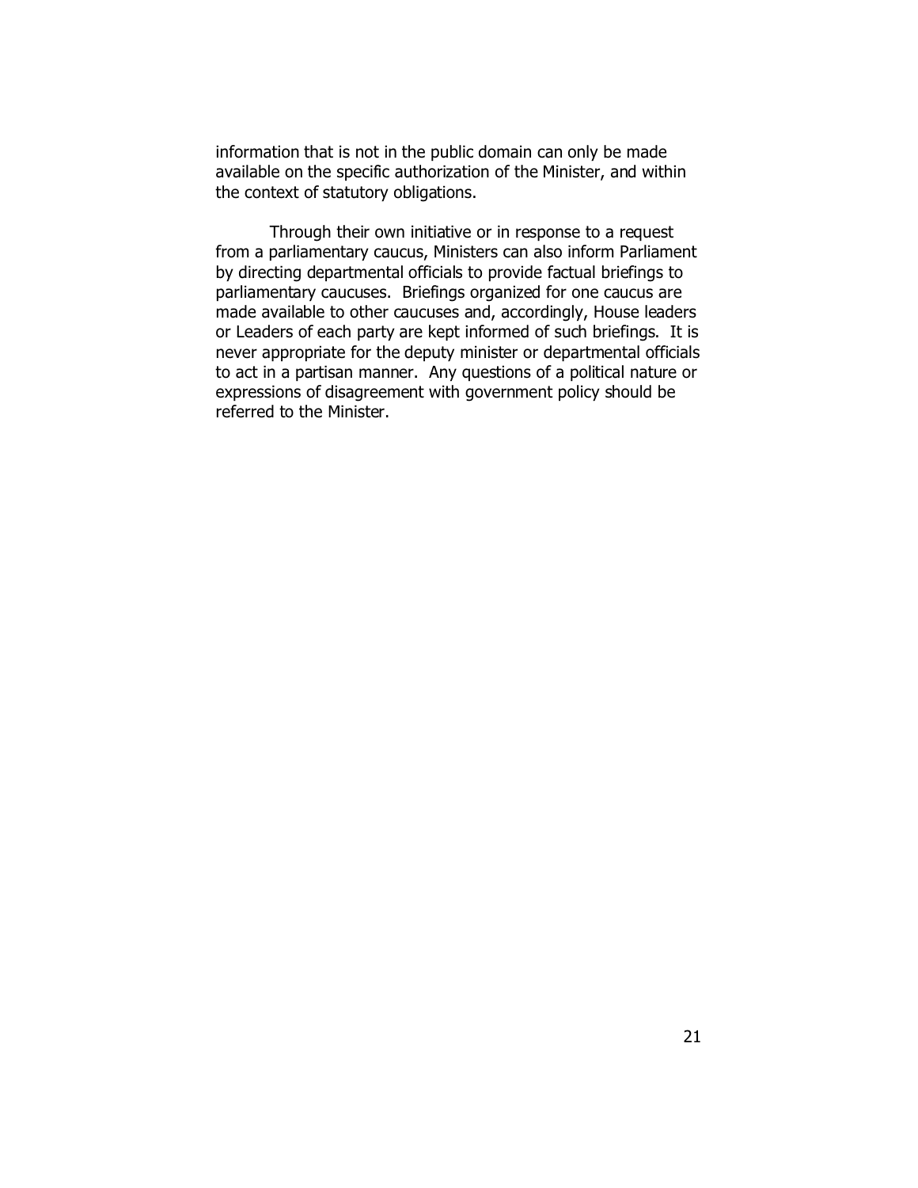information that is not in the public domain can only be made available on the specific authorization of the Minister, and within the context of statutory obligations.

Through their own initiative or in response to a request from a parliamentary caucus, Ministers can also inform Parliament by directing departmental officials to provide factual briefings to parliamentary caucuses. Briefings organized for one caucus are made available to other caucuses and, accordingly, House leaders or Leaders of each party are kept informed of such briefings. It is never appropriate for the deputy minister or departmental officials to act in a partisan manner. Any questions of a political nature or expressions of disagreement with government policy should be referred to the Minister.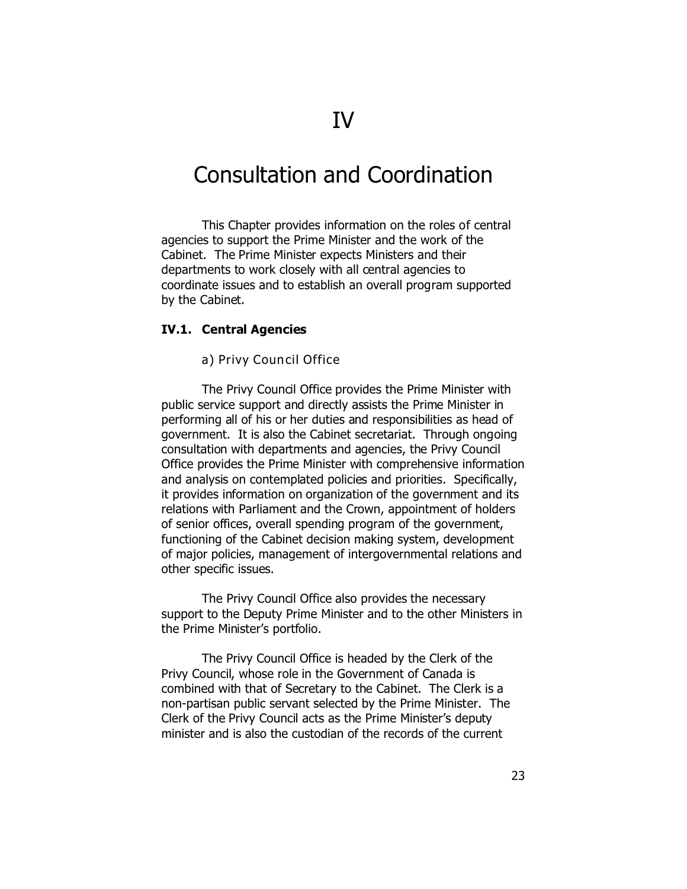# IV

# Consultation and Coordination

This Chapter provides information on the roles of central agencies to support the Prime Minister and the work of the Cabinet. The Prime Minister expects Ministers and their departments to work closely with all central agencies to coordinate issues and to establish an overall program supported by the Cabinet.

## IV.1. Central Agencies

### a) Privy Council Office

The Privy Council Office provides the Prime Minister with public service support and directly assists the Prime Minister in performing all of his or her duties and responsibilities as head of government. It is also the Cabinet secretariat. Through ongoing consultation with departments and agencies, the Privy Council Office provides the Prime Minister with comprehensive information and analysis on contemplated policies and priorities. Specifically, it provides information on organization of the government and its relations with Parliament and the Crown, appointment of holders of senior offices, overall spending program of the government, functioning of the Cabinet decision making system, development of major policies, management of intergovernmental relations and other specific issues.

The Privy Council Office also provides the necessary support to the Deputy Prime Minister and to the other Ministers in the Prime Minister's portfolio.

The Privy Council Office is headed by the Clerk of the Privy Council, whose role in the Government of Canada is combined with that of Secretary to the Cabinet. The Clerk is a non-partisan public servant selected by the Prime Minister. The Clerk of the Privy Council acts as the Prime Minister's deputy minister and is also the custodian of the records of the current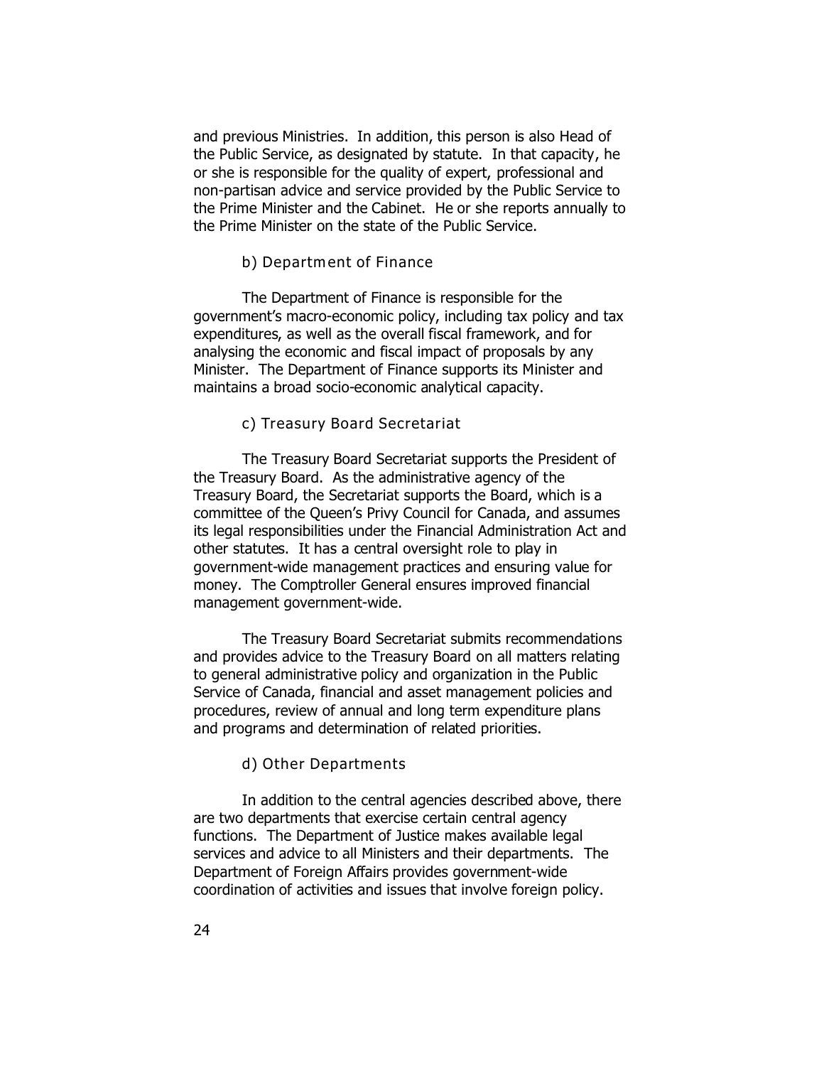and previous Ministries. In addition, this person is also Head of the Public Service, as designated by statute. In that capacity, he or she is responsible for the quality of expert, professional and non-partisan advice and service provided by the Public Service to the Prime Minister and the Cabinet. He or she reports annually to the Prime Minister on the state of the Public Service.

### b) Department of Finance

The Department of Finance is responsible for the government's macro-economic policy, including tax policy and tax expenditures, as well as the overall fiscal framework, and for analysing the economic and fiscal impact of proposals by any Minister. The Department of Finance supports its Minister and maintains a broad socio-economic analytical capacity.

### c) Treasury Board Secretariat

The Treasury Board Secretariat supports the President of the Treasury Board. As the administrative agency of the Treasury Board, the Secretariat supports the Board, which is a committee of the Queen's Privy Council for Canada, and assumes its legal responsibilities under the Financial Administration Act and other statutes. It has a central oversight role to play in government-wide management practices and ensuring value for money. The Comptroller General ensures improved financial management government-wide.

The Treasury Board Secretariat submits recommendations and provides advice to the Treasury Board on all matters relating to general administrative policy and organization in the Public Service of Canada, financial and asset management policies and procedures, review of annual and long term expenditure plans and programs and determination of related priorities.

### d) Other Departments

In addition to the central agencies described above, there are two departments that exercise certain central agency functions. The Department of Justice makes available legal services and advice to all Ministers and their departments. The Department of Foreign Affairs provides government-wide coordination of activities and issues that involve foreign policy.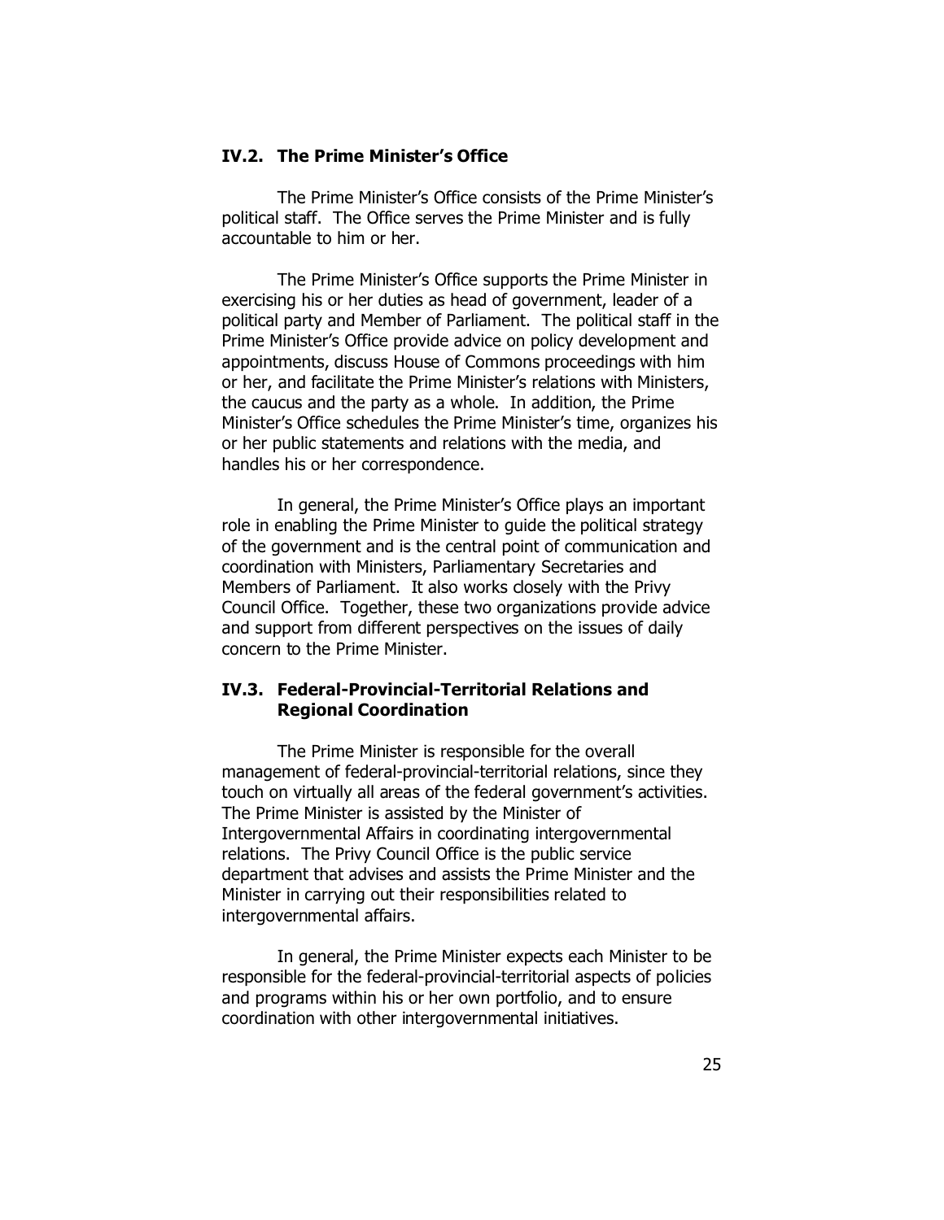### IV.2. The Prime Minister's Office

The Prime Minister's Office consists of the Prime Minister's political staff. The Office serves the Prime Minister and is fully accountable to him or her.

The Prime Minister's Office supports the Prime Minister in exercising his or her duties as head of government, leader of a political party and Member of Parliament. The political staff in the Prime Minister's Office provide advice on policy development and appointments, discuss House of Commons proceedings with him or her, and facilitate the Prime Minister's relations with Ministers, the caucus and the party as a whole. In addition, the Prime Minister's Office schedules the Prime Minister's time, organizes his or her public statements and relations with the media, and handles his or her correspondence.

In general, the Prime Minister's Office plays an important role in enabling the Prime Minister to guide the political strategy of the government and is the central point of communication and coordination with Ministers, Parliamentary Secretaries and Members of Parliament. It also works closely with the Privy Council Office. Together, these two organizations provide advice and support from different perspectives on the issues of daily concern to the Prime Minister.

### IV.3. Federal-Provincial-Territorial Relations and Regional Coordination

The Prime Minister is responsible for the overall management of federal-provincial-territorial relations, since they touch on virtually all areas of the federal government's activities. The Prime Minister is assisted by the Minister of Intergovernmental Affairs in coordinating intergovernmental relations. The Privy Council Office is the public service department that advises and assists the Prime Minister and the Minister in carrying out their responsibilities related to intergovernmental affairs.

In general, the Prime Minister expects each Minister to be responsible for the federal-provincial-territorial aspects of policies and programs within his or her own portfolio, and to ensure coordination with other intergovernmental initiatives.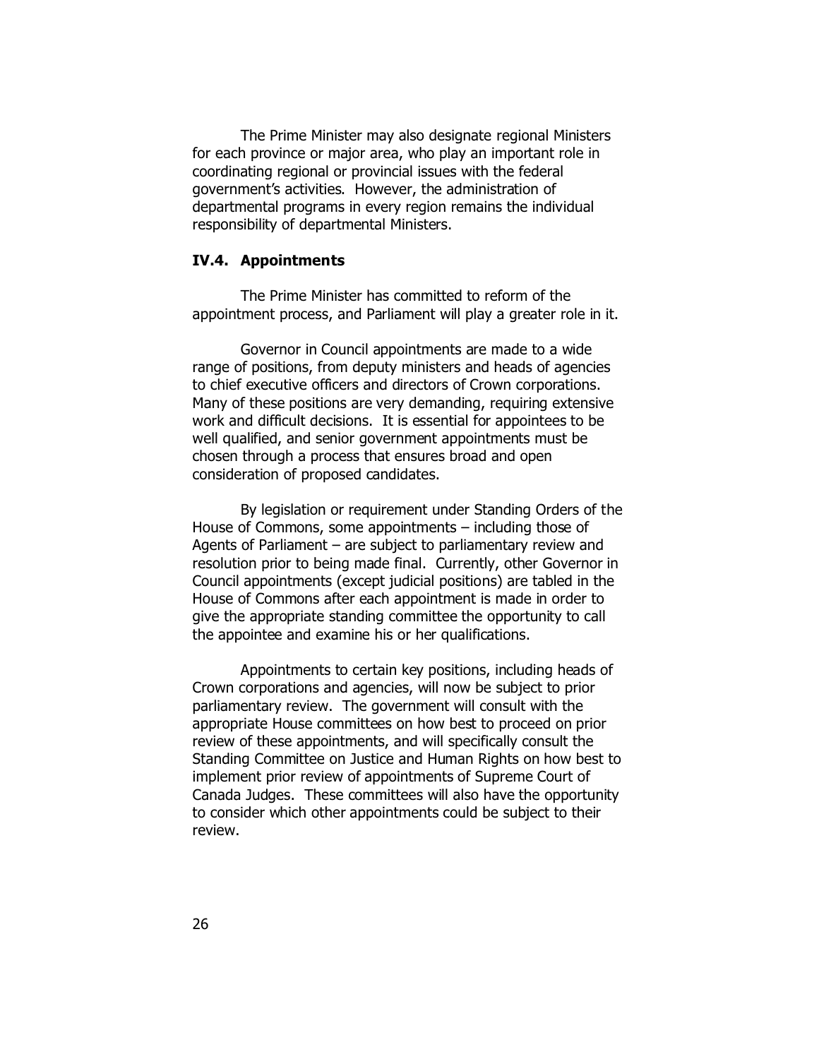The Prime Minister may also designate regional Ministers for each province or major area, who play an important role in coordinating regional or provincial issues with the federal government's activities. However, the administration of departmental programs in every region remains the individual responsibility of departmental Ministers.

### IV.4. Appointments

The Prime Minister has committed to reform of the appointment process, and Parliament will play a greater role in it.

Governor in Council appointments are made to a wide range of positions, from deputy ministers and heads of agencies to chief executive officers and directors of Crown corporations. Many of these positions are very demanding, requiring extensive work and difficult decisions. It is essential for appointees to be well qualified, and senior government appointments must be chosen through a process that ensures broad and open consideration of proposed candidates.

By legislation or requirement under Standing Orders of the House of Commons, some appointments – including those of Agents of Parliament – are subject to parliamentary review and resolution prior to being made final. Currently, other Governor in Council appointments (except judicial positions) are tabled in the House of Commons after each appointment is made in order to give the appropriate standing committee the opportunity to call the appointee and examine his or her qualifications.

Appointments to certain key positions, including heads of Crown corporations and agencies, will now be subject to prior parliamentary review. The government will consult with the appropriate House committees on how best to proceed on prior review of these appointments, and will specifically consult the Standing Committee on Justice and Human Rights on how best to implement prior review of appointments of Supreme Court of Canada Judges. These committees will also have the opportunity to consider which other appointments could be subject to their review.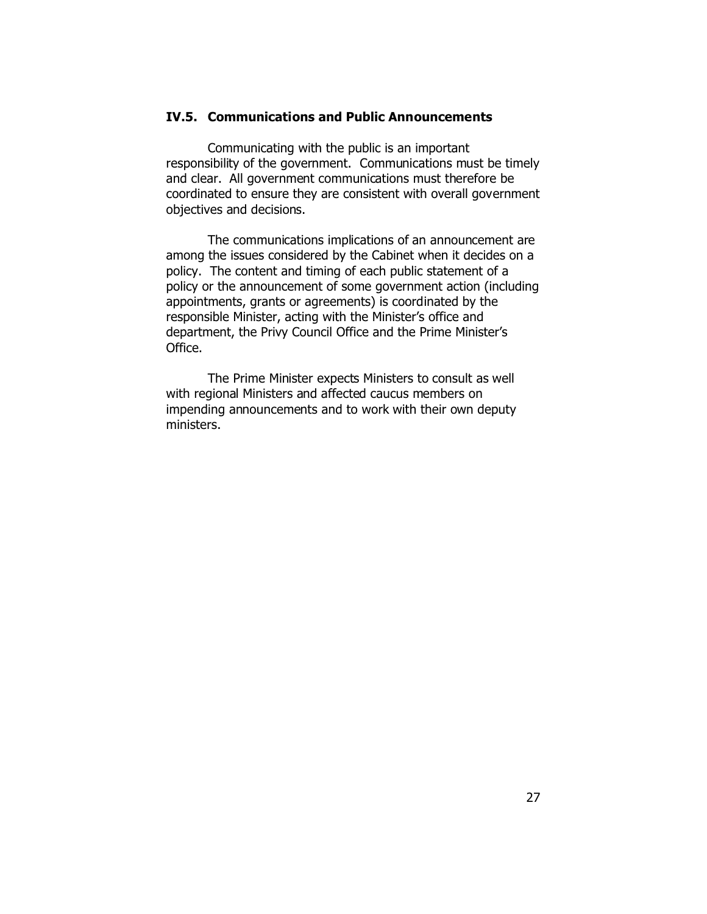### IV.5. Communications and Public Announcements

Communicating with the public is an important responsibility of the government. Communications must be timely and clear. All government communications must therefore be coordinated to ensure they are consistent with overall government objectives and decisions.

The communications implications of an announcement are among the issues considered by the Cabinet when it decides on a policy. The content and timing of each public statement of a policy or the announcement of some government action (including appointments, grants or agreements) is coordinated by the responsible Minister, acting with the Minister's office and department, the Privy Council Office and the Prime Minister's Office.

The Prime Minister expects Ministers to consult as well with regional Ministers and affected caucus members on impending announcements and to work with their own deputy ministers.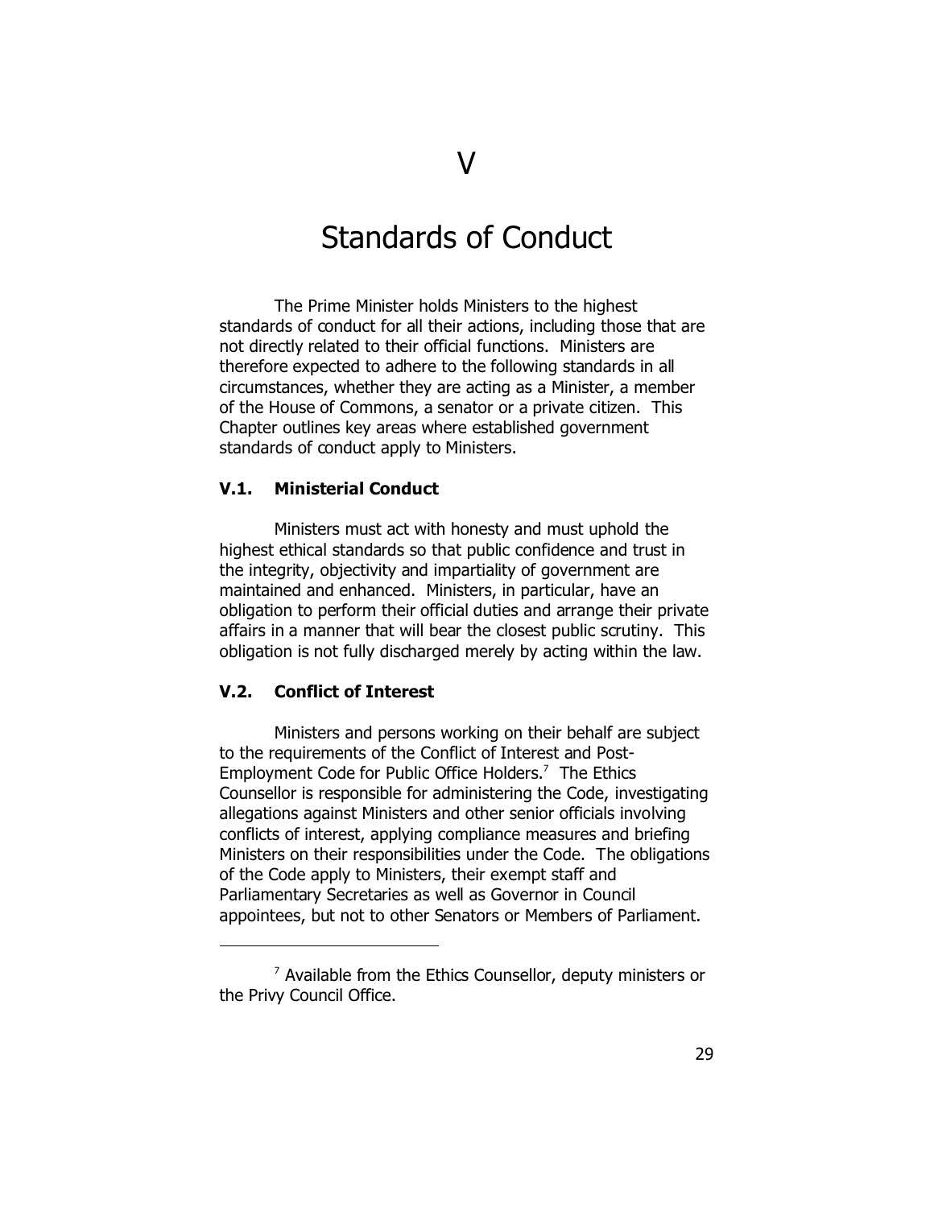# V

# Standards of Conduct

The Prime Minister holds Ministers to the highest standards of conduct for all their actions, including those that are not directly related to their official functions. Ministers are therefore expected to adhere to the following standards in all circumstances, whether they are acting as a Minister, a member of the House of Commons, a senator or a private citizen. This Chapter outlines key areas where established government standards of conduct apply to Ministers.

## V.1. Ministerial Conduct

Ministers must act with honesty and must uphold the highest ethical standards so that public confidence and trust in the integrity, objectivity and impartiality of government are maintained and enhanced. Ministers, in particular, have an obligation to perform their official duties and arrange their private affairs in a manner that will bear the closest public scrutiny. This obligation is not fully discharged merely by acting within the law.

## V.2. Conflict of Interest

Ministers and persons working on their behalf are subject to the requirements of the Conflict of Interest and Post-Employment Code for Public Office Holders.[7] The Ethics Counsellor is responsible for administering the Code, investigating allegations against Ministers and other senior officials involving conflicts of interest, applying compliance measures and briefing Ministers on their responsibilities under the Code. The obligations of the Code apply to Ministers, their exempt staff and Parliamentary Secretaries as well as Governor in Council appointees, but not to other Senators or Members of Parliament.

---

[7] Available from the Ethics Counsellor, deputy ministers or the Privy Council Office.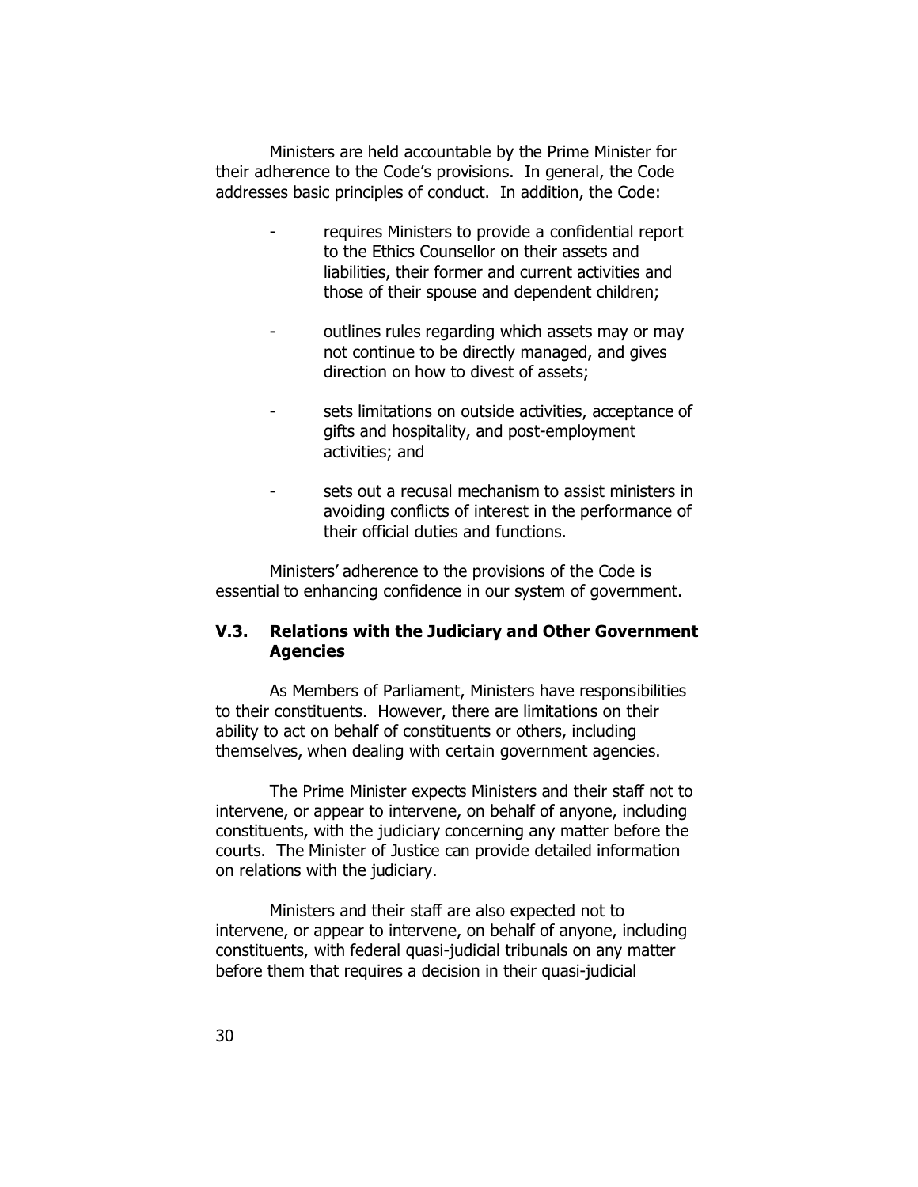Ministers are held accountable by the Prime Minister for their adherence to the Code's provisions. In general, the Code addresses basic principles of conduct. In addition, the Code:

- requires Ministers to provide a confidential report to the Ethics Counsellor on their assets and liabilities, their former and current activities and those of their spouse and dependent children;
- outlines rules regarding which assets may or may not continue to be directly managed, and gives direction on how to divest of assets;
- sets limitations on outside activities, acceptance of gifts and hospitality, and post-employment activities; and
- sets out a recusal mechanism to assist ministers in avoiding conflicts of interest in the performance of their official duties and functions.

Ministers' adherence to the provisions of the Code is essential to enhancing confidence in our system of government.

### V.3. Relations with the Judiciary and Other Government Agencies

As Members of Parliament, Ministers have responsibilities to their constituents. However, there are limitations on their ability to act on behalf of constituents or others, including themselves, when dealing with certain government agencies.

The Prime Minister expects Ministers and their staff not to intervene, or appear to intervene, on behalf of anyone, including constituents, with the judiciary concerning any matter before the courts. The Minister of Justice can provide detailed information on relations with the judiciary.

Ministers and their staff are also expected not to intervene, or appear to intervene, on behalf of anyone, including constituents, with federal quasi-judicial tribunals on any matter before them that requires a decision in their quasi-judicial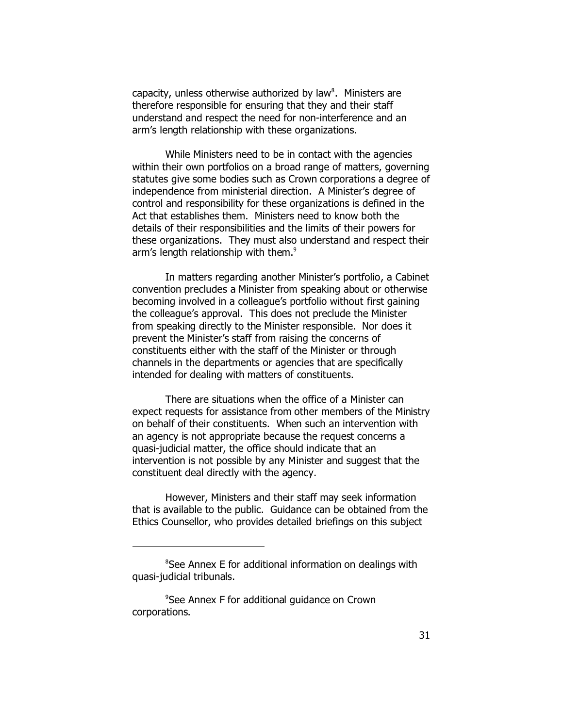capacity, unless otherwise authorized by law[8]. Ministers are therefore responsible for ensuring that they and their staff understand and respect the need for non-interference and an arm's length relationship with these organizations.

While Ministers need to be in contact with the agencies within their own portfolios on a broad range of matters, governing statutes give some bodies such as Crown corporations a degree of independence from ministerial direction. A Minister's degree of control and responsibility for these organizations is defined in the Act that establishes them. Ministers need to know both the details of their responsibilities and the limits of their powers for these organizations. They must also understand and respect their arm's length relationship with them.[9]

In matters regarding another Minister's portfolio, a Cabinet convention precludes a Minister from speaking about or otherwise becoming involved in a colleague's portfolio without first gaining the colleague's approval. This does not preclude the Minister from speaking directly to the Minister responsible. Nor does it prevent the Minister's staff from raising the concerns of constituents either with the staff of the Minister or through channels in the departments or agencies that are specifically intended for dealing with matters of constituents.

There are situations when the office of a Minister can expect requests for assistance from other members of the Ministry on behalf of their constituents. When such an intervention with an agency is not appropriate because the request concerns a quasi-judicial matter, the office should indicate that an intervention is not possible by any Minister and suggest that the constituent deal directly with the agency.

However, Ministers and their staff may seek information that is available to the public. Guidance can be obtained from the Ethics Counsellor, who provides detailed briefings on this subject

---

[8] See Annex E for additional information on dealings with quasi-judicial tribunals.

[9] See Annex F for additional guidance on Crown corporations.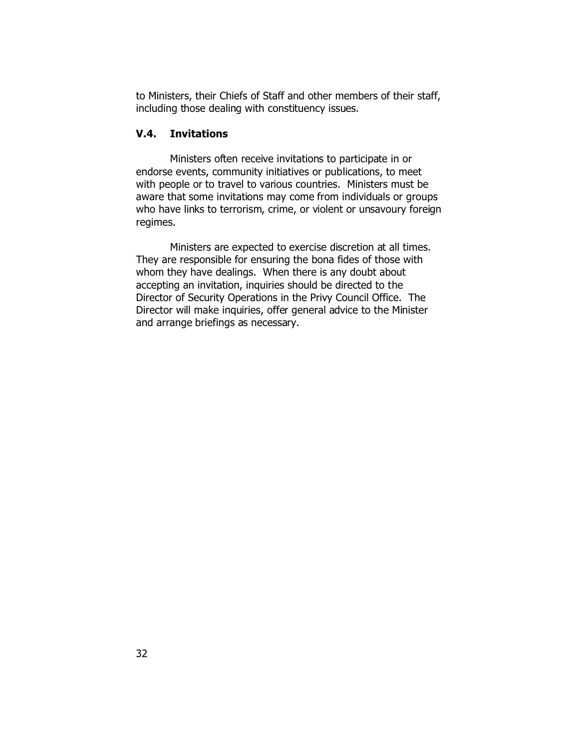to Ministers, their Chiefs of Staff and other members of their staff, including those dealing with constituency issues.

### V.4. Invitations

Ministers often receive invitations to participate in or endorse events, community initiatives or publications, to meet with people or to travel to various countries. Ministers must be aware that some invitations may come from individuals or groups who have links to terrorism, crime, or violent or unsavoury foreign regimes.

Ministers are expected to exercise discretion at all times. They are responsible for ensuring the bona fides of those with whom they have dealings. When there is any doubt about accepting an invitation, inquiries should be directed to the Director of Security Operations in the Privy Council Office. The Director will make inquiries, offer general advice to the Minister and arrange briefings as necessary.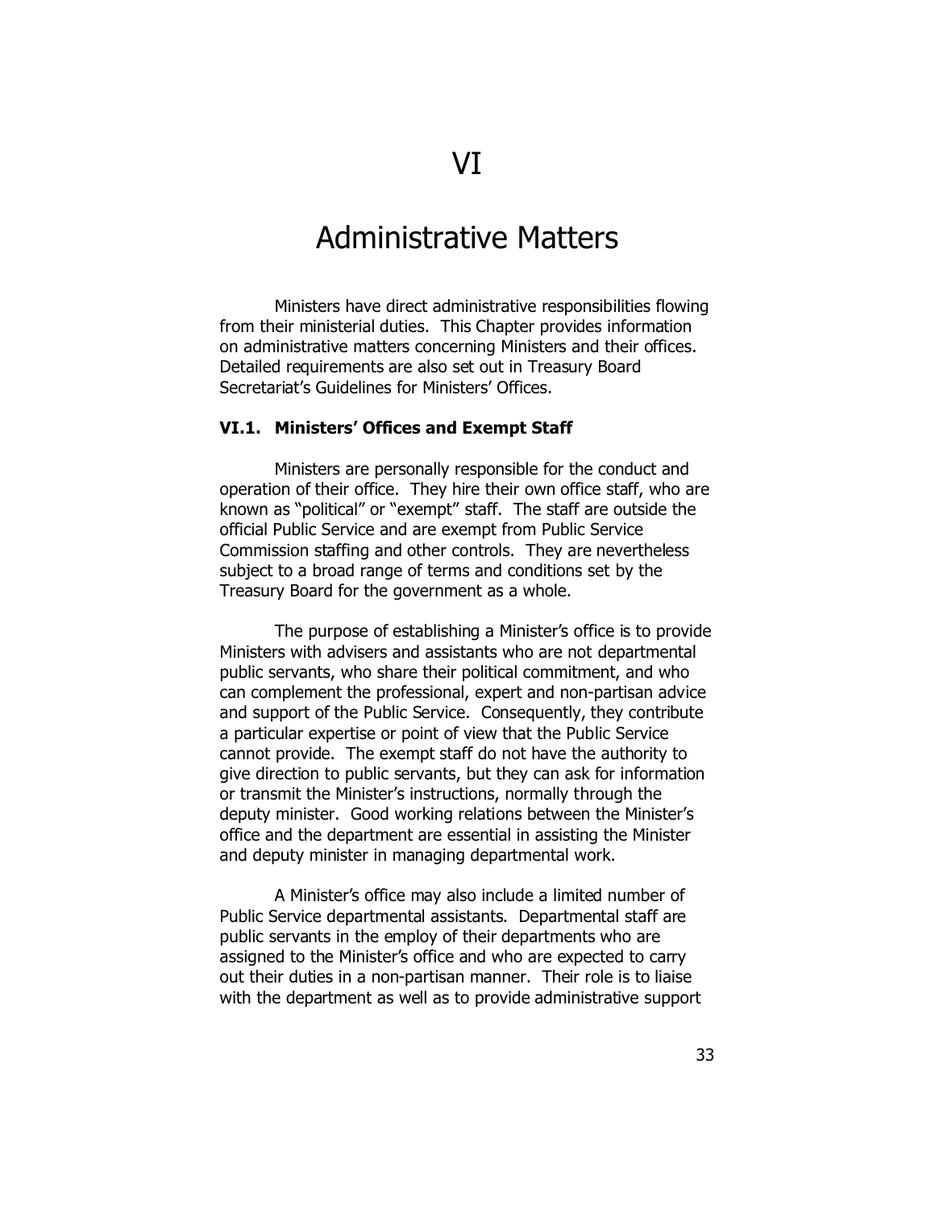# VI

# Administrative Matters

Ministers have direct administrative responsibilities flowing from their ministerial duties. This Chapter provides information on administrative matters concerning Ministers and their offices. Detailed requirements are also set out in Treasury Board Secretariat's Guidelines for Ministers' Offices.

### VI.1. Ministers' Offices and Exempt Staff

Ministers are personally responsible for the conduct and operation of their office. They hire their own office staff, who are known as "political" or "exempt" staff. The staff are outside the official Public Service and are exempt from Public Service Commission staffing and other controls. They are nevertheless subject to a broad range of terms and conditions set by the Treasury Board for the government as a whole.

The purpose of establishing a Minister's office is to provide Ministers with advisers and assistants who are not departmental public servants, who share their political commitment, and who can complement the professional, expert and non-partisan advice and support of the Public Service. Consequently, they contribute a particular expertise or point of view that the Public Service cannot provide. The exempt staff do not have the authority to give direction to public servants, but they can ask for information or transmit the Minister's instructions, normally through the deputy minister. Good working relations between the Minister's office and the department are essential in assisting the Minister and deputy minister in managing departmental work.

A Minister's office may also include a limited number of Public Service departmental assistants. Departmental staff are public servants in the employ of their departments who are assigned to the Minister's office and who are expected to carry out their duties in a non-partisan manner. Their role is to liaise with the department as well as to provide administrative support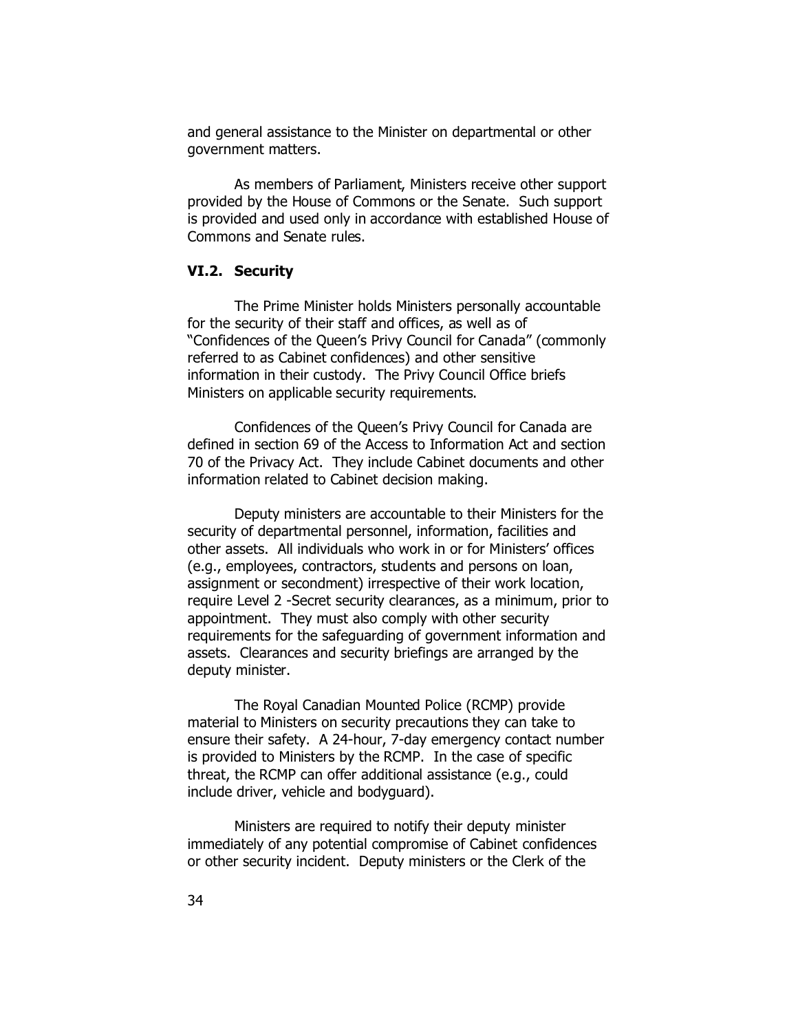and general assistance to the Minister on departmental or other government matters.

As members of Parliament, Ministers receive other support provided by the House of Commons or the Senate. Such support is provided and used only in accordance with established House of Commons and Senate rules.

### VI.2. Security

The Prime Minister holds Ministers personally accountable for the security of their staff and offices, as well as of "Confidences of the Queen's Privy Council for Canada" (commonly referred to as Cabinet confidences) and other sensitive information in their custody. The Privy Council Office briefs Ministers on applicable security requirements.

Confidences of the Queen's Privy Council for Canada are defined in section 69 of the Access to Information Act and section 70 of the Privacy Act. They include Cabinet documents and other information related to Cabinet decision making.

Deputy ministers are accountable to their Ministers for the security of departmental personnel, information, facilities and other assets. All individuals who work in or for Ministers' offices (e.g., employees, contractors, students and persons on loan, assignment or secondment) irrespective of their work location, require Level 2 -Secret security clearances, as a minimum, prior to appointment. They must also comply with other security requirements for the safeguarding of government information and assets. Clearances and security briefings are arranged by the deputy minister.

The Royal Canadian Mounted Police (RCMP) provide material to Ministers on security precautions they can take to ensure their safety. A 24-hour, 7-day emergency contact number is provided to Ministers by the RCMP. In the case of specific threat, the RCMP can offer additional assistance (e.g., could include driver, vehicle and bodyguard).

Ministers are required to notify their deputy minister immediately of any potential compromise of Cabinet confidences or other security incident. Deputy ministers or the Clerk of the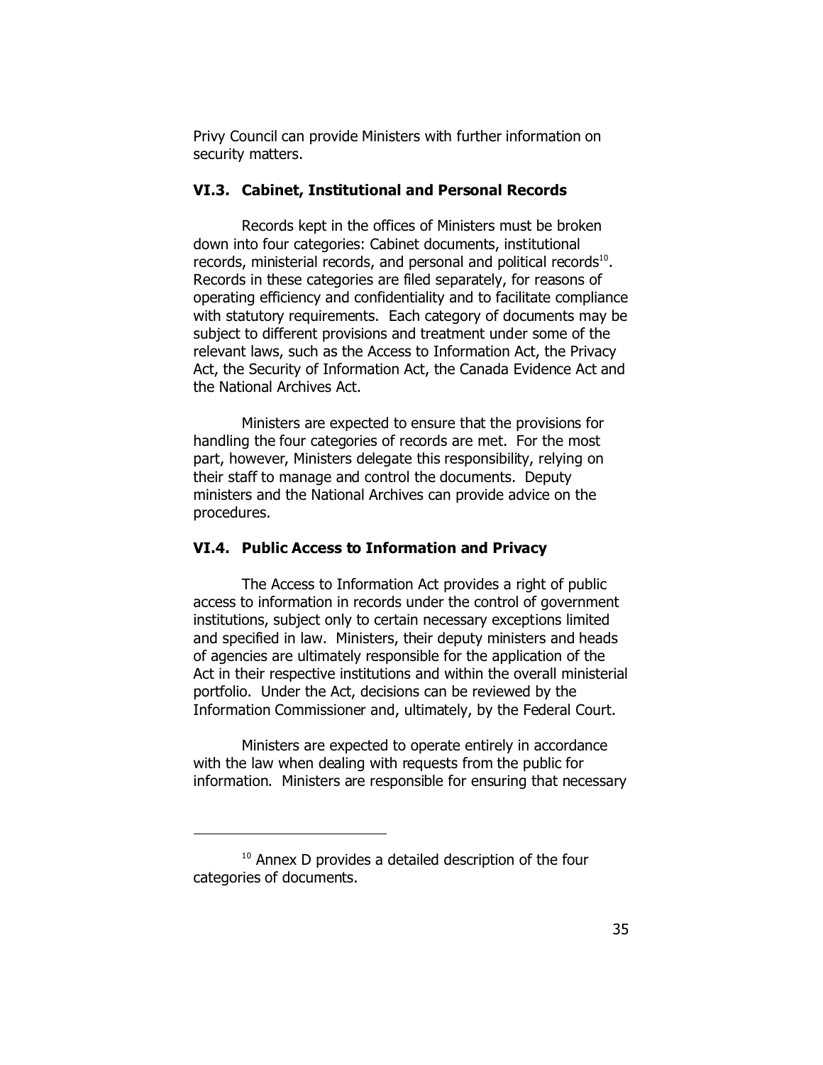Privy Council can provide Ministers with further information on security matters.

### VI.3. Cabinet, Institutional and Personal Records

Records kept in the offices of Ministers must be broken down into four categories: Cabinet documents, institutional records, ministerial records, and personal and political records[10]. Records in these categories are filed separately, for reasons of operating efficiency and confidentiality and to facilitate compliance with statutory requirements. Each category of documents may be subject to different provisions and treatment under some of the relevant laws, such as the Access to Information Act, the Privacy Act, the Security of Information Act, the Canada Evidence Act and the National Archives Act.

Ministers are expected to ensure that the provisions for handling the four categories of records are met. For the most part, however, Ministers delegate this responsibility, relying on their staff to manage and control the documents. Deputy ministers and the National Archives can provide advice on the procedures.

### VI.4. Public Access to Information and Privacy

The Access to Information Act provides a right of public access to information in records under the control of government institutions, subject only to certain necessary exceptions limited and specified in law. Ministers, their deputy ministers and heads of agencies are ultimately responsible for the application of the Act in their respective institutions and within the overall ministerial portfolio. Under the Act, decisions can be reviewed by the Information Commissioner and, ultimately, by the Federal Court.

Ministers are expected to operate entirely in accordance with the law when dealing with requests from the public for information. Ministers are responsible for ensuring that necessary

---

[10] Annex D provides a detailed description of the four categories of documents.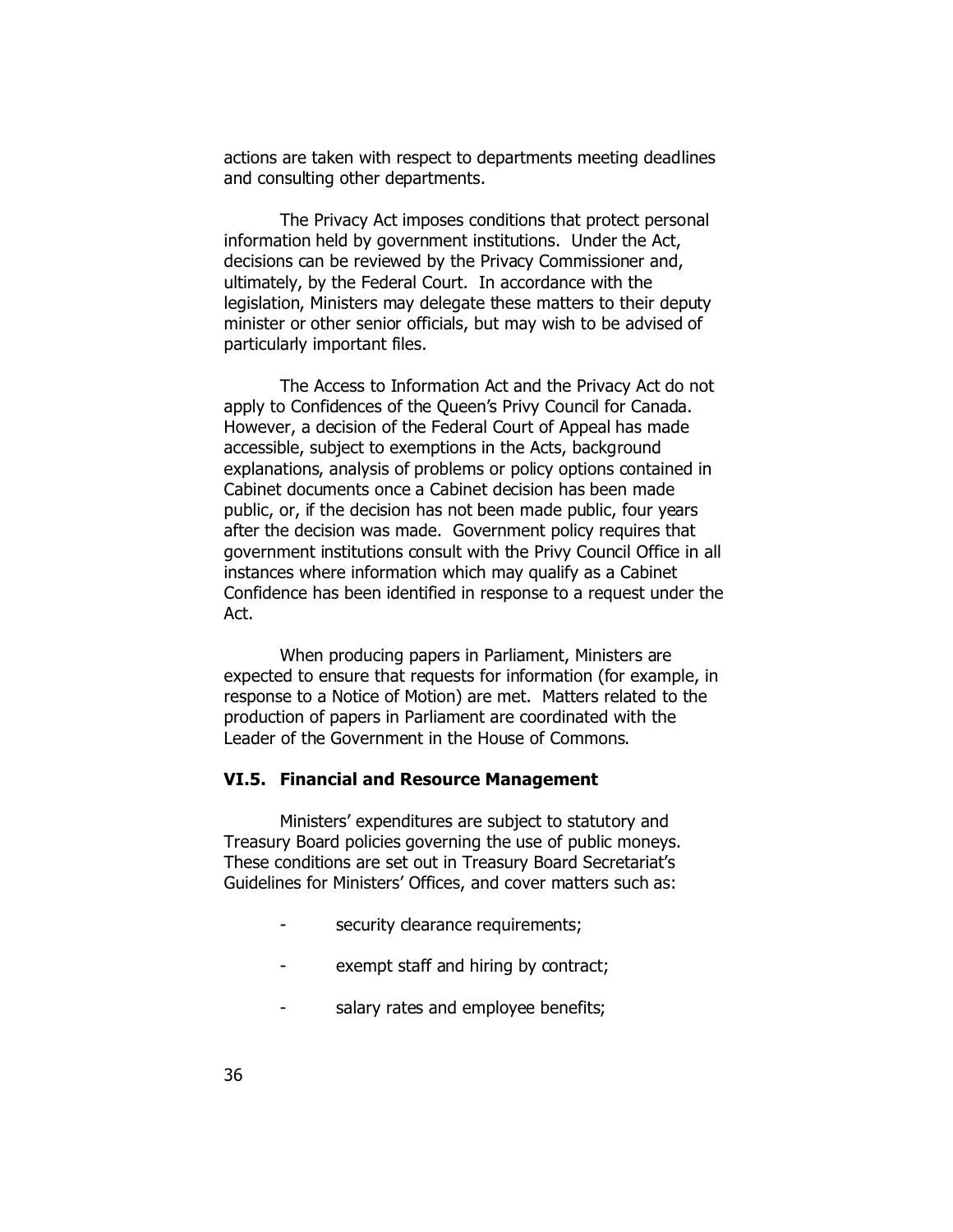actions are taken with respect to departments meeting deadlines and consulting other departments.

The Privacy Act imposes conditions that protect personal information held by government institutions. Under the Act, decisions can be reviewed by the Privacy Commissioner and, ultimately, by the Federal Court. In accordance with the legislation, Ministers may delegate these matters to their deputy minister or other senior officials, but may wish to be advised of particularly important files.

The Access to Information Act and the Privacy Act do not apply to Confidences of the Queen's Privy Council for Canada. However, a decision of the Federal Court of Appeal has made accessible, subject to exemptions in the Acts, background explanations, analysis of problems or policy options contained in Cabinet documents once a Cabinet decision has been made public, or, if the decision has not been made public, four years after the decision was made. Government policy requires that government institutions consult with the Privy Council Office in all instances where information which may qualify as a Cabinet Confidence has been identified in response to a request under the Act.

When producing papers in Parliament, Ministers are expected to ensure that requests for information (for example, in response to a Notice of Motion) are met. Matters related to the production of papers in Parliament are coordinated with the Leader of the Government in the House of Commons.

### VI.5. Financial and Resource Management

Ministers' expenditures are subject to statutory and Treasury Board policies governing the use of public moneys. These conditions are set out in Treasury Board Secretariat's Guidelines for Ministers' Offices, and cover matters such as:

- security clearance requirements;
- exempt staff and hiring by contract;
- salary rates and employee benefits;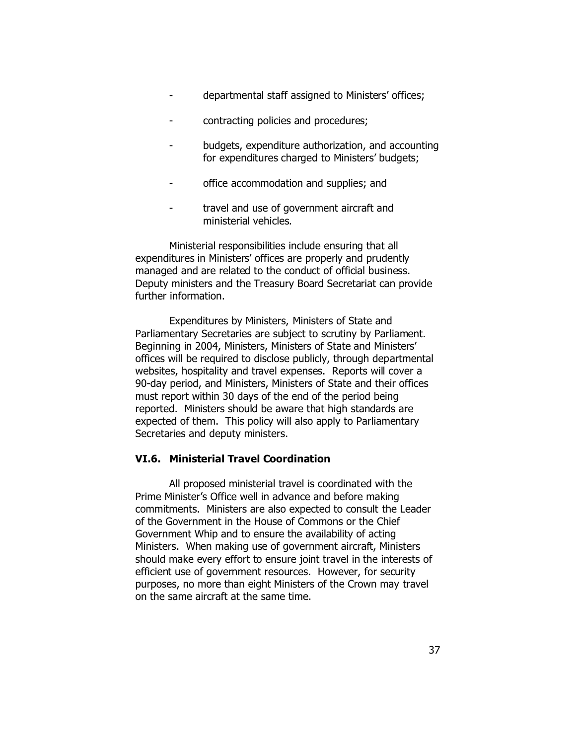- departmental staff assigned to Ministers' offices;
- contracting policies and procedures;
- budgets, expenditure authorization, and accounting for expenditures charged to Ministers' budgets;
- office accommodation and supplies; and
- travel and use of government aircraft and ministerial vehicles.

Ministerial responsibilities include ensuring that all expenditures in Ministers' offices are properly and prudently managed and are related to the conduct of official business. Deputy ministers and the Treasury Board Secretariat can provide further information.

Expenditures by Ministers, Ministers of State and Parliamentary Secretaries are subject to scrutiny by Parliament. Beginning in 2004, Ministers, Ministers of State and Ministers' offices will be required to disclose publicly, through departmental websites, hospitality and travel expenses. Reports will cover a 90-day period, and Ministers, Ministers of State and their offices must report within 30 days of the end of the period being reported. Ministers should be aware that high standards are expected of them. This policy will also apply to Parliamentary Secretaries and deputy ministers.

### VI.6. Ministerial Travel Coordination

All proposed ministerial travel is coordinated with the Prime Minister's Office well in advance and before making commitments. Ministers are also expected to consult the Leader of the Government in the House of Commons or the Chief Government Whip and to ensure the availability of acting Ministers. When making use of government aircraft, Ministers should make every effort to ensure joint travel in the interests of efficient use of government resources. However, for security purposes, no more than eight Ministers of the Crown may travel on the same aircraft at the same time.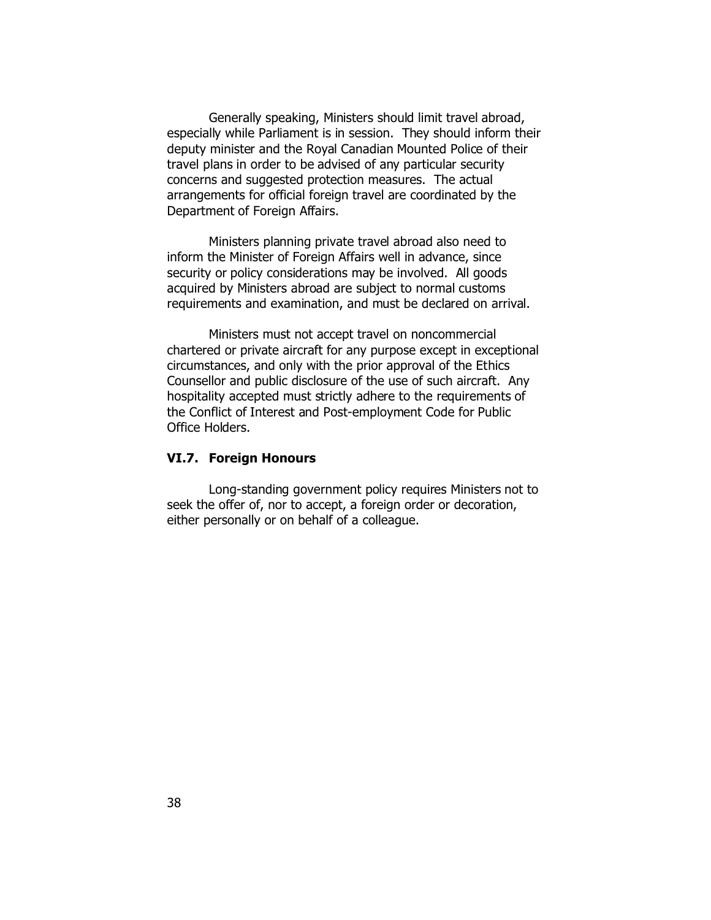Generally speaking, Ministers should limit travel abroad, especially while Parliament is in session. They should inform their deputy minister and the Royal Canadian Mounted Police of their travel plans in order to be advised of any particular security concerns and suggested protection measures. The actual arrangements for official foreign travel are coordinated by the Department of Foreign Affairs.

Ministers planning private travel abroad also need to inform the Minister of Foreign Affairs well in advance, since security or policy considerations may be involved. All goods acquired by Ministers abroad are subject to normal customs requirements and examination, and must be declared on arrival.

Ministers must not accept travel on noncommercial chartered or private aircraft for any purpose except in exceptional circumstances, and only with the prior approval of the Ethics Counsellor and public disclosure of the use of such aircraft. Any hospitality accepted must strictly adhere to the requirements of the Conflict of Interest and Post-employment Code for Public Office Holders.

### VI.7. Foreign Honours

Long-standing government policy requires Ministers not to seek the offer of, nor to accept, a foreign order or decoration, either personally or on behalf of a colleague.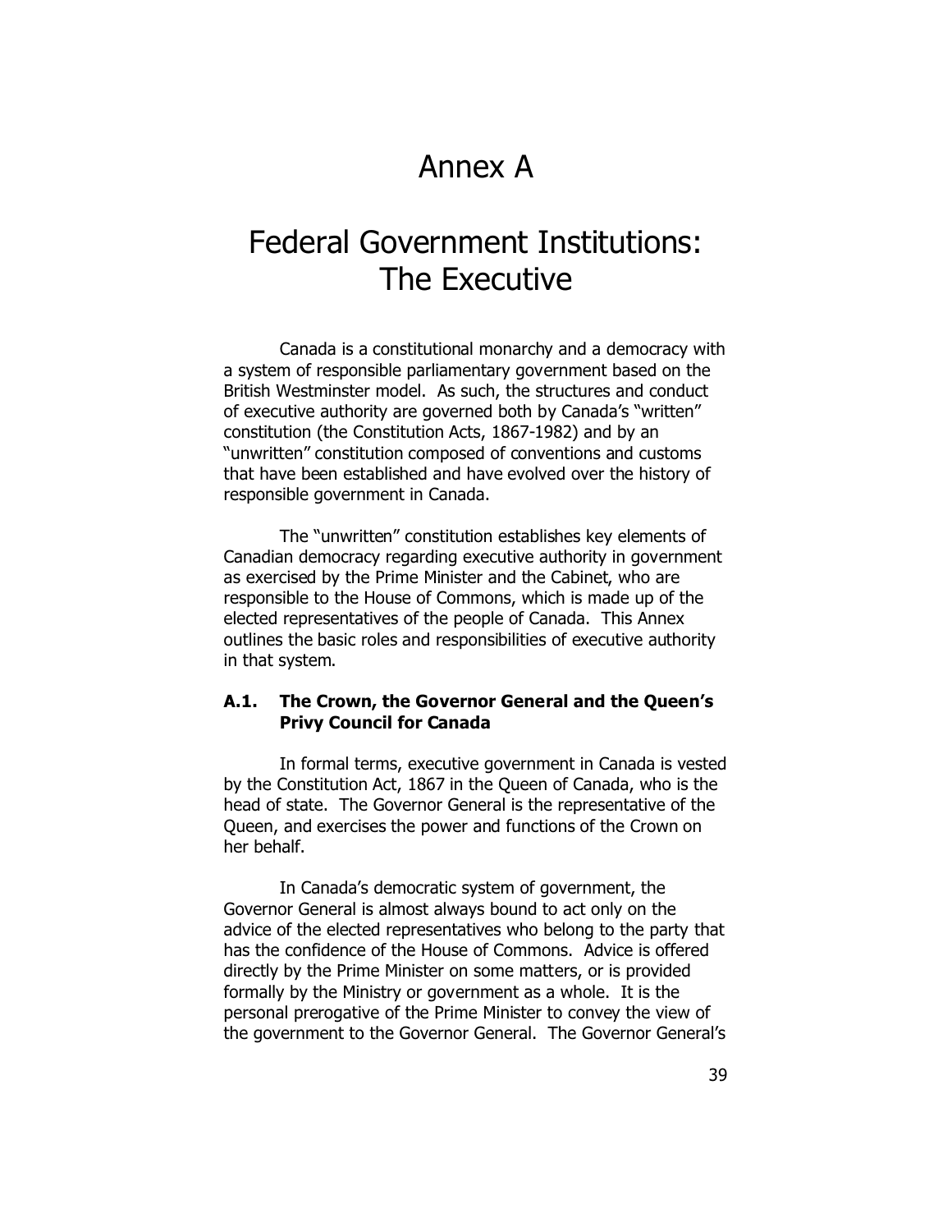# Annex A

# Federal Government Institutions: The Executive

Canada is a constitutional monarchy and a democracy with a system of responsible parliamentary government based on the British Westminster model. As such, the structures and conduct of executive authority are governed both by Canada's "written" constitution (the Constitution Acts, 1867-1982) and by an "unwritten" constitution composed of conventions and customs that have been established and have evolved over the history of responsible government in Canada.

The "unwritten" constitution establishes key elements of Canadian democracy regarding executive authority in government as exercised by the Prime Minister and the Cabinet, who are responsible to the House of Commons, which is made up of the elected representatives of the people of Canada. This Annex outlines the basic roles and responsibilities of executive authority in that system.

### A.1. The Crown, the Governor General and the Queen's Privy Council for Canada

In formal terms, executive government in Canada is vested by the Constitution Act, 1867 in the Queen of Canada, who is the head of state. The Governor General is the representative of the Queen, and exercises the power and functions of the Crown on her behalf.

In Canada's democratic system of government, the Governor General is almost always bound to act only on the advice of the elected representatives who belong to the party that has the confidence of the House of Commons. Advice is offered directly by the Prime Minister on some matters, or is provided formally by the Ministry or government as a whole. It is the personal prerogative of the Prime Minister to convey the view of the government to the Governor General. The Governor General's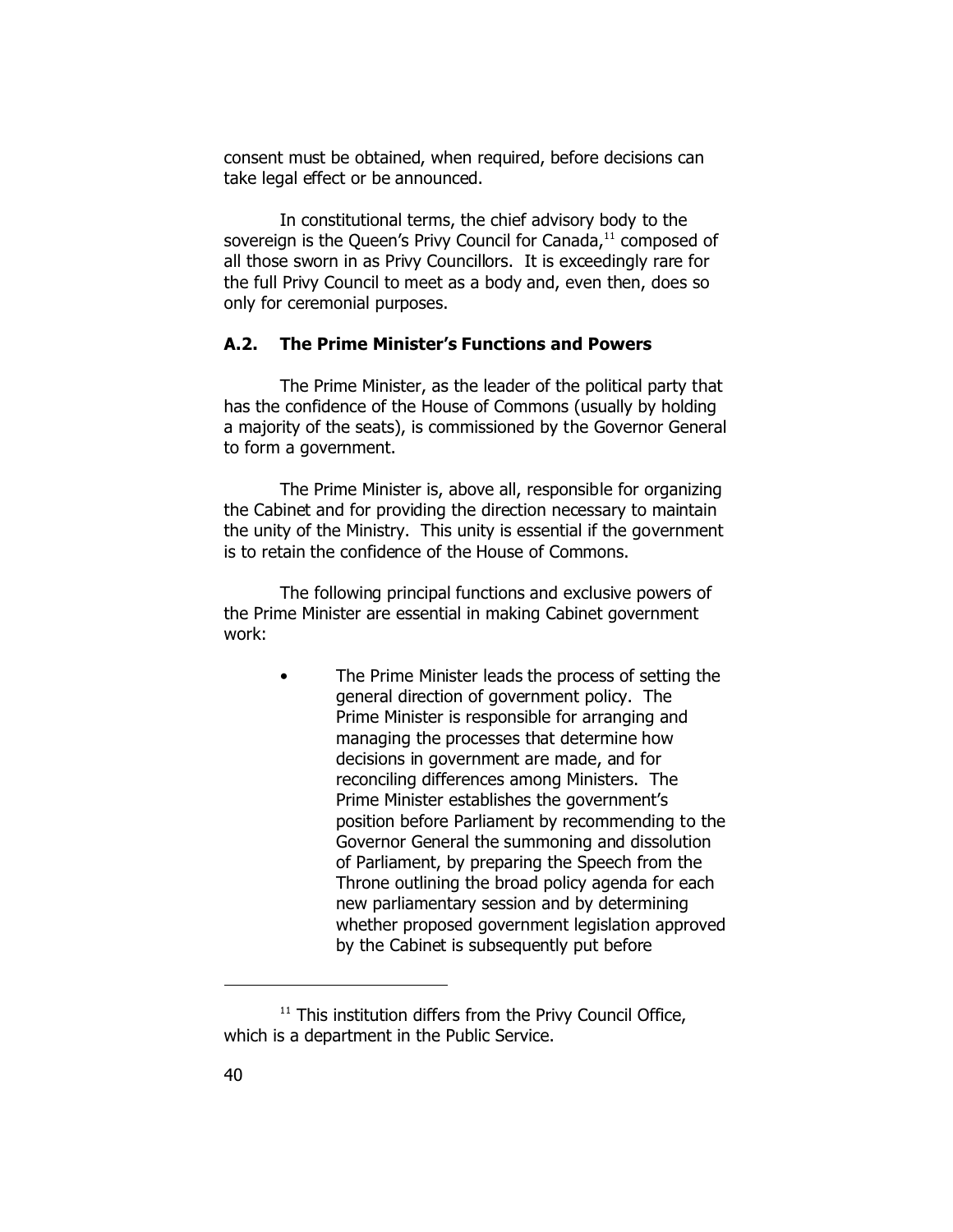consent must be obtained, when required, before decisions can take legal effect or be announced.

In constitutional terms, the chief advisory body to the sovereign is the Queen's Privy Council for Canada,[11] composed of all those sworn in as Privy Councillors. It is exceedingly rare for the full Privy Council to meet as a body and, even then, does so only for ceremonial purposes.

### A.2. The Prime Minister's Functions and Powers

The Prime Minister, as the leader of the political party that has the confidence of the House of Commons (usually by holding a majority of the seats), is commissioned by the Governor General to form a government.

The Prime Minister is, above all, responsible for organizing the Cabinet and for providing the direction necessary to maintain the unity of the Ministry. This unity is essential if the government is to retain the confidence of the House of Commons.

The following principal functions and exclusive powers of the Prime Minister are essential in making Cabinet government work:

- The Prime Minister leads the process of setting the general direction of government policy. The Prime Minister is responsible for arranging and managing the processes that determine how decisions in government are made, and for reconciling differences among Ministers. The Prime Minister establishes the government's position before Parliament by recommending to the Governor General the summoning and dissolution of Parliament, by preparing the Speech from the Throne outlining the broad policy agenda for each new parliamentary session and by determining whether proposed government legislation approved by the Cabinet is subsequently put before

[11] This institution differs from the Privy Council Office, which is a department in the Public Service.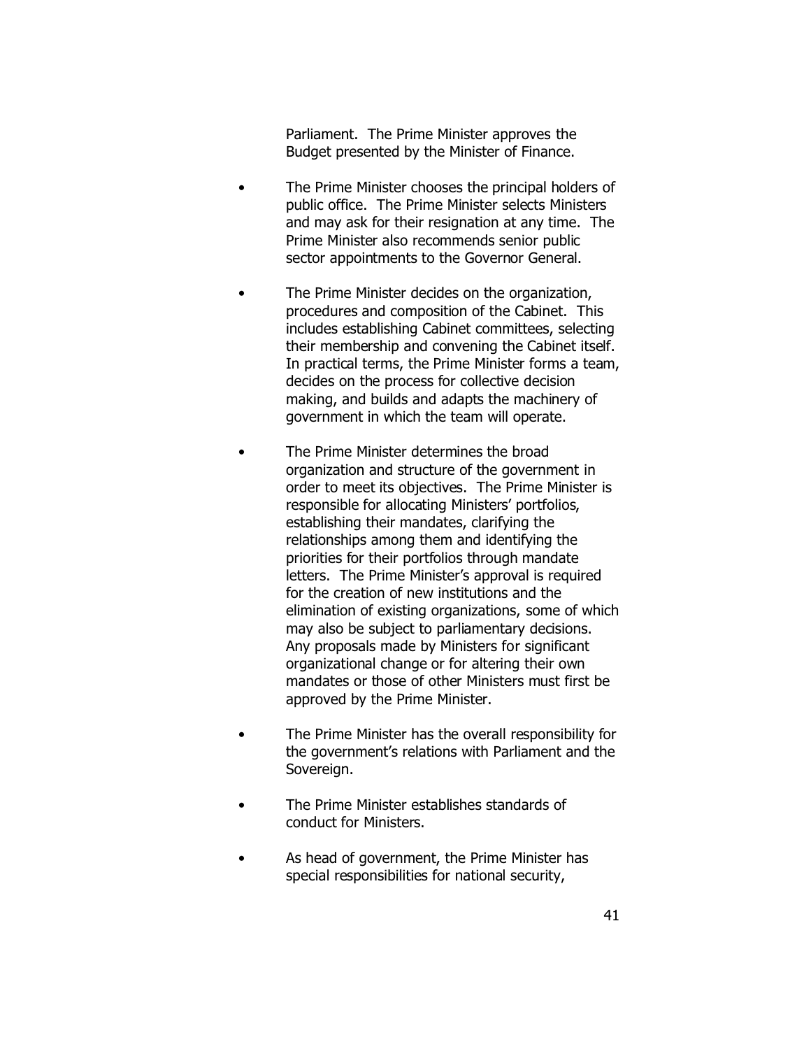Parliament. The Prime Minister approves the Budget presented by the Minister of Finance.

- The Prime Minister chooses the principal holders of public office. The Prime Minister selects Ministers and may ask for their resignation at any time. The Prime Minister also recommends senior public sector appointments to the Governor General.

- The Prime Minister decides on the organization, procedures and composition of the Cabinet. This includes establishing Cabinet committees, selecting their membership and convening the Cabinet itself. In practical terms, the Prime Minister forms a team, decides on the process for collective decision making, and builds and adapts the machinery of government in which the team will operate.

- The Prime Minister determines the broad organization and structure of the government in order to meet its objectives. The Prime Minister is responsible for allocating Ministers' portfolios, establishing their mandates, clarifying the relationships among them and identifying the priorities for their portfolios through mandate letters. The Prime Minister's approval is required for the creation of new institutions and the elimination of existing organizations, some of which may also be subject to parliamentary decisions. Any proposals made by Ministers for significant organizational change or for altering their own mandates or those of other Ministers must first be approved by the Prime Minister.

- The Prime Minister has the overall responsibility for the government's relations with Parliament and the Sovereign.

- The Prime Minister establishes standards of conduct for Ministers.

- As head of government, the Prime Minister has special responsibilities for national security,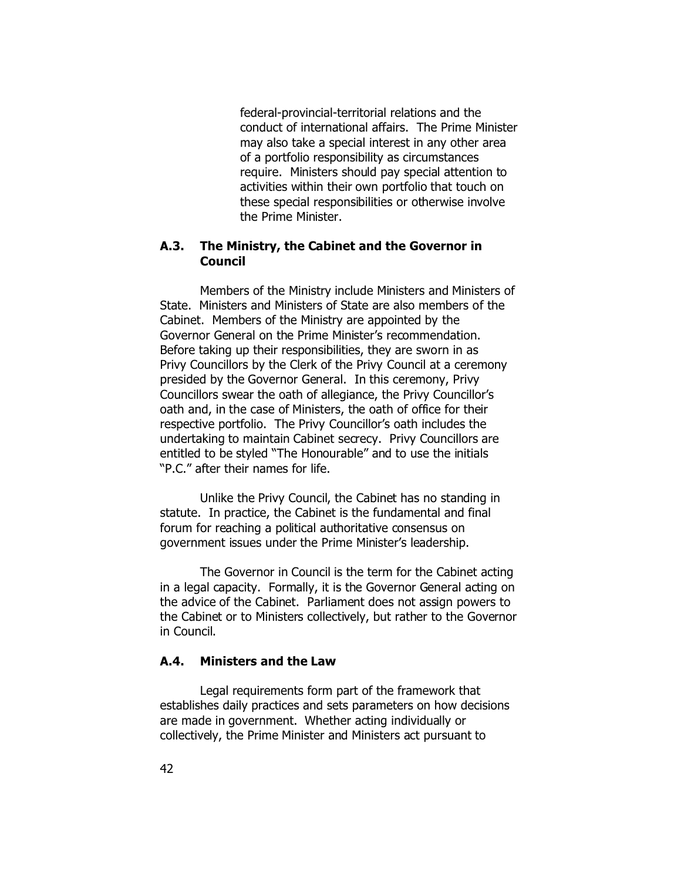federal-provincial-territorial relations and the conduct of international affairs. The Prime Minister may also take a special interest in any other area of a portfolio responsibility as circumstances require. Ministers should pay special attention to activities within their own portfolio that touch on these special responsibilities or otherwise involve the Prime Minister.

### A.3. The Ministry, the Cabinet and the Governor in Council

Members of the Ministry include Ministers and Ministers of State. Ministers and Ministers of State are also members of the Cabinet. Members of the Ministry are appointed by the Governor General on the Prime Minister's recommendation. Before taking up their responsibilities, they are sworn in as Privy Councillors by the Clerk of the Privy Council at a ceremony presided by the Governor General. In this ceremony, Privy Councillors swear the oath of allegiance, the Privy Councillor's oath and, in the case of Ministers, the oath of office for their respective portfolio. The Privy Councillor's oath includes the undertaking to maintain Cabinet secrecy. Privy Councillors are entitled to be styled "The Honourable" and to use the initials "P.C." after their names for life.

Unlike the Privy Council, the Cabinet has no standing in statute. In practice, the Cabinet is the fundamental and final forum for reaching a political authoritative consensus on government issues under the Prime Minister's leadership.

The Governor in Council is the term for the Cabinet acting in a legal capacity. Formally, it is the Governor General acting on the advice of the Cabinet. Parliament does not assign powers to the Cabinet or to Ministers collectively, but rather to the Governor in Council.

### A.4. Ministers and the Law

Legal requirements form part of the framework that establishes daily practices and sets parameters on how decisions are made in government. Whether acting individually or collectively, the Prime Minister and Ministers act pursuant to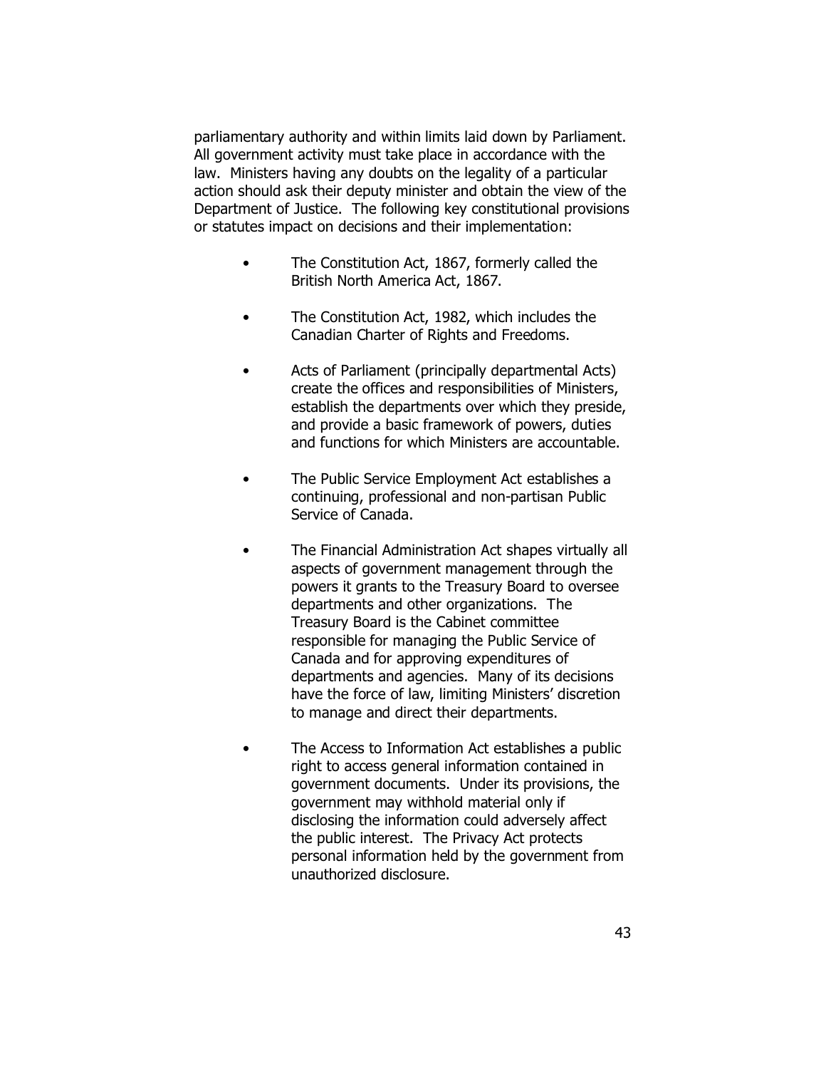parliamentary authority and within limits laid down by Parliament. All government activity must take place in accordance with the law. Ministers having any doubts on the legality of a particular action should ask their deputy minister and obtain the view of the Department of Justice. The following key constitutional provisions or statutes impact on decisions and their implementation:

- The Constitution Act, 1867, formerly called the British North America Act, 1867.
- The Constitution Act, 1982, which includes the Canadian Charter of Rights and Freedoms.
- Acts of Parliament (principally departmental Acts) create the offices and responsibilities of Ministers, establish the departments over which they preside, and provide a basic framework of powers, duties and functions for which Ministers are accountable.
- The Public Service Employment Act establishes a continuing, professional and non-partisan Public Service of Canada.
- The Financial Administration Act shapes virtually all aspects of government management through the powers it grants to the Treasury Board to oversee departments and other organizations. The Treasury Board is the Cabinet committee responsible for managing the Public Service of Canada and for approving expenditures of departments and agencies. Many of its decisions have the force of law, limiting Ministers' discretion to manage and direct their departments.
- The Access to Information Act establishes a public right to access general information contained in government documents. Under its provisions, the government may withhold material only if disclosing the information could adversely affect the public interest. The Privacy Act protects personal information held by the government from unauthorized disclosure.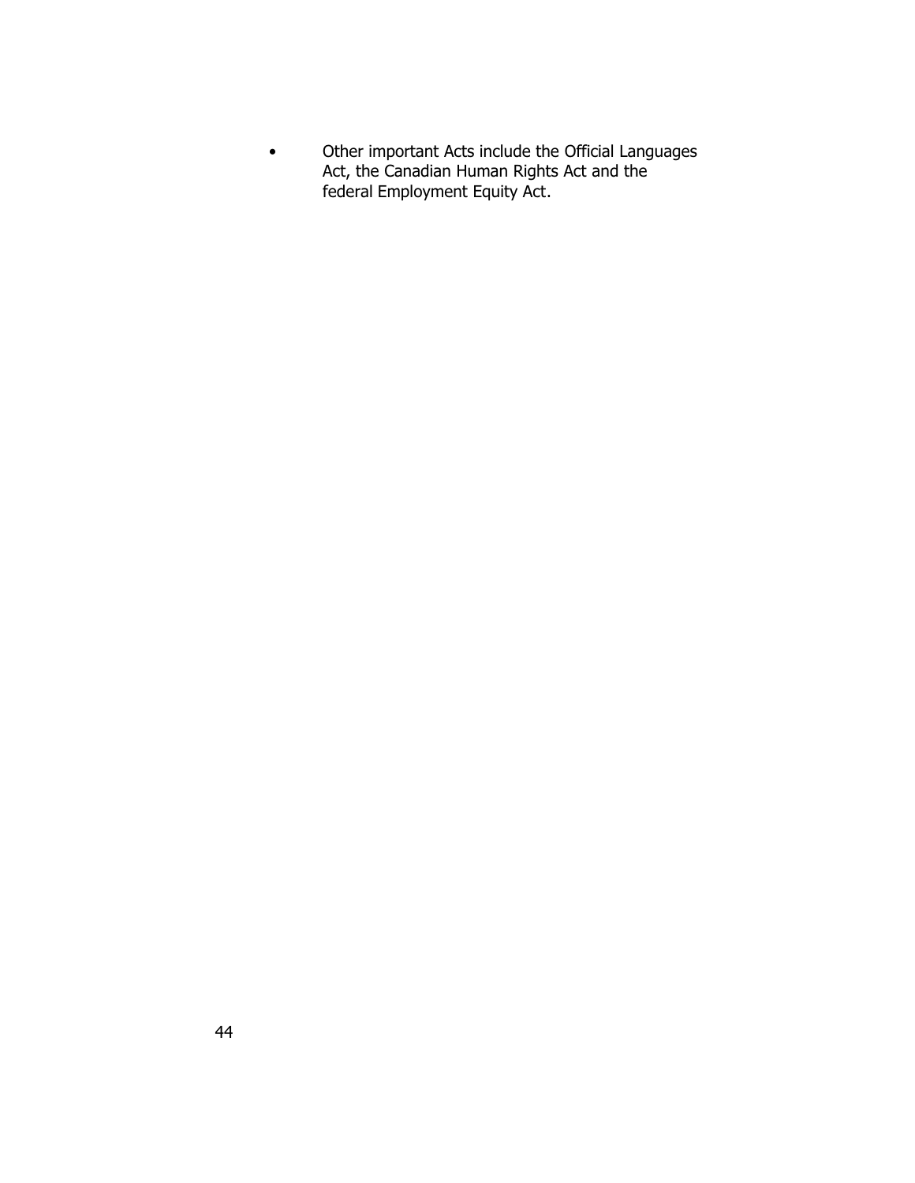- Other important Acts include the Official Languages Act, the Canadian Human Rights Act and the federal Employment Equity Act.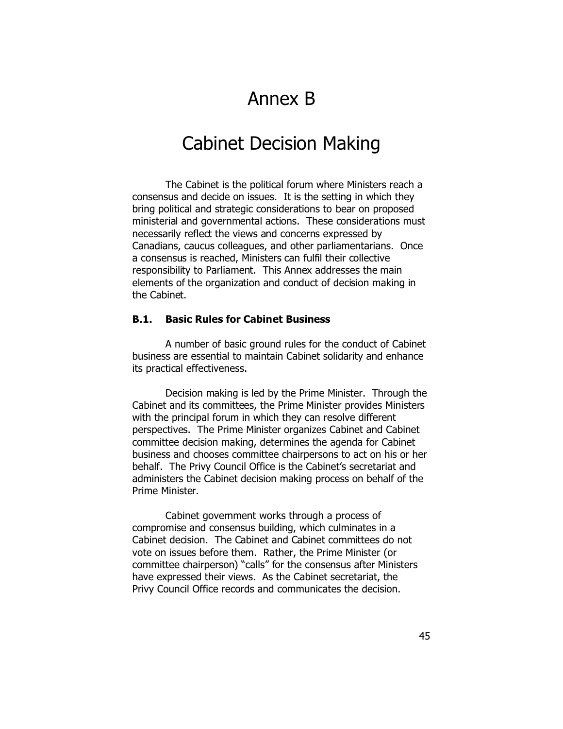# Annex B

# Cabinet Decision Making

The Cabinet is the political forum where Ministers reach a consensus and decide on issues. It is the setting in which they bring political and strategic considerations to bear on proposed ministerial and governmental actions. These considerations must necessarily reflect the views and concerns expressed by Canadians, caucus colleagues, and other parliamentarians. Once a consensus is reached, Ministers can fulfil their collective responsibility to Parliament. This Annex addresses the main elements of the organization and conduct of decision making in the Cabinet.

### B.1. Basic Rules for Cabinet Business

A number of basic ground rules for the conduct of Cabinet business are essential to maintain Cabinet solidarity and enhance its practical effectiveness.

Decision making is led by the Prime Minister. Through the Cabinet and its committees, the Prime Minister provides Ministers with the principal forum in which they can resolve different perspectives. The Prime Minister organizes Cabinet and Cabinet committee decision making, determines the agenda for Cabinet business and chooses committee chairpersons to act on his or her behalf. The Privy Council Office is the Cabinet's secretariat and administers the Cabinet decision making process on behalf of the Prime Minister.

Cabinet government works through a process of compromise and consensus building, which culminates in a Cabinet decision. The Cabinet and Cabinet committees do not vote on issues before them. Rather, the Prime Minister (or committee chairperson) "calls" for the consensus after Ministers have expressed their views. As the Cabinet secretariat, the Privy Council Office records and communicates the decision.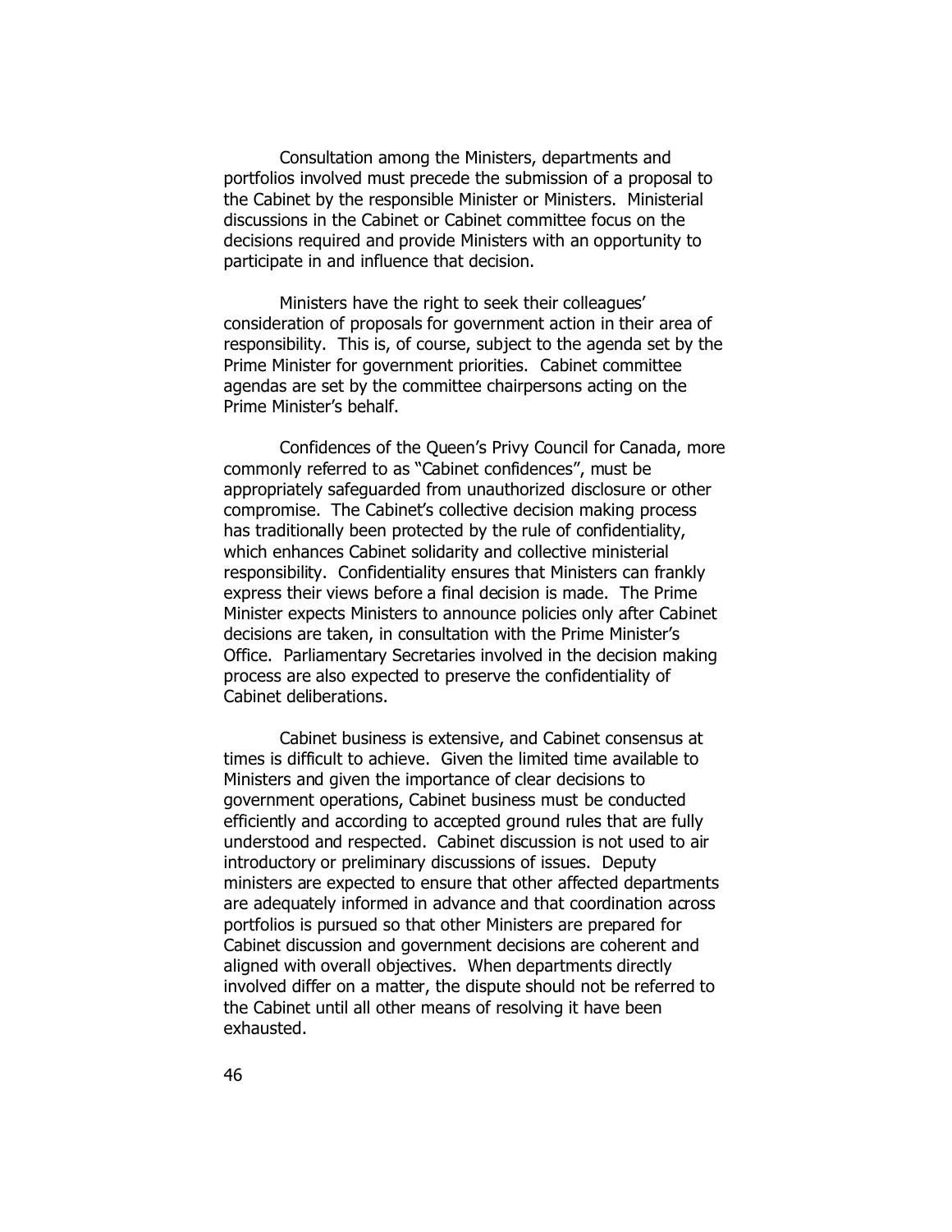Consultation among the Ministers, departments and portfolios involved must precede the submission of a proposal to the Cabinet by the responsible Minister or Ministers. Ministerial discussions in the Cabinet or Cabinet committee focus on the decisions required and provide Ministers with an opportunity to participate in and influence that decision.

Ministers have the right to seek their colleagues' consideration of proposals for government action in their area of responsibility. This is, of course, subject to the agenda set by the Prime Minister for government priorities. Cabinet committee agendas are set by the committee chairpersons acting on the Prime Minister's behalf.

Confidences of the Queen's Privy Council for Canada, more commonly referred to as "Cabinet confidences", must be appropriately safeguarded from unauthorized disclosure or other compromise. The Cabinet's collective decision making process has traditionally been protected by the rule of confidentiality, which enhances Cabinet solidarity and collective ministerial responsibility. Confidentiality ensures that Ministers can frankly express their views before a final decision is made. The Prime Minister expects Ministers to announce policies only after Cabinet decisions are taken, in consultation with the Prime Minister's Office. Parliamentary Secretaries involved in the decision making process are also expected to preserve the confidentiality of Cabinet deliberations.

Cabinet business is extensive, and Cabinet consensus at times is difficult to achieve. Given the limited time available to Ministers and given the importance of clear decisions to government operations, Cabinet business must be conducted efficiently and according to accepted ground rules that are fully understood and respected. Cabinet discussion is not used to air introductory or preliminary discussions of issues. Deputy ministers are expected to ensure that other affected departments are adequately informed in advance and that coordination across portfolios is pursued so that other Ministers are prepared for Cabinet discussion and government decisions are coherent and aligned with overall objectives. When departments directly involved differ on a matter, the dispute should not be referred to the Cabinet until all other means of resolving it have been exhausted.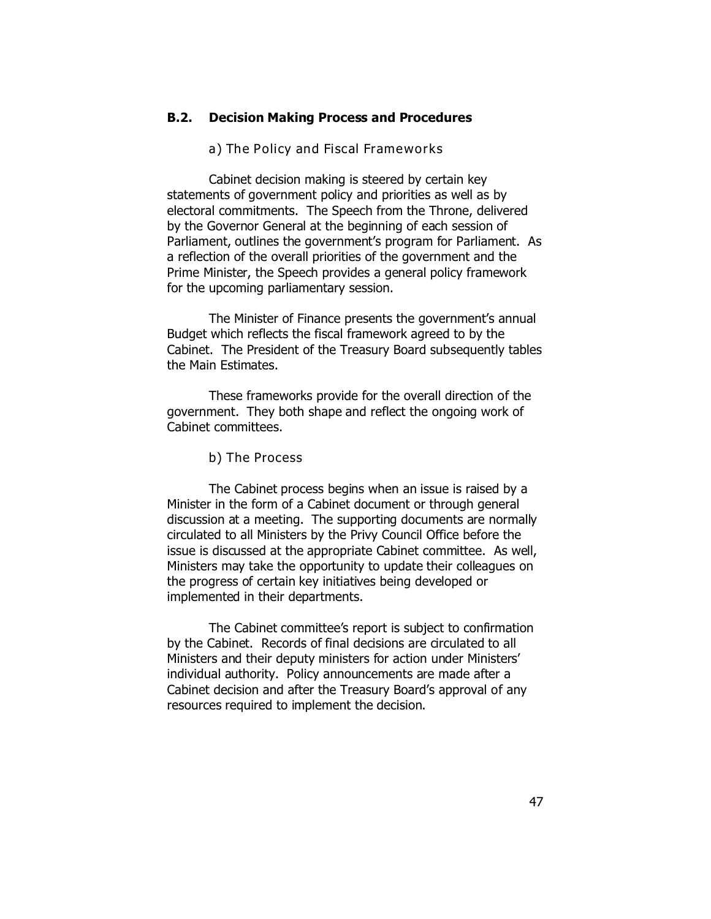## B.2. Decision Making Process and Procedures

### a) The Policy and Fiscal Frameworks

Cabinet decision making is steered by certain key statements of government policy and priorities as well as by electoral commitments. The Speech from the Throne, delivered by the Governor General at the beginning of each session of Parliament, outlines the government's program for Parliament. As a reflection of the overall priorities of the government and the Prime Minister, the Speech provides a general policy framework for the upcoming parliamentary session.

The Minister of Finance presents the government's annual Budget which reflects the fiscal framework agreed to by the Cabinet. The President of the Treasury Board subsequently tables the Main Estimates.

These frameworks provide for the overall direction of the government. They both shape and reflect the ongoing work of Cabinet committees.

### b) The Process

The Cabinet process begins when an issue is raised by a Minister in the form of a Cabinet document or through general discussion at a meeting. The supporting documents are normally circulated to all Ministers by the Privy Council Office before the issue is discussed at the appropriate Cabinet committee. As well, Ministers may take the opportunity to update their colleagues on the progress of certain key initiatives being developed or implemented in their departments.

The Cabinet committee's report is subject to confirmation by the Cabinet. Records of final decisions are circulated to all Ministers and their deputy ministers for action under Ministers' individual authority. Policy announcements are made after a Cabinet decision and after the Treasury Board's approval of any resources required to implement the decision.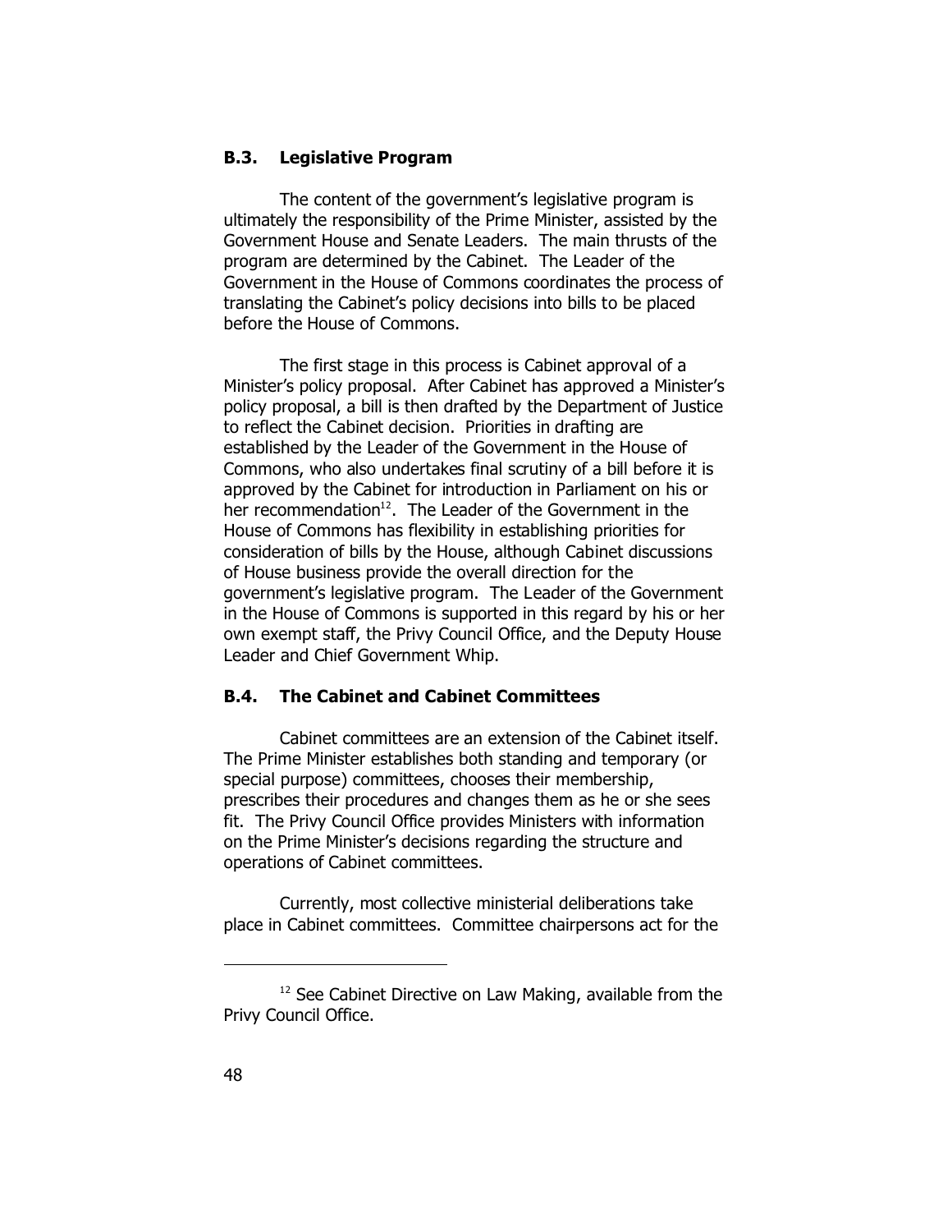### B.3. Legislative Program

The content of the government's legislative program is ultimately the responsibility of the Prime Minister, assisted by the Government House and Senate Leaders. The main thrusts of the program are determined by the Cabinet. The Leader of the Government in the House of Commons coordinates the process of translating the Cabinet's policy decisions into bills to be placed before the House of Commons.

The first stage in this process is Cabinet approval of a Minister's policy proposal. After Cabinet has approved a Minister's policy proposal, a bill is then drafted by the Department of Justice to reflect the Cabinet decision. Priorities in drafting are established by the Leader of the Government in the House of Commons, who also undertakes final scrutiny of a bill before it is approved by the Cabinet for introduction in Parliament on his or her recommendation[12]. The Leader of the Government in the House of Commons has flexibility in establishing priorities for consideration of bills by the House, although Cabinet discussions of House business provide the overall direction for the government's legislative program. The Leader of the Government in the House of Commons is supported in this regard by his or her own exempt staff, the Privy Council Office, and the Deputy House Leader and Chief Government Whip.

### B.4. The Cabinet and Cabinet Committees

Cabinet committees are an extension of the Cabinet itself. The Prime Minister establishes both standing and temporary (or special purpose) committees, chooses their membership, prescribes their procedures and changes them as he or she sees fit. The Privy Council Office provides Ministers with information on the Prime Minister's decisions regarding the structure and operations of Cabinet committees.

Currently, most collective ministerial deliberations take place in Cabinet committees. Committee chairpersons act for the

---

[12] See Cabinet Directive on Law Making, available from the Privy Council Office.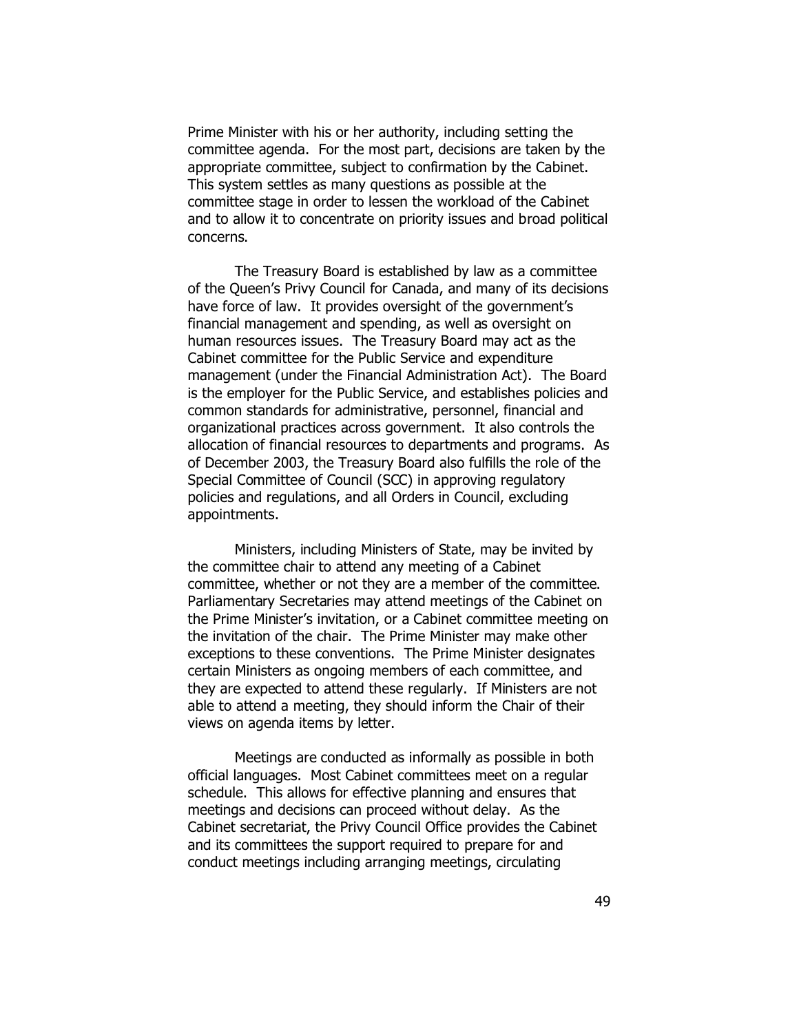Prime Minister with his or her authority, including setting the committee agenda. For the most part, decisions are taken by the appropriate committee, subject to confirmation by the Cabinet. This system settles as many questions as possible at the committee stage in order to lessen the workload of the Cabinet and to allow it to concentrate on priority issues and broad political concerns.

The Treasury Board is established by law as a committee of the Queen's Privy Council for Canada, and many of its decisions have force of law. It provides oversight of the government's financial management and spending, as well as oversight on human resources issues. The Treasury Board may act as the Cabinet committee for the Public Service and expenditure management (under the Financial Administration Act). The Board is the employer for the Public Service, and establishes policies and common standards for administrative, personnel, financial and organizational practices across government. It also controls the allocation of financial resources to departments and programs. As of December 2003, the Treasury Board also fulfills the role of the Special Committee of Council (SCC) in approving regulatory policies and regulations, and all Orders in Council, excluding appointments.

Ministers, including Ministers of State, may be invited by the committee chair to attend any meeting of a Cabinet committee, whether or not they are a member of the committee. Parliamentary Secretaries may attend meetings of the Cabinet on the Prime Minister's invitation, or a Cabinet committee meeting on the invitation of the chair. The Prime Minister may make other exceptions to these conventions. The Prime Minister designates certain Ministers as ongoing members of each committee, and they are expected to attend these regularly. If Ministers are not able to attend a meeting, they should inform the Chair of their views on agenda items by letter.

Meetings are conducted as informally as possible in both official languages. Most Cabinet committees meet on a regular schedule. This allows for effective planning and ensures that meetings and decisions can proceed without delay. As the Cabinet secretariat, the Privy Council Office provides the Cabinet and its committees the support required to prepare for and conduct meetings including arranging meetings, circulating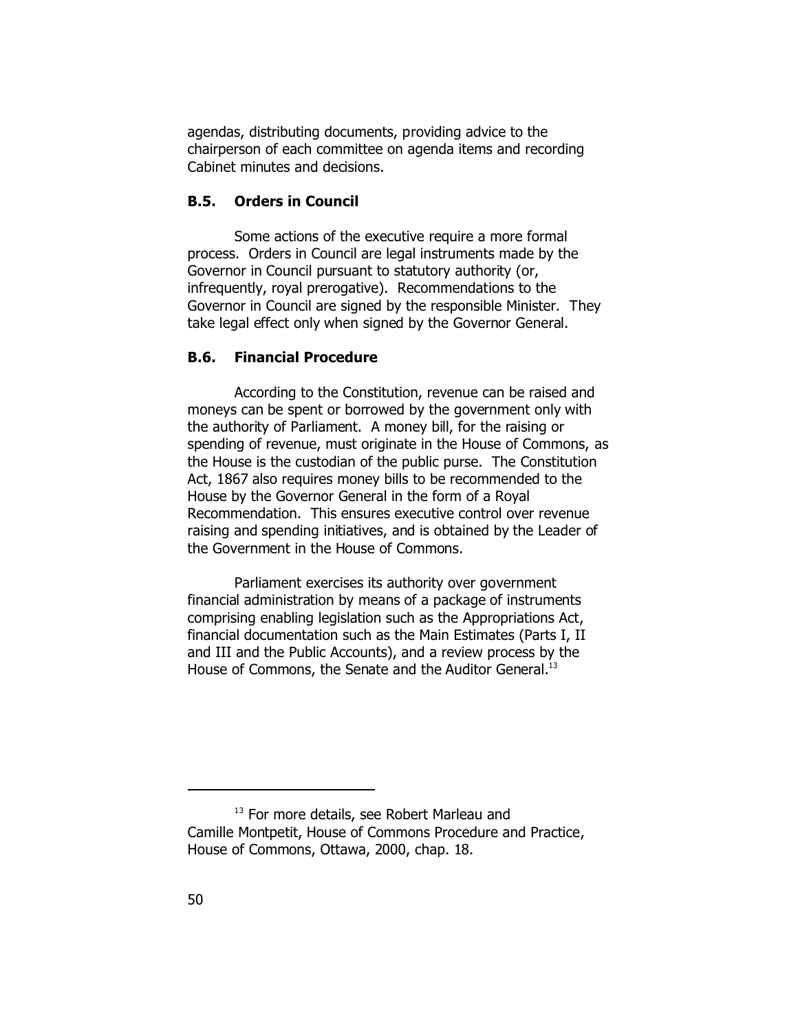agendas, distributing documents, providing advice to the chairperson of each committee on agenda items and recording Cabinet minutes and decisions.

### B.5. Orders in Council

Some actions of the executive require a more formal process. Orders in Council are legal instruments made by the Governor in Council pursuant to statutory authority (or, infrequently, royal prerogative). Recommendations to the Governor in Council are signed by the responsible Minister. They take legal effect only when signed by the Governor General.

### B.6. Financial Procedure

According to the Constitution, revenue can be raised and moneys can be spent or borrowed by the government only with the authority of Parliament. A money bill, for the raising or spending of revenue, must originate in the House of Commons, as the House is the custodian of the public purse. The Constitution Act, 1867 also requires money bills to be recommended to the House by the Governor General in the form of a Royal Recommendation. This ensures executive control over revenue raising and spending initiatives, and is obtained by the Leader of the Government in the House of Commons.

Parliament exercises its authority over government financial administration by means of a package of instruments comprising enabling legislation such as the Appropriations Act, financial documentation such as the Main Estimates (Parts I, II and III and the Public Accounts), and a review process by the House of Commons, the Senate and the Auditor General.[13]

---

[13] For more details, see Robert Marleau and Camille Montpetit, House of Commons Procedure and Practice, House of Commons, Ottawa, 2000, chap. 18.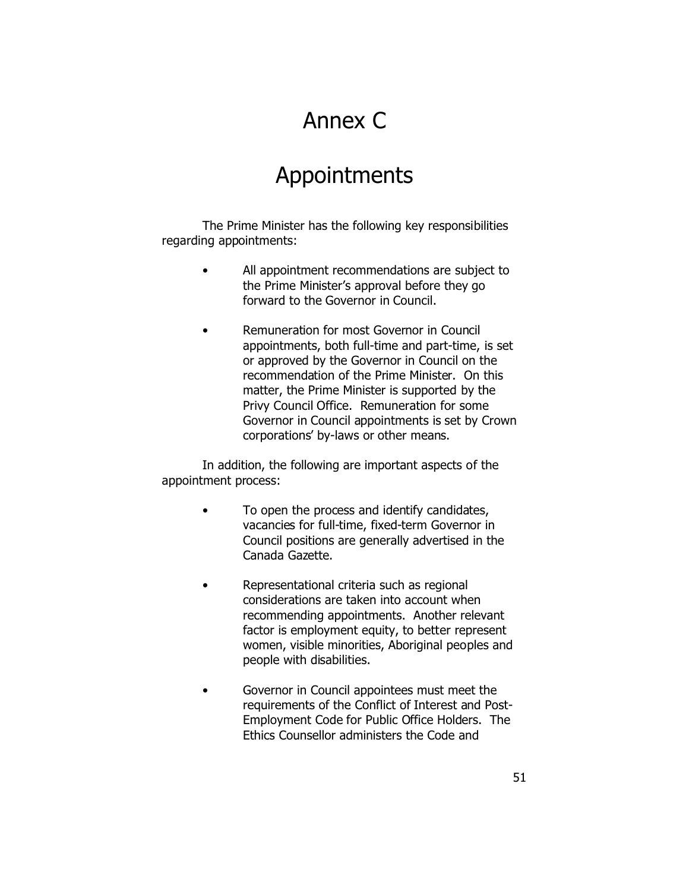# Annex C

# Appointments

The Prime Minister has the following key responsibilities regarding appointments:

- All appointment recommendations are subject to the Prime Minister's approval before they go forward to the Governor in Council.
- Remuneration for most Governor in Council appointments, both full-time and part-time, is set or approved by the Governor in Council on the recommendation of the Prime Minister. On this matter, the Prime Minister is supported by the Privy Council Office. Remuneration for some Governor in Council appointments is set by Crown corporations' by-laws or other means.

In addition, the following are important aspects of the appointment process:

- To open the process and identify candidates, vacancies for full-time, fixed-term Governor in Council positions are generally advertised in the Canada Gazette.
- Representational criteria such as regional considerations are taken into account when recommending appointments. Another relevant factor is employment equity, to better represent women, visible minorities, Aboriginal peoples and people with disabilities.
- Governor in Council appointees must meet the requirements of the Conflict of Interest and Post-Employment Code for Public Office Holders. The Ethics Counsellor administers the Code and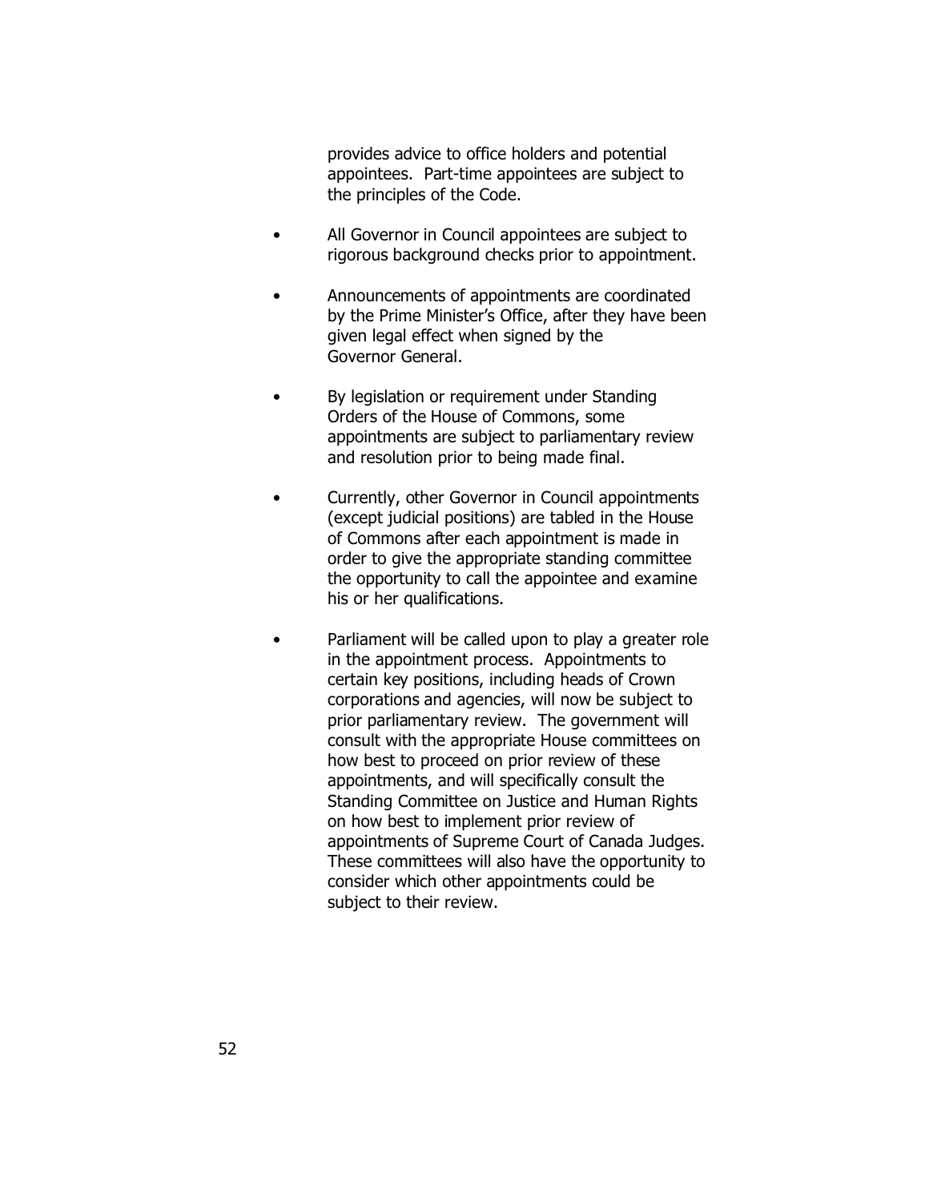provides advice to office holders and potential appointees. Part-time appointees are subject to the principles of the Code.

- All Governor in Council appointees are subject to rigorous background checks prior to appointment.

- Announcements of appointments are coordinated by the Prime Minister's Office, after they have been given legal effect when signed by the Governor General.

- By legislation or requirement under Standing Orders of the House of Commons, some appointments are subject to parliamentary review and resolution prior to being made final.

- Currently, other Governor in Council appointments (except judicial positions) are tabled in the House of Commons after each appointment is made in order to give the appropriate standing committee the opportunity to call the appointee and examine his or her qualifications.

- Parliament will be called upon to play a greater role in the appointment process. Appointments to certain key positions, including heads of Crown corporations and agencies, will now be subject to prior parliamentary review. The government will consult with the appropriate House committees on how best to proceed on prior review of these appointments, and will specifically consult the Standing Committee on Justice and Human Rights on how best to implement prior review of appointments of Supreme Court of Canada Judges. These committees will also have the opportunity to consider which other appointments could be subject to their review.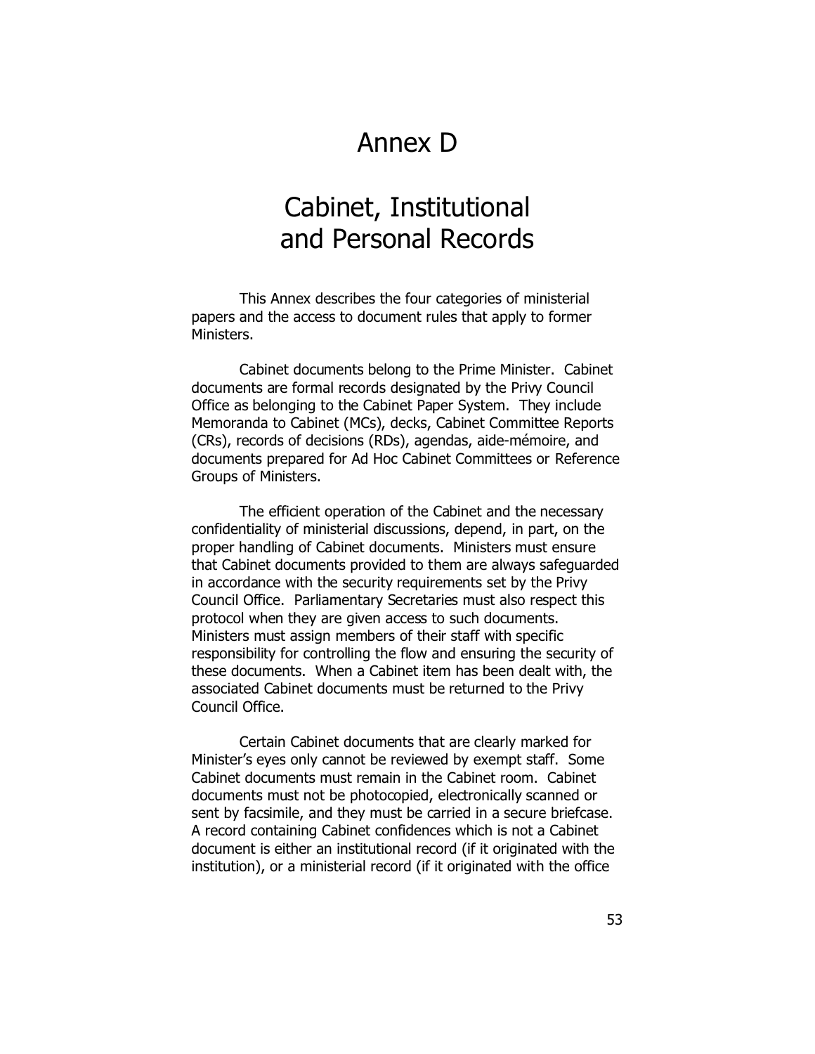# Annex D

# Cabinet, Institutional and Personal Records

This Annex describes the four categories of ministerial papers and the access to document rules that apply to former Ministers.

Cabinet documents belong to the Prime Minister. Cabinet documents are formal records designated by the Privy Council Office as belonging to the Cabinet Paper System. They include Memoranda to Cabinet (MCs), decks, Cabinet Committee Reports (CRs), records of decisions (RDs), agendas, aide-mémoire, and documents prepared for Ad Hoc Cabinet Committees or Reference Groups of Ministers.

The efficient operation of the Cabinet and the necessary confidentiality of ministerial discussions, depend, in part, on the proper handling of Cabinet documents. Ministers must ensure that Cabinet documents provided to them are always safeguarded in accordance with the security requirements set by the Privy Council Office. Parliamentary Secretaries must also respect this protocol when they are given access to such documents. Ministers must assign members of their staff with specific responsibility for controlling the flow and ensuring the security of these documents. When a Cabinet item has been dealt with, the associated Cabinet documents must be returned to the Privy Council Office.

Certain Cabinet documents that are clearly marked for Minister's eyes only cannot be reviewed by exempt staff. Some Cabinet documents must remain in the Cabinet room. Cabinet documents must not be photocopied, electronically scanned or sent by facsimile, and they must be carried in a secure briefcase. A record containing Cabinet confidences which is not a Cabinet document is either an institutional record (if it originated with the institution), or a ministerial record (if it originated with the office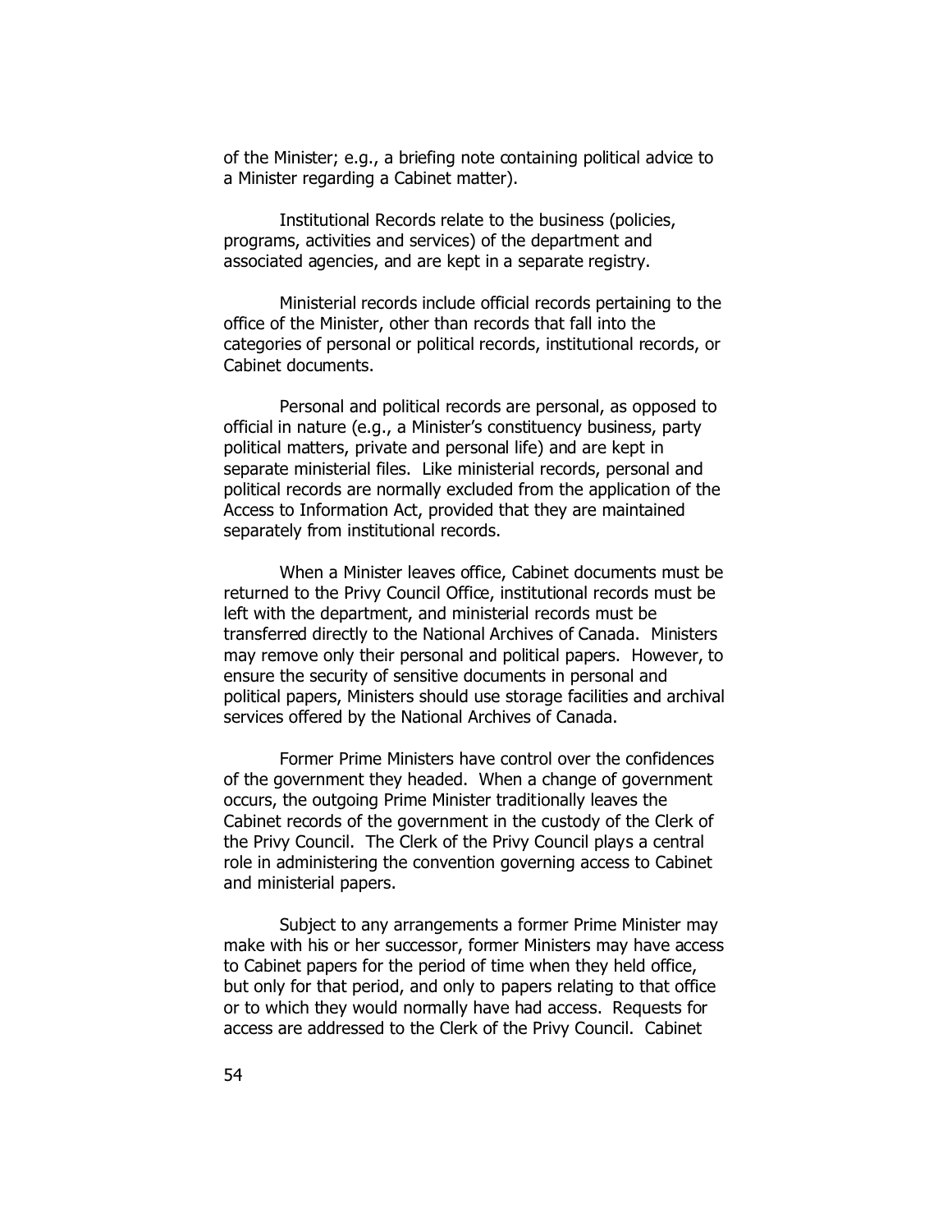of the Minister; e.g., a briefing note containing political advice to a Minister regarding a Cabinet matter).

Institutional Records relate to the business (policies, programs, activities and services) of the department and associated agencies, and are kept in a separate registry.

Ministerial records include official records pertaining to the office of the Minister, other than records that fall into the categories of personal or political records, institutional records, or Cabinet documents.

Personal and political records are personal, as opposed to official in nature (e.g., a Minister's constituency business, party political matters, private and personal life) and are kept in separate ministerial files. Like ministerial records, personal and political records are normally excluded from the application of the Access to Information Act, provided that they are maintained separately from institutional records.

When a Minister leaves office, Cabinet documents must be returned to the Privy Council Office, institutional records must be left with the department, and ministerial records must be transferred directly to the National Archives of Canada. Ministers may remove only their personal and political papers. However, to ensure the security of sensitive documents in personal and political papers, Ministers should use storage facilities and archival services offered by the National Archives of Canada.

Former Prime Ministers have control over the confidences of the government they headed. When a change of government occurs, the outgoing Prime Minister traditionally leaves the Cabinet records of the government in the custody of the Clerk of the Privy Council. The Clerk of the Privy Council plays a central role in administering the convention governing access to Cabinet and ministerial papers.

Subject to any arrangements a former Prime Minister may make with his or her successor, former Ministers may have access to Cabinet papers for the period of time when they held office, but only for that period, and only to papers relating to that office or to which they would normally have had access. Requests for access are addressed to the Clerk of the Privy Council. Cabinet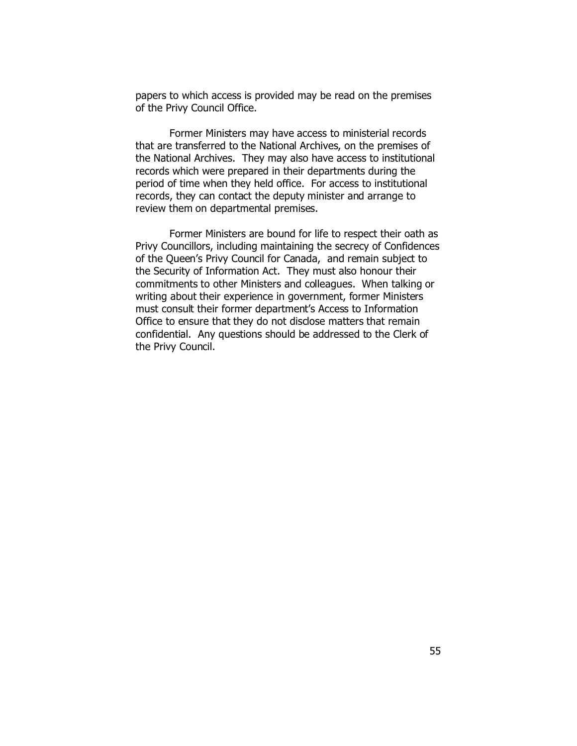papers to which access is provided may be read on the premises of the Privy Council Office.

Former Ministers may have access to ministerial records that are transferred to the National Archives, on the premises of the National Archives. They may also have access to institutional records which were prepared in their departments during the period of time when they held office. For access to institutional records, they can contact the deputy minister and arrange to review them on departmental premises.

Former Ministers are bound for life to respect their oath as Privy Councillors, including maintaining the secrecy of Confidences of the Queen's Privy Council for Canada, and remain subject to the Security of Information Act. They must also honour their commitments to other Ministers and colleagues. When talking or writing about their experience in government, former Ministers must consult their former department's Access to Information Office to ensure that they do not disclose matters that remain confidential. Any questions should be addressed to the Clerk of the Privy Council.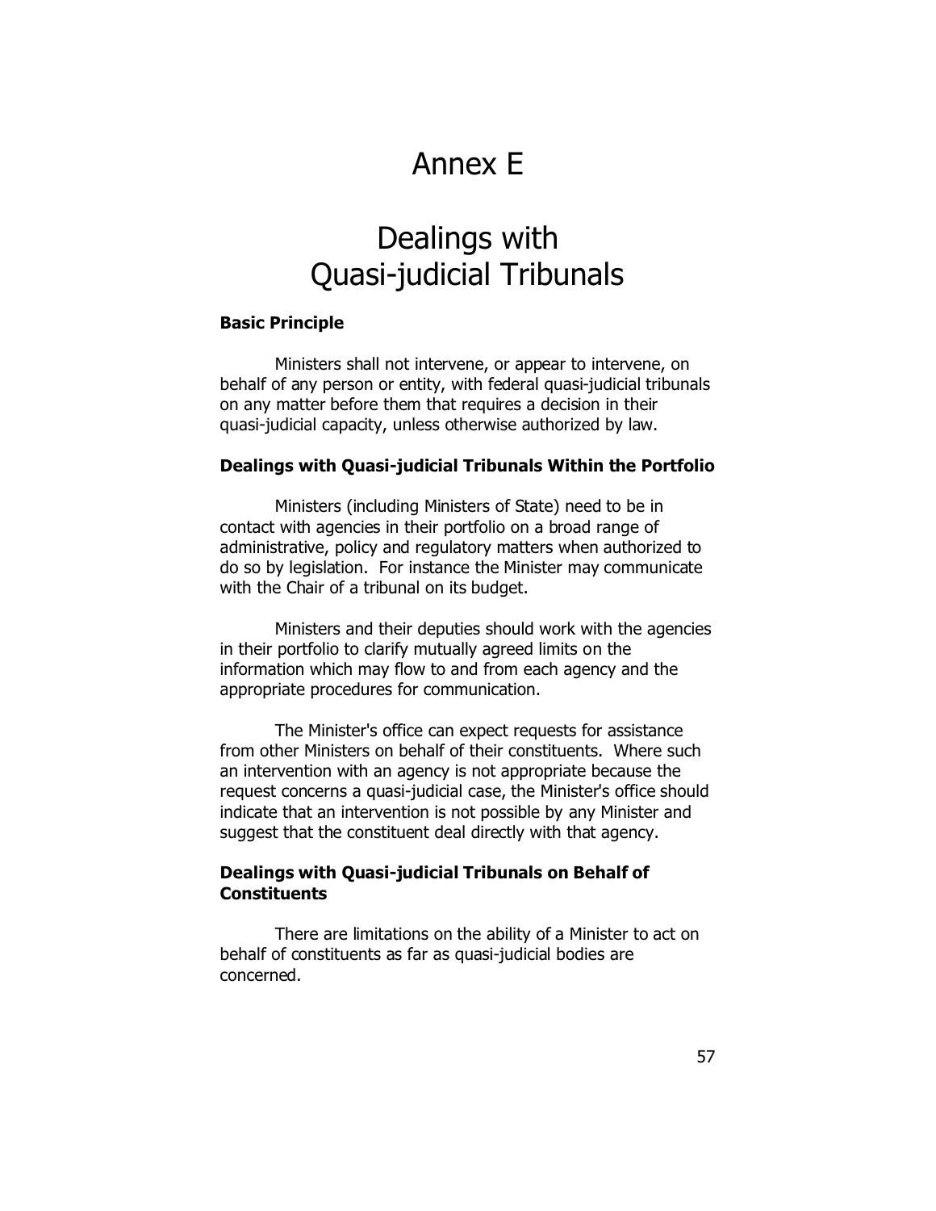# Annex E

# Dealings with Quasi-judicial Tribunals

### Basic Principle

Ministers shall not intervene, or appear to intervene, on behalf of any person or entity, with federal quasi-judicial tribunals on any matter before them that requires a decision in their quasi-judicial capacity, unless otherwise authorized by law.

### Dealings with Quasi-judicial Tribunals Within the Portfolio

Ministers (including Ministers of State) need to be in contact with agencies in their portfolio on a broad range of administrative, policy and regulatory matters when authorized to do so by legislation. For instance the Minister may communicate with the Chair of a tribunal on its budget.

Ministers and their deputies should work with the agencies in their portfolio to clarify mutually agreed limits on the information which may flow to and from each agency and the appropriate procedures for communication.

The Minister's office can expect requests for assistance from other Ministers on behalf of their constituents. Where such an intervention with an agency is not appropriate because the request concerns a quasi-judicial case, the Minister's office should indicate that an intervention is not possible by any Minister and suggest that the constituent deal directly with that agency.

### Dealings with Quasi-judicial Tribunals on Behalf of Constituents

There are limitations on the ability of a Minister to act on behalf of constituents as far as quasi-judicial bodies are concerned.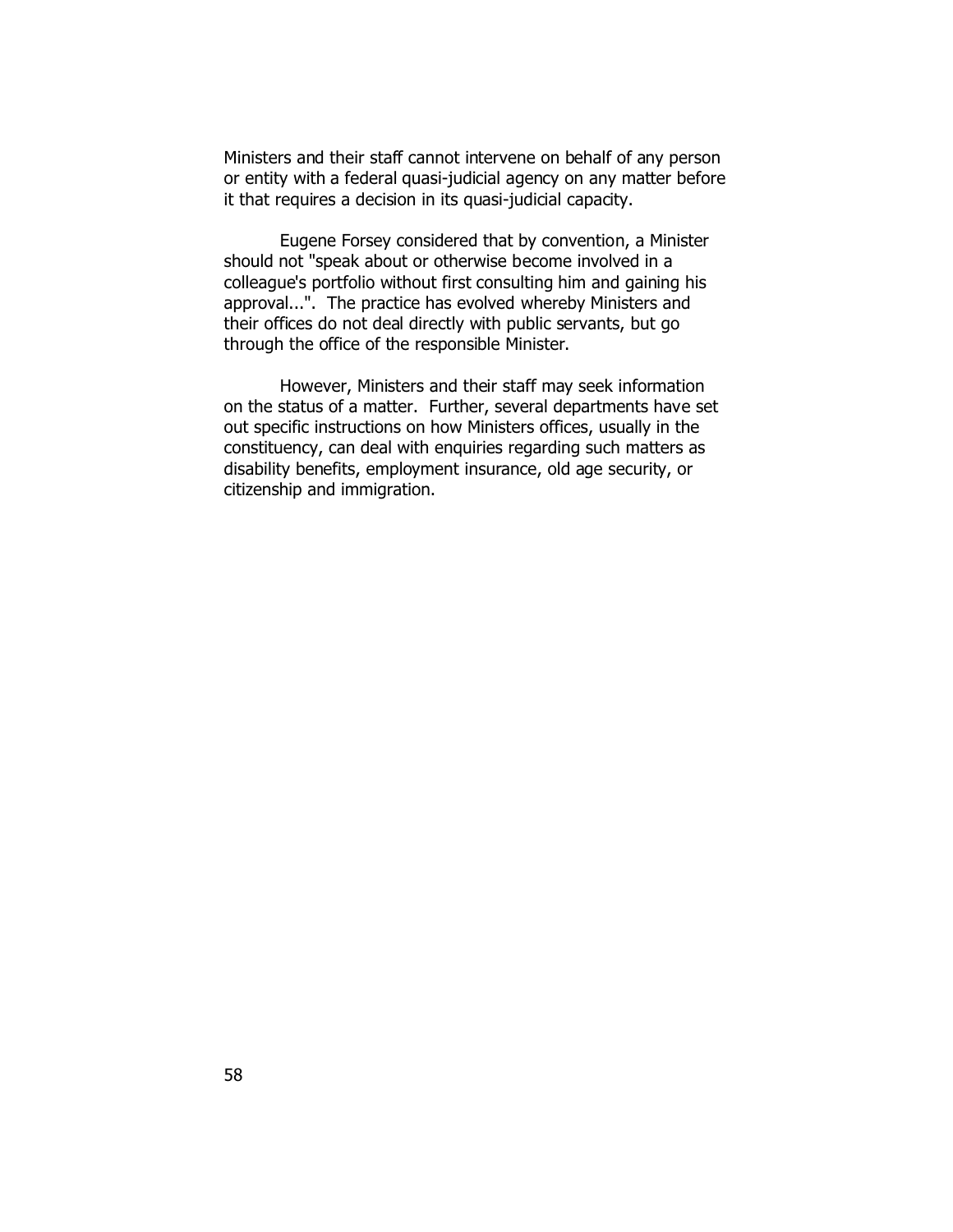Ministers and their staff cannot intervene on behalf of any person or entity with a federal quasi-judicial agency on any matter before it that requires a decision in its quasi-judicial capacity.

Eugene Forsey considered that by convention, a Minister should not "speak about or otherwise become involved in a colleague's portfolio without first consulting him and gaining his approval...". The practice has evolved whereby Ministers and their offices do not deal directly with public servants, but go through the office of the responsible Minister.

However, Ministers and their staff may seek information on the status of a matter. Further, several departments have set out specific instructions on how Ministers offices, usually in the constituency, can deal with enquiries regarding such matters as disability benefits, employment insurance, old age security, or citizenship and immigration.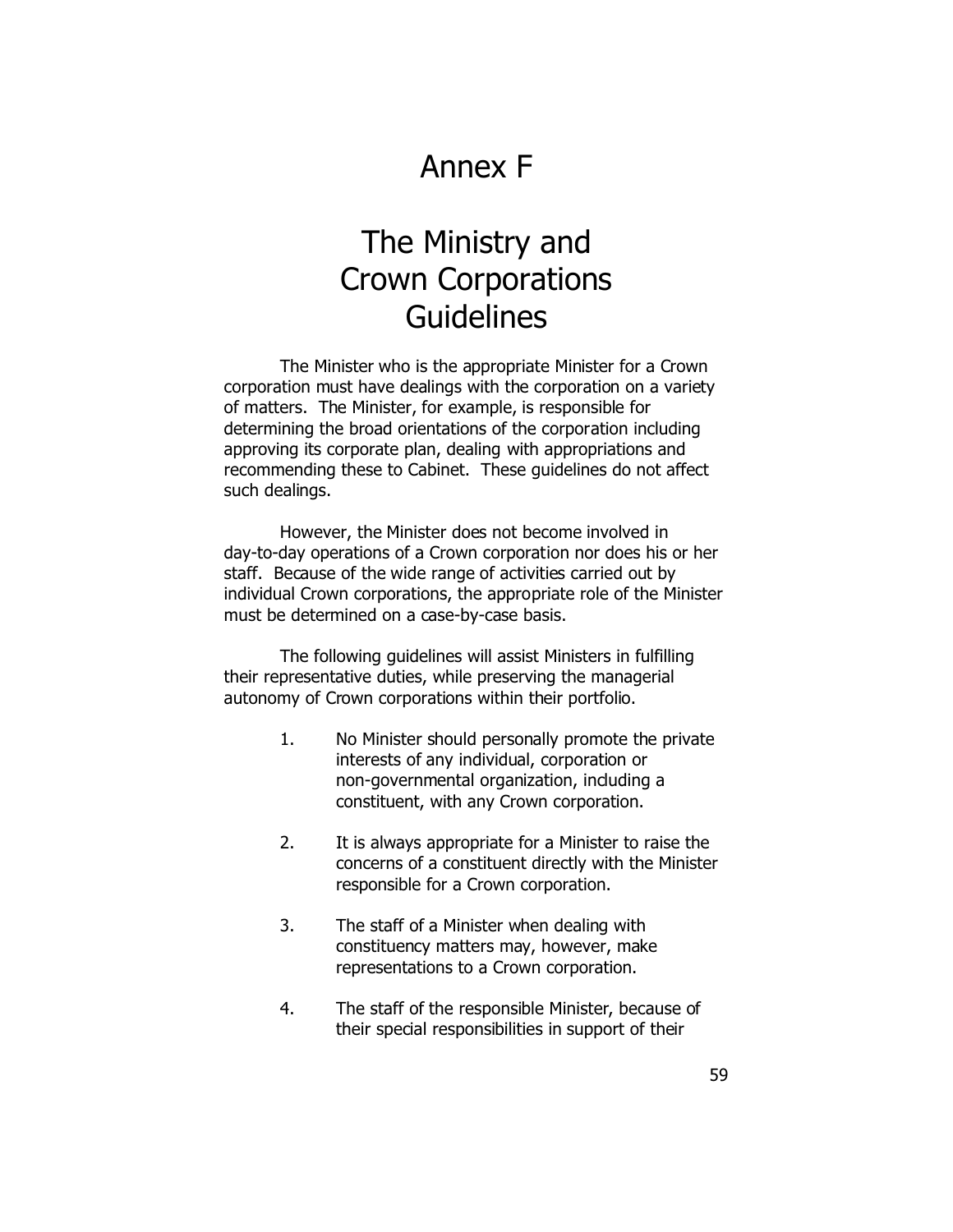# Annex F

# The Ministry and Crown Corporations Guidelines

The Minister who is the appropriate Minister for a Crown corporation must have dealings with the corporation on a variety of matters. The Minister, for example, is responsible for determining the broad orientations of the corporation including approving its corporate plan, dealing with appropriations and recommending these to Cabinet. These guidelines do not affect such dealings.

However, the Minister does not become involved in day-to-day operations of a Crown corporation nor does his or her staff. Because of the wide range of activities carried out by individual Crown corporations, the appropriate role of the Minister must be determined on a case-by-case basis.

The following guidelines will assist Ministers in fulfilling their representative duties, while preserving the managerial autonomy of Crown corporations within their portfolio.

1. No Minister should personally promote the private interests of any individual, corporation or non-governmental organization, including a constituent, with any Crown corporation.

2. It is always appropriate for a Minister to raise the concerns of a constituent directly with the Minister responsible for a Crown corporation.

3. The staff of a Minister when dealing with constituency matters may, however, make representations to a Crown corporation.

4. The staff of the responsible Minister, because of their special responsibilities in support of their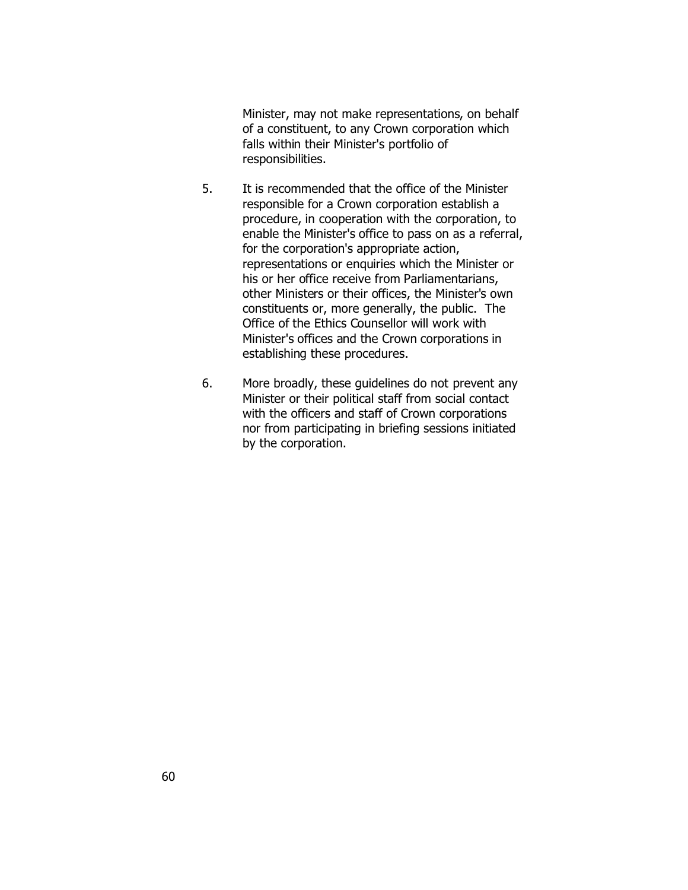Minister, may not make representations, on behalf of a constituent, to any Crown corporation which falls within their Minister's portfolio of responsibilities.

5. It is recommended that the office of the Minister responsible for a Crown corporation establish a procedure, in cooperation with the corporation, to enable the Minister's office to pass on as a referral, for the corporation's appropriate action, representations or enquiries which the Minister or his or her office receive from Parliamentarians, other Ministers or their offices, the Minister's own constituents or, more generally, the public. The Office of the Ethics Counsellor will work with Minister's offices and the Crown corporations in establishing these procedures.

6. More broadly, these guidelines do not prevent any Minister or their political staff from social contact with the officers and staff of Crown corporations nor from participating in briefing sessions initiated by the corporation.